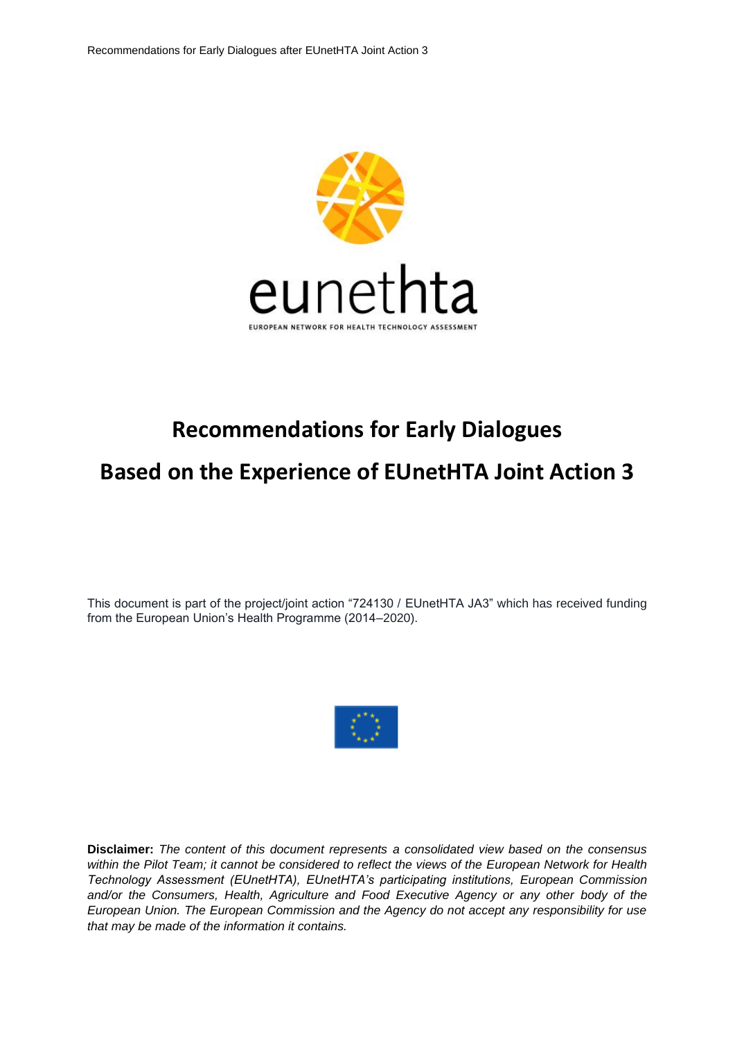eunethta

EUROPEAN NETWORK FOR HEALTH TECHNOLOGY ASSESSMENT

# Recommendations for Early Dialogues

# Based on the Experience of EUnetHTA Joint Action 3

This document is part of the project/joint action "724130 / EUnetHTA JA3" which has received funding from the European Union's Health Programme (2014–2020).

**Disclaimer:** *The content of this document represents a consolidated view based on the consensus within the Pilot Team; it cannot be considered to reflect the views of the European Network for Health Technology Assessment (EUnetHTA), EUnetHTA's participating institutions, European Commission and/or the Consumers, Health, Agriculture and Food Executive Agency or any other body of the European Union. The European Commission and the Agency do not accept any responsibility for use that may be made of the information it contains.*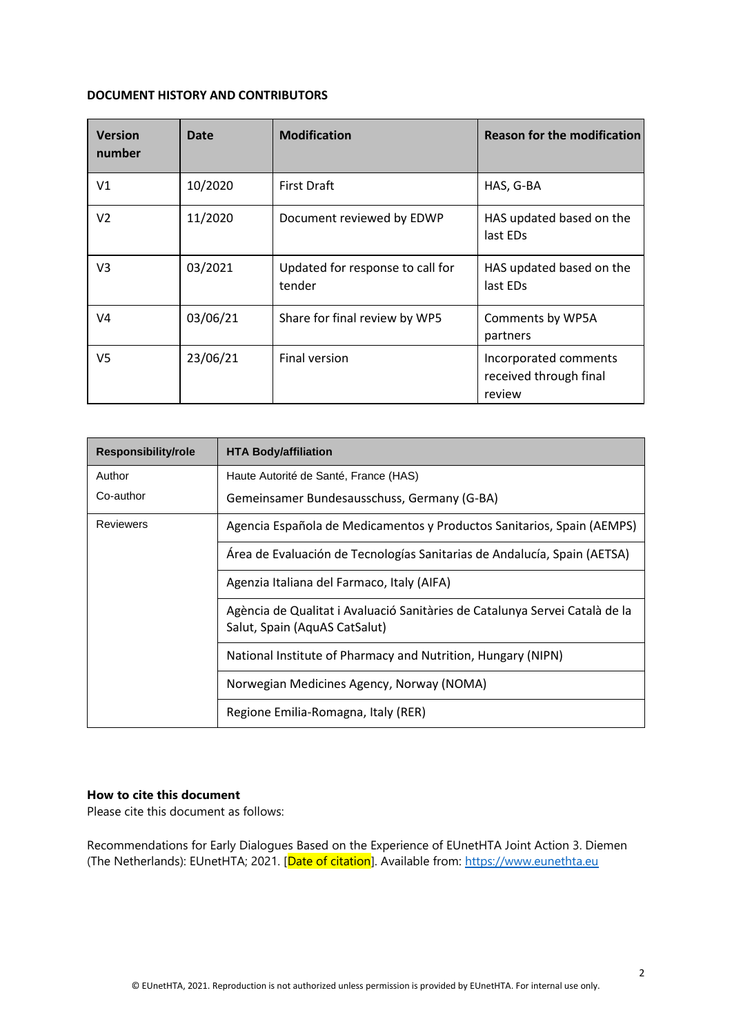**DOCUMENT HISTORY AND CONTRIBUTORS**

| Version number | Date | Modification | Reason for the modification |
|---|---|---|---|
| V1 | 10/2020 | First Draft | HAS, G-BA |
| V2 | 11/2020 | Document reviewed by EDWP | HAS updated based on the last EDs |
| V3 | 03/2021 | Updated for response to call for tender | HAS updated based on the last EDs |
| V4 | 03/06/21 | Share for final review by WP5 | Comments by WP5A partners |
| V5 | 23/06/21 | Final version | Incorporated comments received through final review |

| Responsibility/role | HTA Body/affiliation |
|---|---|
| Author | Haute Autorité de Santé, France (HAS) |
| Co-author | Gemeinsamer Bundesausschuss, Germany (G-BA) |
| Reviewers | Agencia Española de Medicamentos y Productos Sanitarios, Spain (AEMPS) |
| | Área de Evaluación de Tecnologías Sanitarias de Andalucía, Spain (AETSA) |
| | Agenzia Italiana del Farmaco, Italy (AIFA) |
| | Agència de Qualitat i Avaluació Sanitàries de Catalunya Servei Català de la Salut, Spain (AquAS CatSalut) |
| | National Institute of Pharmacy and Nutrition, Hungary (NIPN) |
| | Norwegian Medicines Agency, Norway (NOMA) |
| | Regione Emilia-Romagna, Italy (RER) |

**How to cite this document**

Please cite this document as follows:

Recommendations for Early Dialogues Based on the Experience of EUnetHTA Joint Action 3. Diemen (The Netherlands): EUnetHTA; 2021. [Date of citation]. Available from: https://www.eunethta.eu

© EUnetHTA, 2021. Reproduction is not authorized unless permission is provided by EUnetHTA. For internal use only.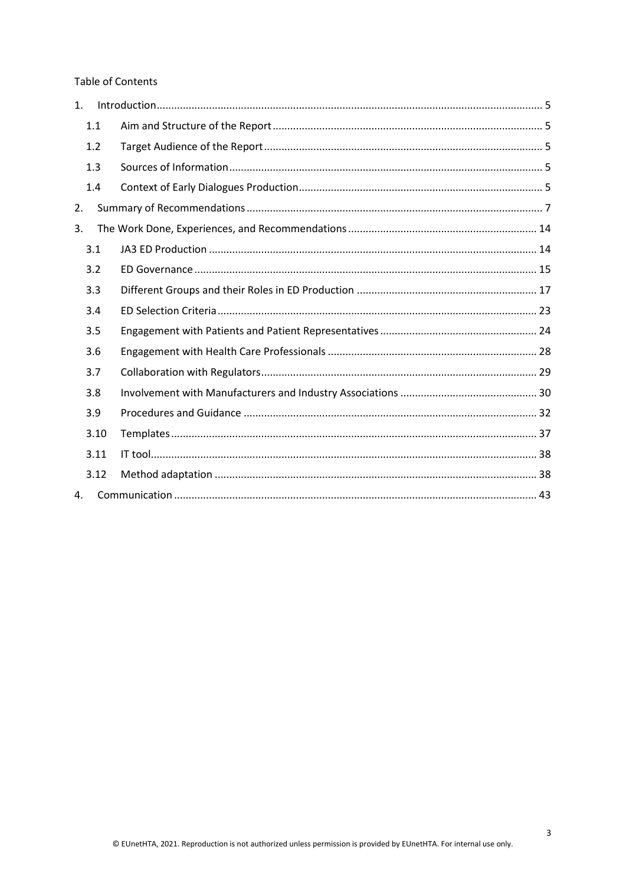Table of Contents

1. Introduction ..... 5
   - 1.1 Aim and Structure of the Report ..... 5
   - 1.2 Target Audience of the Report ..... 5
   - 1.3 Sources of Information ..... 5
   - 1.4 Context of Early Dialogues Production ..... 5
2. Summary of Recommendations ..... 7
3. The Work Done, Experiences, and Recommendations ..... 14
   - 3.1 JA3 ED Production ..... 14
   - 3.2 ED Governance ..... 15
   - 3.3 Different Groups and their Roles in ED Production ..... 17
   - 3.4 ED Selection Criteria ..... 23
   - 3.5 Engagement with Patients and Patient Representatives ..... 24
   - 3.6 Engagement with Health Care Professionals ..... 28
   - 3.7 Collaboration with Regulators ..... 29
   - 3.8 Involvement with Manufacturers and Industry Associations ..... 30
   - 3.9 Procedures and Guidance ..... 32
   - 3.10 Templates ..... 37
   - 3.11 IT tool ..... 38
   - 3.12 Method adaptation ..... 38
4. Communication ..... 43

© EUnetHTA, 2021. Reproduction is not authorized unless permission is provided by EUnetHTA. For internal use only.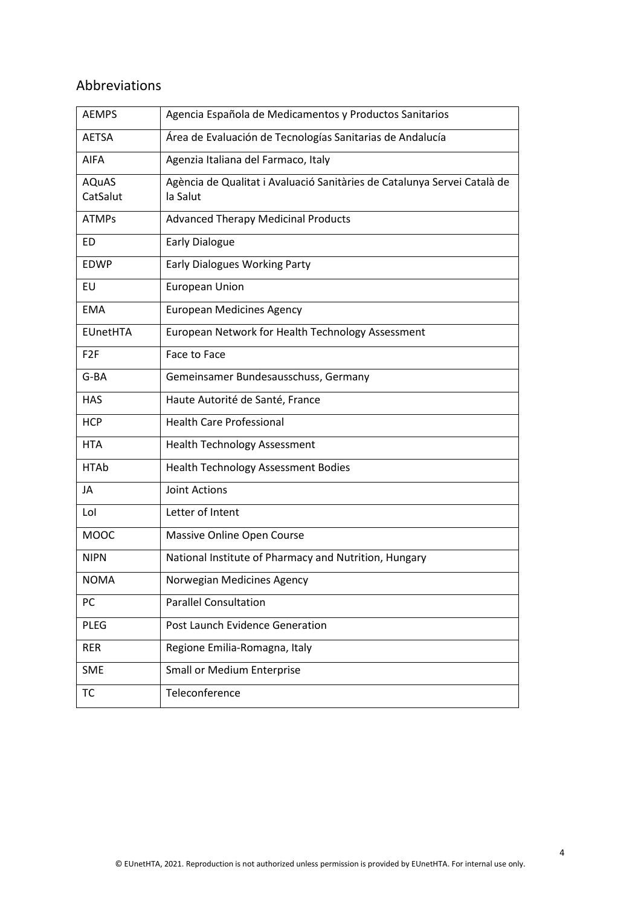## Abbreviations

| | |
|---|---|
| AEMPS | Agencia Española de Medicamentos y Productos Sanitarios |
| AETSA | Área de Evaluación de Tecnologías Sanitarias de Andalucía |
| AIFA | Agenzia Italiana del Farmaco, Italy |
| AQuAS CatSalut | Agència de Qualitat i Avaluació Sanitàries de Catalunya Servei Català de la Salut |
| ATMPs | Advanced Therapy Medicinal Products |
| ED | Early Dialogue |
| EDWP | Early Dialogues Working Party |
| EU | European Union |
| EMA | European Medicines Agency |
| EUnetHTA | European Network for Health Technology Assessment |
| F2F | Face to Face |
| G-BA | Gemeinsamer Bundesausschuss, Germany |
| HAS | Haute Autorité de Santé, France |
| HCP | Health Care Professional |
| HTA | Health Technology Assessment |
| HTAb | Health Technology Assessment Bodies |
| JA | Joint Actions |
| LoI | Letter of Intent |
| MOOC | Massive Online Open Course |
| NIPN | National Institute of Pharmacy and Nutrition, Hungary |
| NOMA | Norwegian Medicines Agency |
| PC | Parallel Consultation |
| PLEG | Post Launch Evidence Generation |
| RER | Regione Emilia-Romagna, Italy |
| SME | Small or Medium Enterprise |
| TC | Teleconference |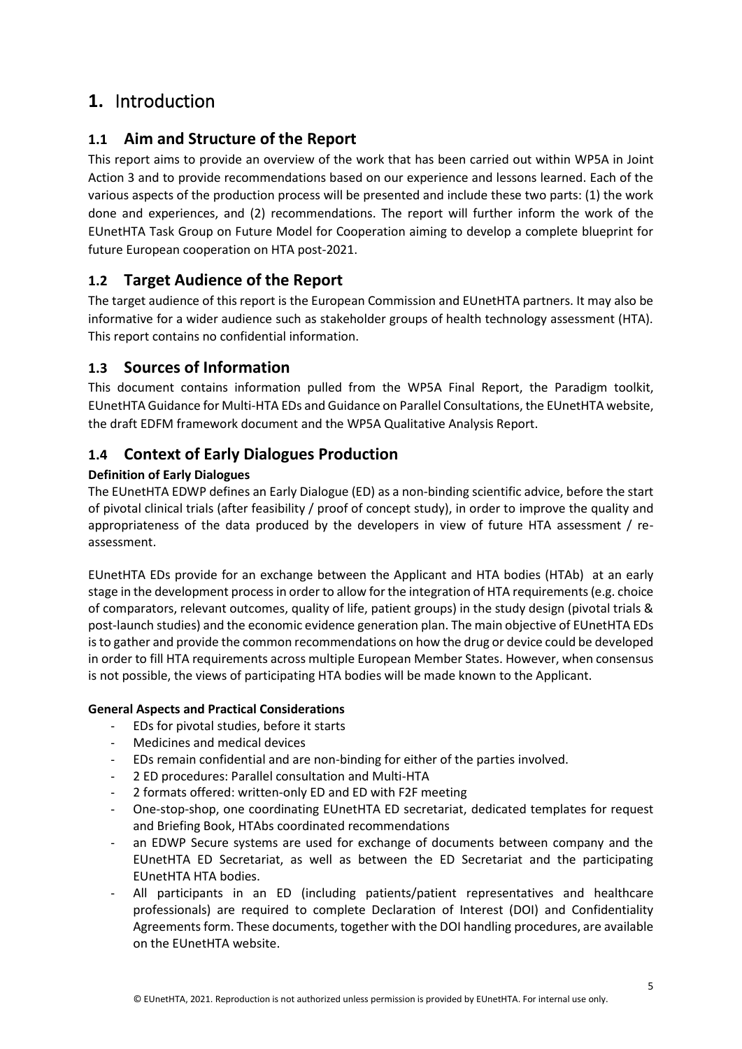# 1. Introduction

## 1.1 Aim and Structure of the Report

This report aims to provide an overview of the work that has been carried out within WP5A in Joint Action 3 and to provide recommendations based on our experience and lessons learned. Each of the various aspects of the production process will be presented and include these two parts: (1) the work done and experiences, and (2) recommendations. The report will further inform the work of the EUnetHTA Task Group on Future Model for Cooperation aiming to develop a complete blueprint for future European cooperation on HTA post-2021.

## 1.2 Target Audience of the Report

The target audience of this report is the European Commission and EUnetHTA partners. It may also be informative for a wider audience such as stakeholder groups of health technology assessment (HTA). This report contains no confidential information.

## 1.3 Sources of Information

This document contains information pulled from the WP5A Final Report, the Paradigm toolkit, EUnetHTA Guidance for Multi-HTA EDs and Guidance on Parallel Consultations, the EUnetHTA website, the draft EDFM framework document and the WP5A Qualitative Analysis Report.

## 1.4 Context of Early Dialogues Production

**Definition of Early Dialogues**

The EUnetHTA EDWP defines an Early Dialogue (ED) as a non-binding scientific advice, before the start of pivotal clinical trials (after feasibility / proof of concept study), in order to improve the quality and appropriateness of the data produced by the developers in view of future HTA assessment / re-assessment.

EUnetHTA EDs provide for an exchange between the Applicant and HTA bodies (HTAb) at an early stage in the development process in order to allow for the integration of HTA requirements (e.g. choice of comparators, relevant outcomes, quality of life, patient groups) in the study design (pivotal trials & post-launch studies) and the economic evidence generation plan. The main objective of EUnetHTA EDs is to gather and provide the common recommendations on how the drug or device could be developed in order to fill HTA requirements across multiple European Member States. However, when consensus is not possible, the views of participating HTA bodies will be made known to the Applicant.

**General Aspects and Practical Considerations**

- EDs for pivotal studies, before it starts
- Medicines and medical devices
- EDs remain confidential and are non-binding for either of the parties involved.
- 2 ED procedures: Parallel consultation and Multi-HTA
- 2 formats offered: written-only ED and ED with F2F meeting
- One-stop-shop, one coordinating EUnetHTA ED secretariat, dedicated templates for request and Briefing Book, HTAbs coordinated recommendations
- an EDWP Secure systems are used for exchange of documents between company and the EUnetHTA ED Secretariat, as well as between the ED Secretariat and the participating EUnetHTA HTA bodies.
- All participants in an ED (including patients/patient representatives and healthcare professionals) are required to complete Declaration of Interest (DOI) and Confidentiality Agreements form. These documents, together with the DOI handling procedures, are available on the EUnetHTA website.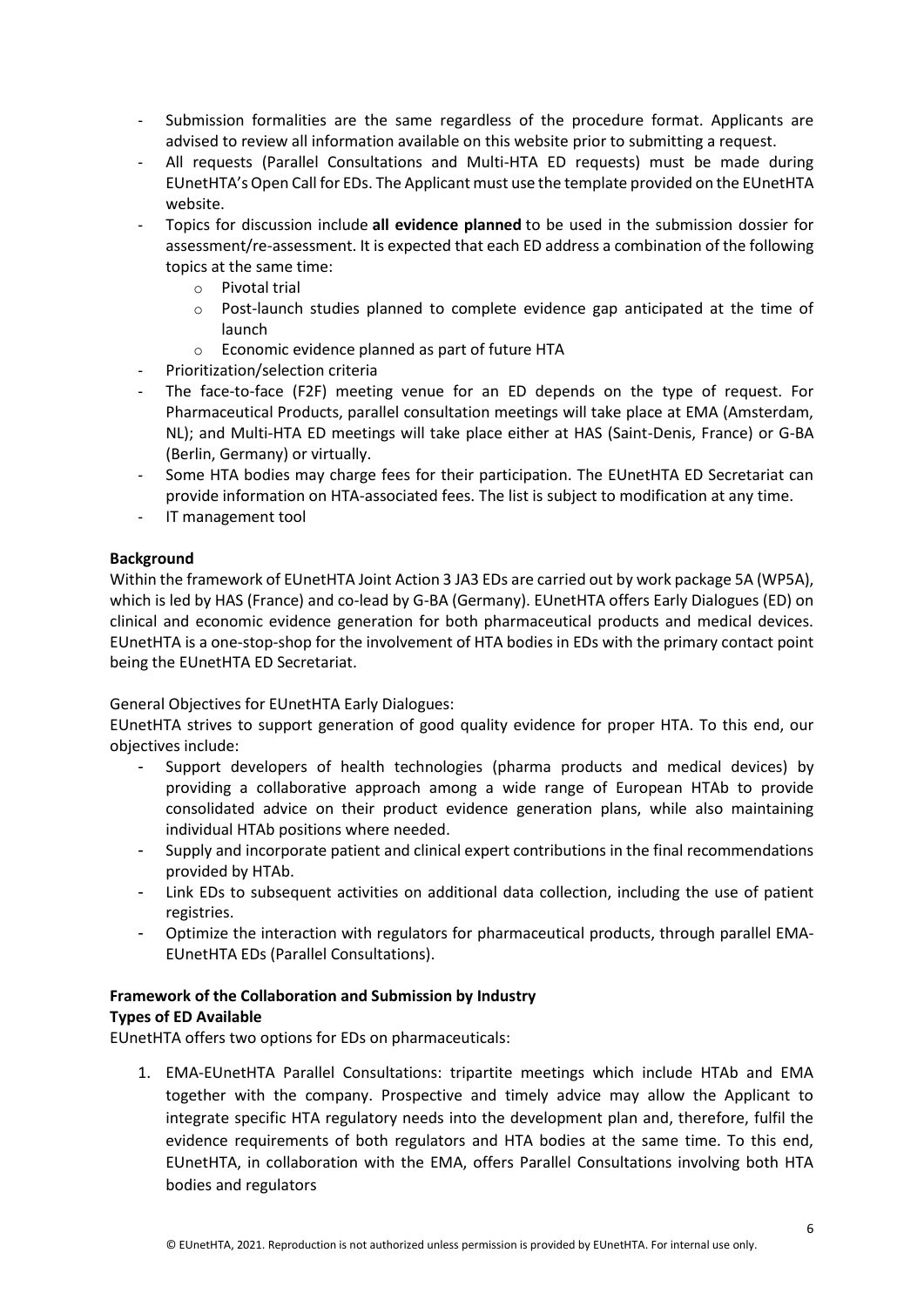- Submission formalities are the same regardless of the procedure format. Applicants are advised to review all information available on this website prior to submitting a request.
- All requests (Parallel Consultations and Multi-HTA ED requests) must be made during EUnetHTA's Open Call for EDs. The Applicant must use the template provided on the EUnetHTA website.
- Topics for discussion include **all evidence planned** to be used in the submission dossier for assessment/re-assessment. It is expected that each ED address a combination of the following topics at the same time:
    - Pivotal trial
    - Post-launch studies planned to complete evidence gap anticipated at the time of launch
    - Economic evidence planned as part of future HTA
- Prioritization/selection criteria
- The face-to-face (F2F) meeting venue for an ED depends on the type of request. For Pharmaceutical Products, parallel consultation meetings will take place at EMA (Amsterdam, NL); and Multi-HTA ED meetings will take place either at HAS (Saint-Denis, France) or G-BA (Berlin, Germany) or virtually.
- Some HTA bodies may charge fees for their participation. The EUnetHTA ED Secretariat can provide information on HTA-associated fees. The list is subject to modification at any time.
- IT management tool

**Background**

Within the framework of EUnetHTA Joint Action 3 JA3 EDs are carried out by work package 5A (WP5A), which is led by HAS (France) and co-lead by G-BA (Germany). EUnetHTA offers Early Dialogues (ED) on clinical and economic evidence generation for both pharmaceutical products and medical devices. EUnetHTA is a one-stop-shop for the involvement of HTA bodies in EDs with the primary contact point being the EUnetHTA ED Secretariat.

General Objectives for EUnetHTA Early Dialogues:

EUnetHTA strives to support generation of good quality evidence for proper HTA. To this end, our objectives include:

- Support developers of health technologies (pharma products and medical devices) by providing a collaborative approach among a wide range of European HTAb to provide consolidated advice on their product evidence generation plans, while also maintaining individual HTAb positions where needed.
- Supply and incorporate patient and clinical expert contributions in the final recommendations provided by HTAb.
- Link EDs to subsequent activities on additional data collection, including the use of patient registries.
- Optimize the interaction with regulators for pharmaceutical products, through parallel EMA-EUnetHTA EDs (Parallel Consultations).

**Framework of the Collaboration and Submission by Industry**

**Types of ED Available**

EUnetHTA offers two options for EDs on pharmaceuticals:

1. EMA-EUnetHTA Parallel Consultations: tripartite meetings which include HTAb and EMA together with the company. Prospective and timely advice may allow the Applicant to integrate specific HTA regulatory needs into the development plan and, therefore, fulfil the evidence requirements of both regulators and HTA bodies at the same time. To this end, EUnetHTA, in collaboration with the EMA, offers Parallel Consultations involving both HTA bodies and regulators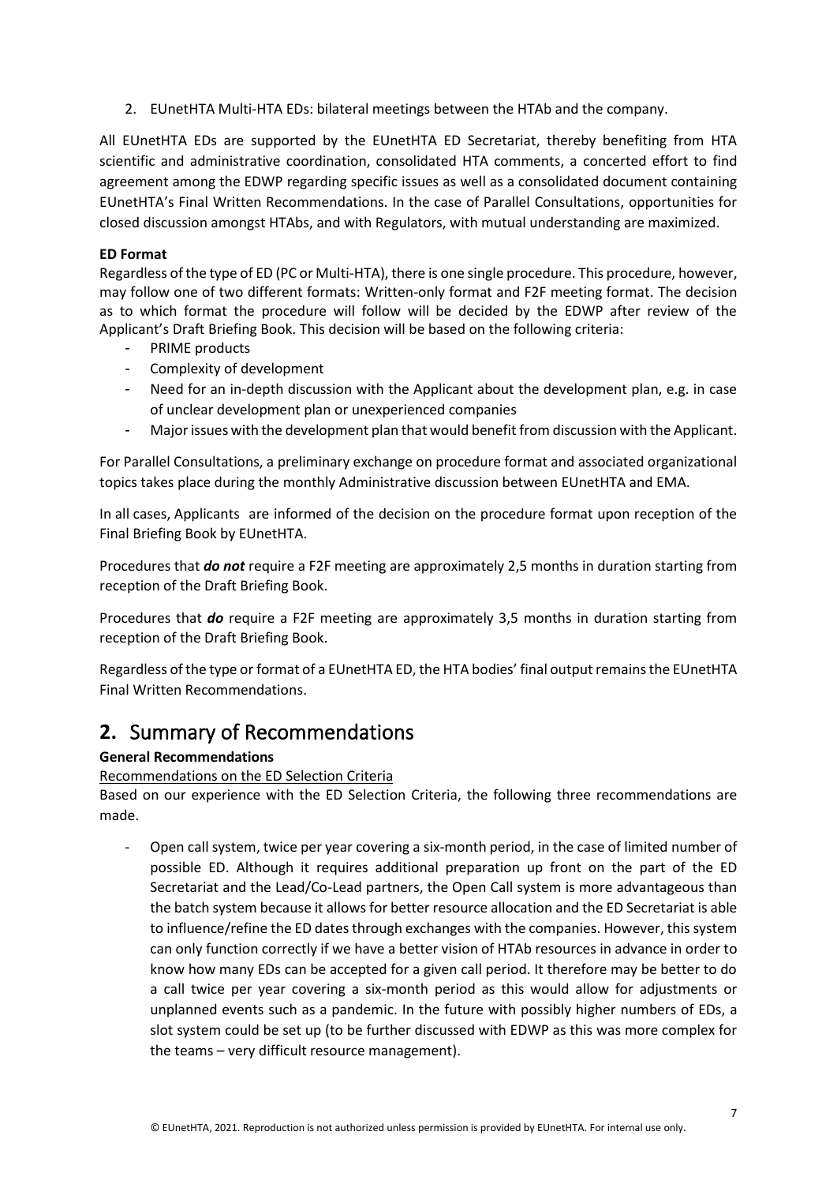2. EUnetHTA Multi-HTA EDs: bilateral meetings between the HTAb and the company.

All EUnetHTA EDs are supported by the EUnetHTA ED Secretariat, thereby benefiting from HTA scientific and administrative coordination, consolidated HTA comments, a concerted effort to find agreement among the EDWP regarding specific issues as well as a consolidated document containing EUnetHTA's Final Written Recommendations. In the case of Parallel Consultations, opportunities for closed discussion amongst HTAbs, and with Regulators, with mutual understanding are maximized.

**ED Format**

Regardless of the type of ED (PC or Multi-HTA), there is one single procedure. This procedure, however, may follow one of two different formats: Written-only format and F2F meeting format. The decision as to which format the procedure will follow will be decided by the EDWP after review of the Applicant's Draft Briefing Book. This decision will be based on the following criteria:

- PRIME products
- Complexity of development
- Need for an in-depth discussion with the Applicant about the development plan, e.g. in case of unclear development plan or unexperienced companies
- Major issues with the development plan that would benefit from discussion with the Applicant.

For Parallel Consultations, a preliminary exchange on procedure format and associated organizational topics takes place during the monthly Administrative discussion between EUnetHTA and EMA.

In all cases, Applicants are informed of the decision on the procedure format upon reception of the Final Briefing Book by EUnetHTA.

Procedures that ***do not*** require a F2F meeting are approximately 2,5 months in duration starting from reception of the Draft Briefing Book.

Procedures that ***do*** require a F2F meeting are approximately 3,5 months in duration starting from reception of the Draft Briefing Book.

Regardless of the type or format of a EUnetHTA ED, the HTA bodies' final output remains the EUnetHTA Final Written Recommendations.

## 2. Summary of Recommendations

**General Recommendations**

Recommendations on the ED Selection Criteria

Based on our experience with the ED Selection Criteria, the following three recommendations are made.

- Open call system, twice per year covering a six-month period, in the case of limited number of possible ED. Although it requires additional preparation up front on the part of the ED Secretariat and the Lead/Co-Lead partners, the Open Call system is more advantageous than the batch system because it allows for better resource allocation and the ED Secretariat is able to influence/refine the ED dates through exchanges with the companies. However, this system can only function correctly if we have a better vision of HTAb resources in advance in order to know how many EDs can be accepted for a given call period. It therefore may be better to do a call twice per year covering a six-month period as this would allow for adjustments or unplanned events such as a pandemic. In the future with possibly higher numbers of EDs, a slot system could be set up (to be further discussed with EDWP as this was more complex for the teams – very difficult resource management).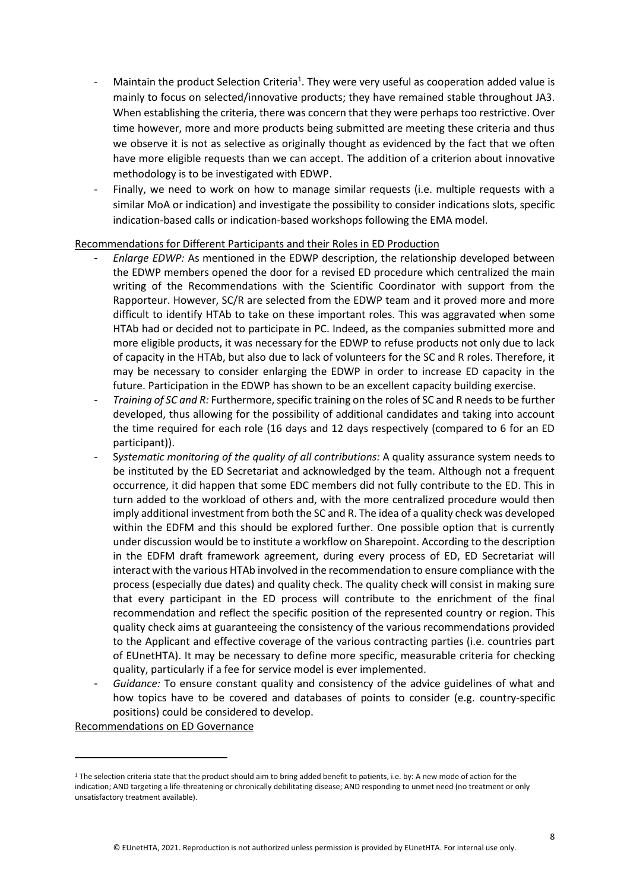- Maintain the product Selection Criteria[1]. They were very useful as cooperation added value is mainly to focus on selected/innovative products; they have remained stable throughout JA3. When establishing the criteria, there was concern that they were perhaps too restrictive. Over time however, more and more products being submitted are meeting these criteria and thus we observe it is not as selective as originally thought as evidenced by the fact that we often have more eligible requests than we can accept. The addition of a criterion about innovative methodology is to be investigated with EDWP.
- Finally, we need to work on how to manage similar requests (i.e. multiple requests with a similar MoA or indication) and investigate the possibility to consider indications slots, specific indication-based calls or indication-based workshops following the EMA model.

Recommendations for Different Participants and their Roles in ED Production

- *Enlarge EDWP:* As mentioned in the EDWP description, the relationship developed between the EDWP members opened the door for a revised ED procedure which centralized the main writing of the Recommendations with the Scientific Coordinator with support from the Rapporteur. However, SC/R are selected from the EDWP team and it proved more and more difficult to identify HTAb to take on these important roles. This was aggravated when some HTAb had or decided not to participate in PC. Indeed, as the companies submitted more and more eligible products, it was necessary for the EDWP to refuse products not only due to lack of capacity in the HTAb, but also due to lack of volunteers for the SC and R roles. Therefore, it may be necessary to consider enlarging the EDWP in order to increase ED capacity in the future. Participation in the EDWP has shown to be an excellent capacity building exercise.
- *Training of SC and R:* Furthermore, specific training on the roles of SC and R needs to be further developed, thus allowing for the possibility of additional candidates and taking into account the time required for each role (16 days and 12 days respectively (compared to 6 for an ED participant)).
- *Systematic monitoring of the quality of all contributions:* A quality assurance system needs to be instituted by the ED Secretariat and acknowledged by the team. Although not a frequent occurrence, it did happen that some EDC members did not fully contribute to the ED. This in turn added to the workload of others and, with the more centralized procedure would then imply additional investment from both the SC and R. The idea of a quality check was developed within the EDFM and this should be explored further. One possible option that is currently under discussion would be to institute a workflow on Sharepoint. According to the description in the EDFM draft framework agreement, during every process of ED, ED Secretariat will interact with the various HTAb involved in the recommendation to ensure compliance with the process (especially due dates) and quality check. The quality check will consist in making sure that every participant in the ED process will contribute to the enrichment of the final recommendation and reflect the specific position of the represented country or region. This quality check aims at guaranteeing the consistency of the various recommendations provided to the Applicant and effective coverage of the various contracting parties (i.e. countries part of EUnetHTA). It may be necessary to define more specific, measurable criteria for checking quality, particularly if a fee for service model is ever implemented.
- *Guidance:* To ensure constant quality and consistency of the advice guidelines of what and how topics have to be covered and databases of points to consider (e.g. country-specific positions) could be considered to develop.

Recommendations on ED Governance

[1] The selection criteria state that the product should aim to bring added benefit to patients, i.e. by: A new mode of action for the indication; AND targeting a life-threatening or chronically debilitating disease; AND responding to unmet need (no treatment or only unsatisfactory treatment available).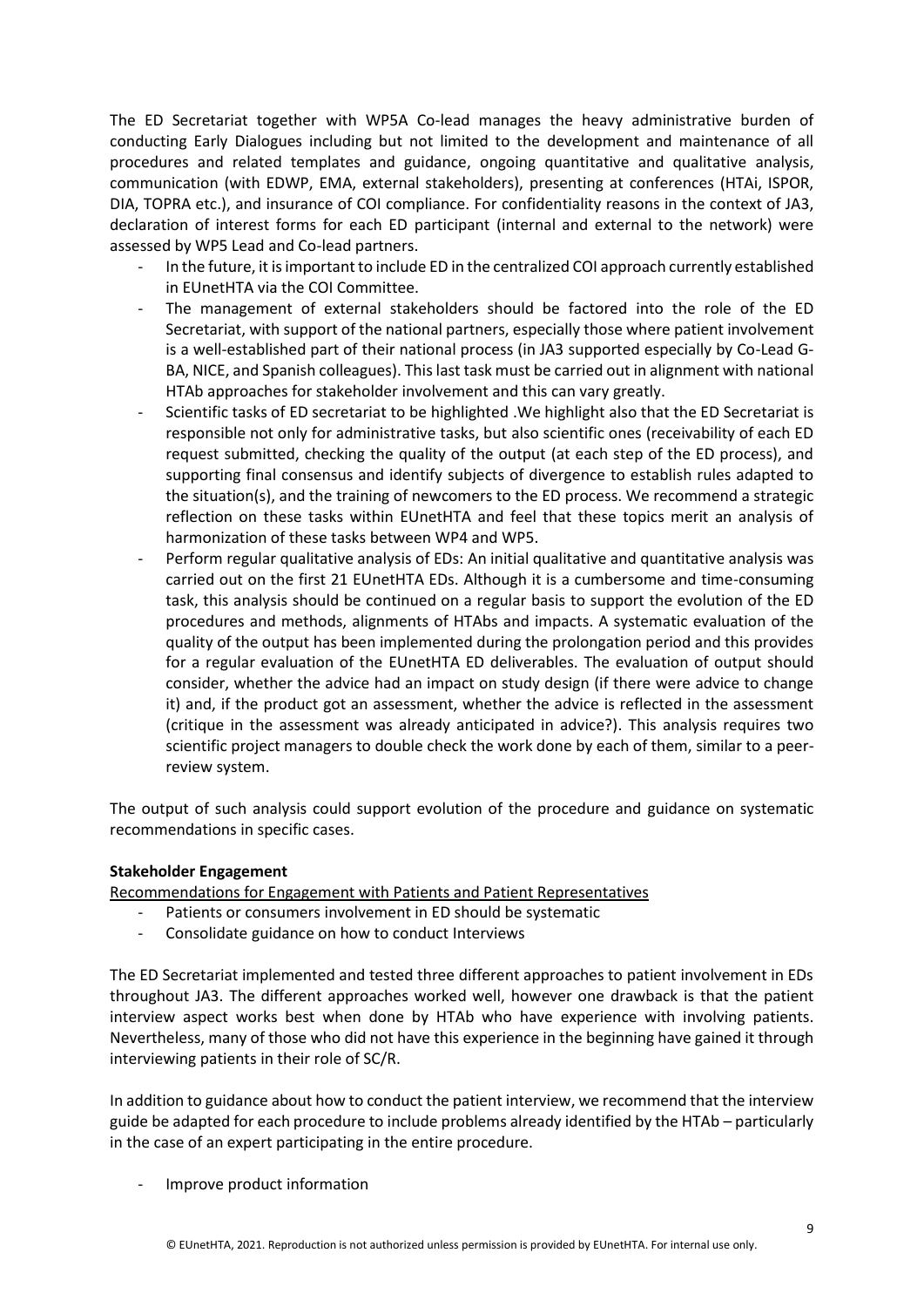The ED Secretariat together with WP5A Co-lead manages the heavy administrative burden of conducting Early Dialogues including but not limited to the development and maintenance of all procedures and related templates and guidance, ongoing quantitative and qualitative analysis, communication (with EDWP, EMA, external stakeholders), presenting at conferences (HTAi, ISPOR, DIA, TOPRA etc.), and insurance of COI compliance. For confidentiality reasons in the context of JA3, declaration of interest forms for each ED participant (internal and external to the network) were assessed by WP5 Lead and Co-lead partners.

- In the future, it is important to include ED in the centralized COI approach currently established in EUnetHTA via the COI Committee.
- The management of external stakeholders should be factored into the role of the ED Secretariat, with support of the national partners, especially those where patient involvement is a well-established part of their national process (in JA3 supported especially by Co-Lead G-BA, NICE, and Spanish colleagues). This last task must be carried out in alignment with national HTAb approaches for stakeholder involvement and this can vary greatly.
- Scientific tasks of ED secretariat to be highlighted .We highlight also that the ED Secretariat is responsible not only for administrative tasks, but also scientific ones (receivability of each ED request submitted, checking the quality of the output (at each step of the ED process), and supporting final consensus and identify subjects of divergence to establish rules adapted to the situation(s), and the training of newcomers to the ED process. We recommend a strategic reflection on these tasks within EUnetHTA and feel that these topics merit an analysis of harmonization of these tasks between WP4 and WP5.
- Perform regular qualitative analysis of EDs: An initial qualitative and quantitative analysis was carried out on the first 21 EUnetHTA EDs. Although it is a cumbersome and time-consuming task, this analysis should be continued on a regular basis to support the evolution of the ED procedures and methods, alignments of HTAbs and impacts. A systematic evaluation of the quality of the output has been implemented during the prolongation period and this provides for a regular evaluation of the EUnetHTA ED deliverables. The evaluation of output should consider, whether the advice had an impact on study design (if there were advice to change it) and, if the product got an assessment, whether the advice is reflected in the assessment (critique in the assessment was already anticipated in advice?). This analysis requires two scientific project managers to double check the work done by each of them, similar to a peer-review system.

The output of such analysis could support evolution of the procedure and guidance on systematic recommendations in specific cases.

**Stakeholder Engagement**

Recommendations for Engagement with Patients and Patient Representatives

- Patients or consumers involvement in ED should be systematic
- Consolidate guidance on how to conduct Interviews

The ED Secretariat implemented and tested three different approaches to patient involvement in EDs throughout JA3. The different approaches worked well, however one drawback is that the patient interview aspect works best when done by HTAb who have experience with involving patients. Nevertheless, many of those who did not have this experience in the beginning have gained it through interviewing patients in their role of SC/R.

In addition to guidance about how to conduct the patient interview, we recommend that the interview guide be adapted for each procedure to include problems already identified by the HTAb – particularly in the case of an expert participating in the entire procedure.

- Improve product information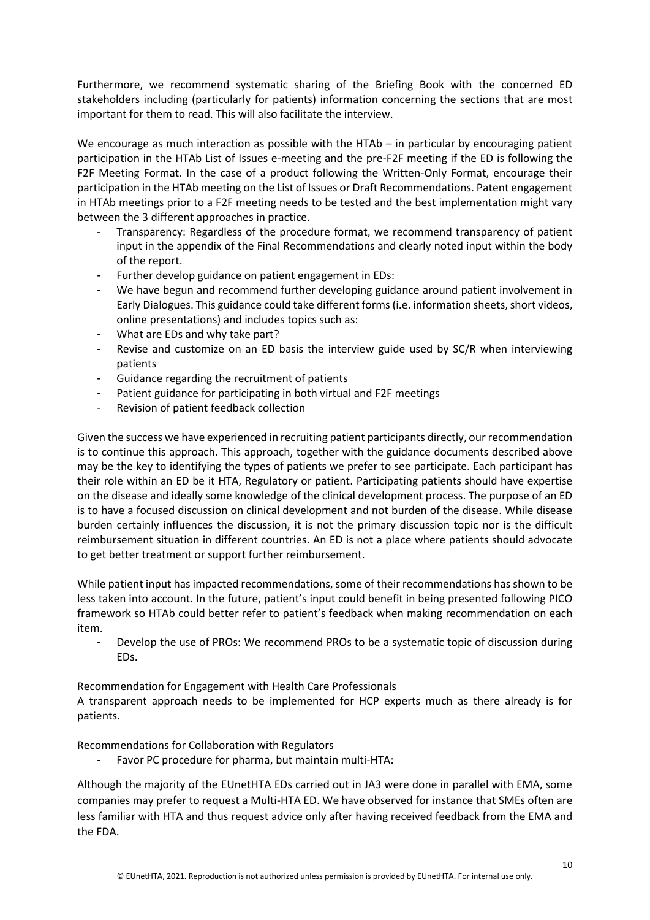Furthermore, we recommend systematic sharing of the Briefing Book with the concerned ED stakeholders including (particularly for patients) information concerning the sections that are most important for them to read. This will also facilitate the interview.

We encourage as much interaction as possible with the HTAb – in particular by encouraging patient participation in the HTAb List of Issues e-meeting and the pre-F2F meeting if the ED is following the F2F Meeting Format. In the case of a product following the Written-Only Format, encourage their participation in the HTAb meeting on the List of Issues or Draft Recommendations. Patent engagement in HTAb meetings prior to a F2F meeting needs to be tested and the best implementation might vary between the 3 different approaches in practice.

- Transparency: Regardless of the procedure format, we recommend transparency of patient input in the appendix of the Final Recommendations and clearly noted input within the body of the report.
- Further develop guidance on patient engagement in EDs:
- We have begun and recommend further developing guidance around patient involvement in Early Dialogues. This guidance could take different forms (i.e. information sheets, short videos, online presentations) and includes topics such as:
- What are EDs and why take part?
- Revise and customize on an ED basis the interview guide used by SC/R when interviewing patients
- Guidance regarding the recruitment of patients
- Patient guidance for participating in both virtual and F2F meetings
- Revision of patient feedback collection

Given the success we have experienced in recruiting patient participants directly, our recommendation is to continue this approach. This approach, together with the guidance documents described above may be the key to identifying the types of patients we prefer to see participate. Each participant has their role within an ED be it HTA, Regulatory or patient. Participating patients should have expertise on the disease and ideally some knowledge of the clinical development process. The purpose of an ED is to have a focused discussion on clinical development and not burden of the disease. While disease burden certainly influences the discussion, it is not the primary discussion topic nor is the difficult reimbursement situation in different countries. An ED is not a place where patients should advocate to get better treatment or support further reimbursement.

While patient input has impacted recommendations, some of their recommendations has shown to be less taken into account. In the future, patient's input could benefit in being presented following PICO framework so HTAb could better refer to patient's feedback when making recommendation on each item.

- Develop the use of PROs: We recommend PROs to be a systematic topic of discussion during EDs.

Recommendation for Engagement with Health Care Professionals

A transparent approach needs to be implemented for HCP experts much as there already is for patients.

Recommendations for Collaboration with Regulators

- Favor PC procedure for pharma, but maintain multi-HTA:

Although the majority of the EUnetHTA EDs carried out in JA3 were done in parallel with EMA, some companies may prefer to request a Multi-HTA ED. We have observed for instance that SMEs often are less familiar with HTA and thus request advice only after having received feedback from the EMA and the FDA.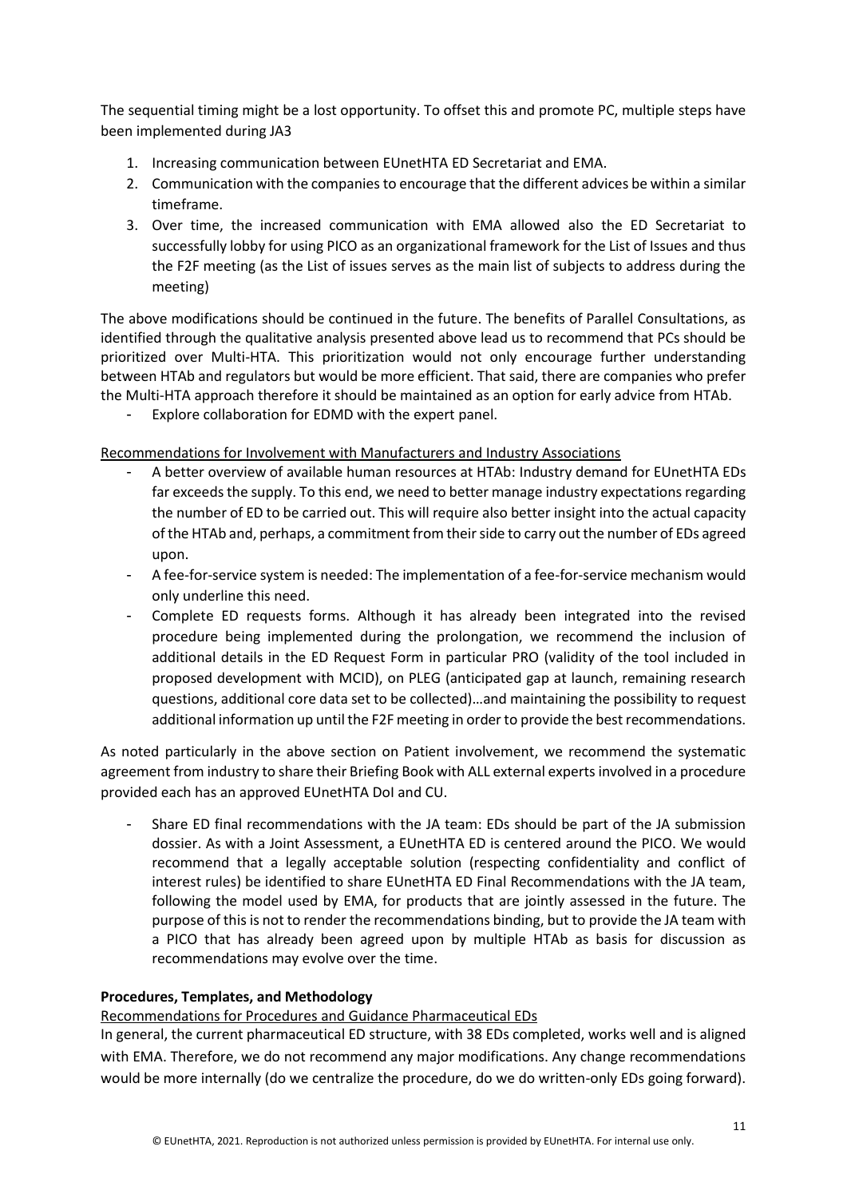The sequential timing might be a lost opportunity. To offset this and promote PC, multiple steps have been implemented during JA3

1. Increasing communication between EUnetHTA ED Secretariat and EMA.
2. Communication with the companies to encourage that the different advices be within a similar timeframe.
3. Over time, the increased communication with EMA allowed also the ED Secretariat to successfully lobby for using PICO as an organizational framework for the List of Issues and thus the F2F meeting (as the List of issues serves as the main list of subjects to address during the meeting)

The above modifications should be continued in the future. The benefits of Parallel Consultations, as identified through the qualitative analysis presented above lead us to recommend that PCs should be prioritized over Multi-HTA. This prioritization would not only encourage further understanding between HTAb and regulators but would be more efficient. That said, there are companies who prefer the Multi-HTA approach therefore it should be maintained as an option for early advice from HTAb.

- Explore collaboration for EDMD with the expert panel.

Recommendations for Involvement with Manufacturers and Industry Associations

- A better overview of available human resources at HTAb: Industry demand for EUnetHTA EDs far exceeds the supply. To this end, we need to better manage industry expectations regarding the number of ED to be carried out. This will require also better insight into the actual capacity of the HTAb and, perhaps, a commitment from their side to carry out the number of EDs agreed upon.
- A fee-for-service system is needed: The implementation of a fee-for-service mechanism would only underline this need.
- Complete ED requests forms. Although it has already been integrated into the revised procedure being implemented during the prolongation, we recommend the inclusion of additional details in the ED Request Form in particular PRO (validity of the tool included in proposed development with MCID), on PLEG (anticipated gap at launch, remaining research questions, additional core data set to be collected)…and maintaining the possibility to request additional information up until the F2F meeting in order to provide the best recommendations.

As noted particularly in the above section on Patient involvement, we recommend the systematic agreement from industry to share their Briefing Book with ALL external experts involved in a procedure provided each has an approved EUnetHTA DoI and CU.

- Share ED final recommendations with the JA team: EDs should be part of the JA submission dossier. As with a Joint Assessment, a EUnetHTA ED is centered around the PICO. We would recommend that a legally acceptable solution (respecting confidentiality and conflict of interest rules) be identified to share EUnetHTA ED Final Recommendations with the JA team, following the model used by EMA, for products that are jointly assessed in the future. The purpose of this is not to render the recommendations binding, but to provide the JA team with a PICO that has already been agreed upon by multiple HTAb as basis for discussion as recommendations may evolve over the time.

**Procedures, Templates, and Methodology**

Recommendations for Procedures and Guidance Pharmaceutical EDs

In general, the current pharmaceutical ED structure, with 38 EDs completed, works well and is aligned with EMA. Therefore, we do not recommend any major modifications. Any change recommendations would be more internally (do we centralize the procedure, do we do written-only EDs going forward).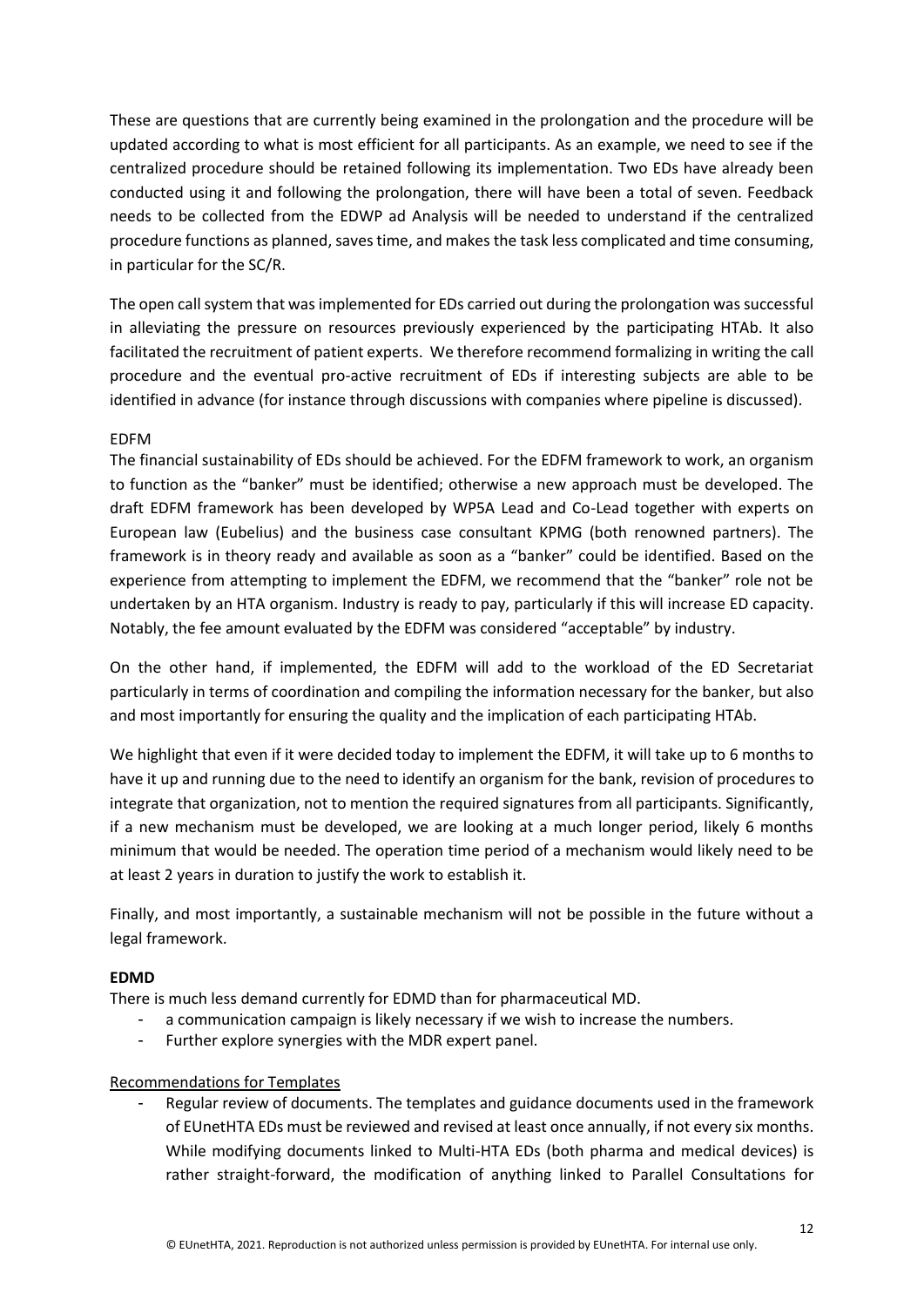These are questions that are currently being examined in the prolongation and the procedure will be updated according to what is most efficient for all participants. As an example, we need to see if the centralized procedure should be retained following its implementation. Two EDs have already been conducted using it and following the prolongation, there will have been a total of seven. Feedback needs to be collected from the EDWP ad Analysis will be needed to understand if the centralized procedure functions as planned, saves time, and makes the task less complicated and time consuming, in particular for the SC/R.

The open call system that was implemented for EDs carried out during the prolongation was successful in alleviating the pressure on resources previously experienced by the participating HTAb. It also facilitated the recruitment of patient experts. We therefore recommend formalizing in writing the call procedure and the eventual pro-active recruitment of EDs if interesting subjects are able to be identified in advance (for instance through discussions with companies where pipeline is discussed).

EDFM

The financial sustainability of EDs should be achieved. For the EDFM framework to work, an organism to function as the "banker" must be identified; otherwise a new approach must be developed. The draft EDFM framework has been developed by WP5A Lead and Co-Lead together with experts on European law (Eubelius) and the business case consultant KPMG (both renowned partners). The framework is in theory ready and available as soon as a "banker" could be identified. Based on the experience from attempting to implement the EDFM, we recommend that the "banker" role not be undertaken by an HTA organism. Industry is ready to pay, particularly if this will increase ED capacity. Notably, the fee amount evaluated by the EDFM was considered "acceptable" by industry.

On the other hand, if implemented, the EDFM will add to the workload of the ED Secretariat particularly in terms of coordination and compiling the information necessary for the banker, but also and most importantly for ensuring the quality and the implication of each participating HTAb.

We highlight that even if it were decided today to implement the EDFM, it will take up to 6 months to have it up and running due to the need to identify an organism for the bank, revision of procedures to integrate that organization, not to mention the required signatures from all participants. Significantly, if a new mechanism must be developed, we are looking at a much longer period, likely 6 months minimum that would be needed. The operation time period of a mechanism would likely need to be at least 2 years in duration to justify the work to establish it.

Finally, and most importantly, a sustainable mechanism will not be possible in the future without a legal framework.

**EDMD**

There is much less demand currently for EDMD than for pharmaceutical MD.

- a communication campaign is likely necessary if we wish to increase the numbers.
- Further explore synergies with the MDR expert panel.

Recommendations for Templates

- Regular review of documents. The templates and guidance documents used in the framework of EUnetHTA EDs must be reviewed and revised at least once annually, if not every six months. While modifying documents linked to Multi-HTA EDs (both pharma and medical devices) is rather straight-forward, the modification of anything linked to Parallel Consultations for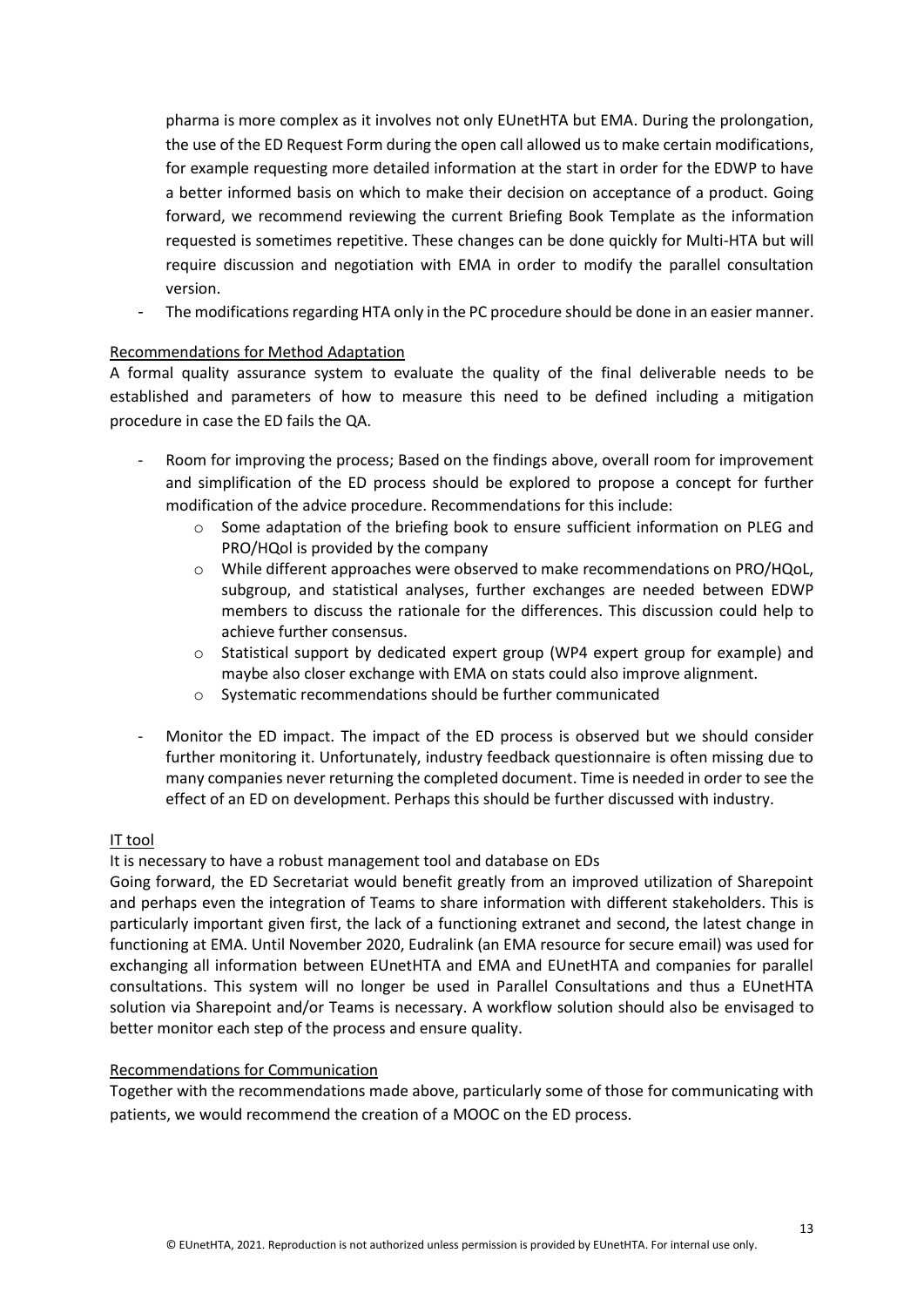pharma is more complex as it involves not only EUnetHTA but EMA. During the prolongation, the use of the ED Request Form during the open call allowed us to make certain modifications, for example requesting more detailed information at the start in order for the EDWP to have a better informed basis on which to make their decision on acceptance of a product. Going forward, we recommend reviewing the current Briefing Book Template as the information requested is sometimes repetitive. These changes can be done quickly for Multi-HTA but will require discussion and negotiation with EMA in order to modify the parallel consultation version.

- The modifications regarding HTA only in the PC procedure should be done in an easier manner.

Recommendations for Method Adaptation

A formal quality assurance system to evaluate the quality of the final deliverable needs to be established and parameters of how to measure this need to be defined including a mitigation procedure in case the ED fails the QA.

- Room for improving the process; Based on the findings above, overall room for improvement and simplification of the ED process should be explored to propose a concept for further modification of the advice procedure. Recommendations for this include:
    - Some adaptation of the briefing book to ensure sufficient information on PLEG and PRO/HQol is provided by the company
    - While different approaches were observed to make recommendations on PRO/HQoL, subgroup, and statistical analyses, further exchanges are needed between EDWP members to discuss the rationale for the differences. This discussion could help to achieve further consensus.
    - Statistical support by dedicated expert group (WP4 expert group for example) and maybe also closer exchange with EMA on stats could also improve alignment.
    - Systematic recommendations should be further communicated

- Monitor the ED impact. The impact of the ED process is observed but we should consider further monitoring it. Unfortunately, industry feedback questionnaire is often missing due to many companies never returning the completed document. Time is needed in order to see the effect of an ED on development. Perhaps this should be further discussed with industry.

IT tool

It is necessary to have a robust management tool and database on EDs

Going forward, the ED Secretariat would benefit greatly from an improved utilization of Sharepoint and perhaps even the integration of Teams to share information with different stakeholders. This is particularly important given first, the lack of a functioning extranet and second, the latest change in functioning at EMA. Until November 2020, Eudralink (an EMA resource for secure email) was used for exchanging all information between EUnetHTA and EMA and EUnetHTA and companies for parallel consultations. This system will no longer be used in Parallel Consultations and thus a EUnetHTA solution via Sharepoint and/or Teams is necessary. A workflow solution should also be envisaged to better monitor each step of the process and ensure quality.

Recommendations for Communication

Together with the recommendations made above, particularly some of those for communicating with patients, we would recommend the creation of a MOOC on the ED process.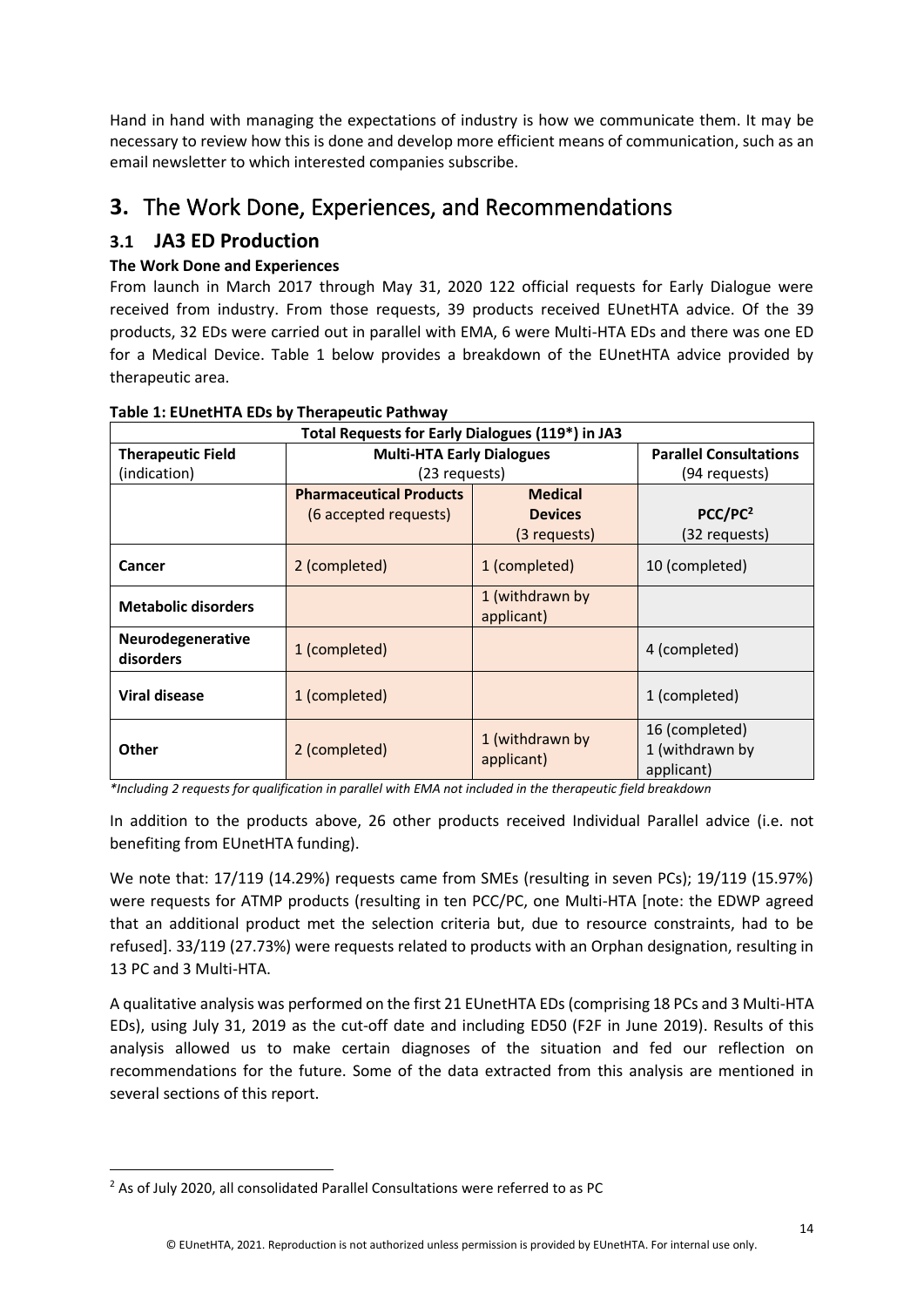Hand in hand with managing the expectations of industry is how we communicate them. It may be necessary to review how this is done and develop more efficient means of communication, such as an email newsletter to which interested companies subscribe.

# 3. The Work Done, Experiences, and Recommendations

## 3.1 JA3 ED Production

**The Work Done and Experiences**

From launch in March 2017 through May 31, 2020 122 official requests for Early Dialogue were received from industry. From those requests, 39 products received EUnetHTA advice. Of the 39 products, 32 EDs were carried out in parallel with EMA, 6 were Multi-HTA EDs and there was one ED for a Medical Device. Table 1 below provides a breakdown of the EUnetHTA advice provided by therapeutic area.

**Table 1: EUnetHTA EDs by Therapeutic Pathway**

| Total Requests for Early Dialogues (119*) in JA3 | | | |
|---|---|---|---|
| **Therapeutic Field** (indication) | **Multi-HTA Early Dialogues** (23 requests) | | **Parallel Consultations** (94 requests) |
| | **Pharmaceutical Products** (6 accepted requests) | **Medical Devices** (3 requests) | **PCC/PC[2]** (32 requests) |
| **Cancer** | 2 (completed) | 1 (completed) | 10 (completed) |
| **Metabolic disorders** | | 1 (withdrawn by applicant) | |
| **Neurodegenerative disorders** | 1 (completed) | | 4 (completed) |
| **Viral disease** | 1 (completed) | | 1 (completed) |
| **Other** | 2 (completed) | 1 (withdrawn by applicant) | 16 (completed) 1 (withdrawn by applicant) |

*\*Including 2 requests for qualification in parallel with EMA not included in the therapeutic field breakdown*

In addition to the products above, 26 other products received Individual Parallel advice (i.e. not benefiting from EUnetHTA funding).

We note that: 17/119 (14.29%) requests came from SMEs (resulting in seven PCs); 19/119 (15.97%) were requests for ATMP products (resulting in ten PCC/PC, one Multi-HTA [note: the EDWP agreed that an additional product met the selection criteria but, due to resource constraints, had to be refused]. 33/119 (27.73%) were requests related to products with an Orphan designation, resulting in 13 PC and 3 Multi-HTA.

A qualitative analysis was performed on the first 21 EUnetHTA EDs (comprising 18 PCs and 3 Multi-HTA EDs), using July 31, 2019 as the cut-off date and including ED50 (F2F in June 2019). Results of this analysis allowed us to make certain diagnoses of the situation and fed our reflection on recommendations for the future. Some of the data extracted from this analysis are mentioned in several sections of this report.

[2] As of July 2020, all consolidated Parallel Consultations were referred to as PC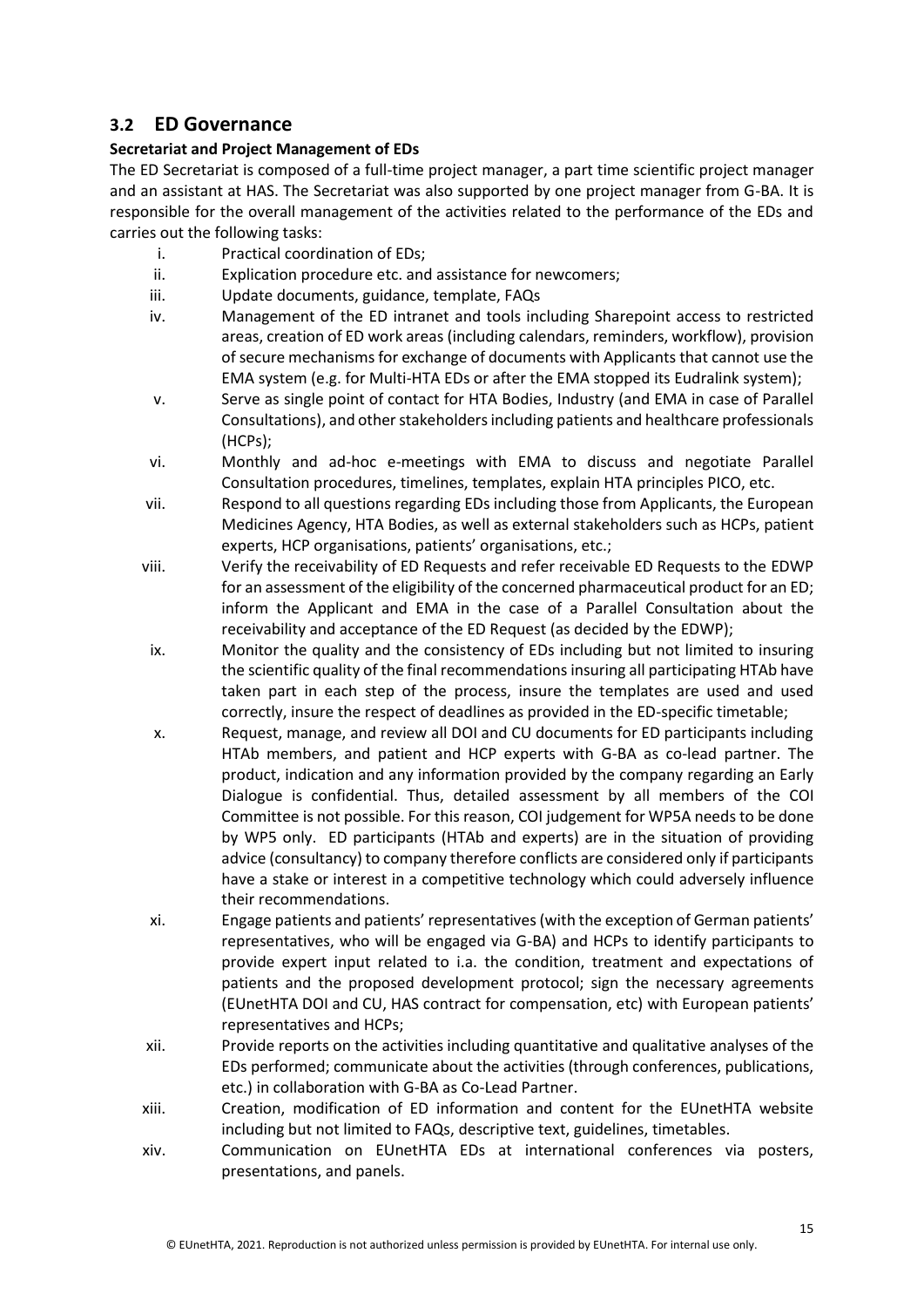## 3.2 ED Governance

**Secretariat and Project Management of EDs**

The ED Secretariat is composed of a full-time project manager, a part time scientific project manager and an assistant at HAS. The Secretariat was also supported by one project manager from G-BA. It is responsible for the overall management of the activities related to the performance of the EDs and carries out the following tasks:

i. Practical coordination of EDs;
ii. Explication procedure etc. and assistance for newcomers;
iii. Update documents, guidance, template, FAQs
iv. Management of the ED intranet and tools including Sharepoint access to restricted areas, creation of ED work areas (including calendars, reminders, workflow), provision of secure mechanisms for exchange of documents with Applicants that cannot use the EMA system (e.g. for Multi-HTA EDs or after the EMA stopped its Eudralink system);
v. Serve as single point of contact for HTA Bodies, Industry (and EMA in case of Parallel Consultations), and other stakeholders including patients and healthcare professionals (HCPs);
vi. Monthly and ad-hoc e-meetings with EMA to discuss and negotiate Parallel Consultation procedures, timelines, templates, explain HTA principles PICO, etc.
vii. Respond to all questions regarding EDs including those from Applicants, the European Medicines Agency, HTA Bodies, as well as external stakeholders such as HCPs, patient experts, HCP organisations, patients' organisations, etc.;
viii. Verify the receivability of ED Requests and refer receivable ED Requests to the EDWP for an assessment of the eligibility of the concerned pharmaceutical product for an ED; inform the Applicant and EMA in the case of a Parallel Consultation about the receivability and acceptance of the ED Request (as decided by the EDWP);
ix. Monitor the quality and the consistency of EDs including but not limited to insuring the scientific quality of the final recommendations insuring all participating HTAb have taken part in each step of the process, insure the templates are used and used correctly, insure the respect of deadlines as provided in the ED-specific timetable;
x. Request, manage, and review all DOI and CU documents for ED participants including HTAb members, and patient and HCP experts with G-BA as co-lead partner. The product, indication and any information provided by the company regarding an Early Dialogue is confidential. Thus, detailed assessment by all members of the COI Committee is not possible. For this reason, COI judgement for WP5A needs to be done by WP5 only. ED participants (HTAb and experts) are in the situation of providing advice (consultancy) to company therefore conflicts are considered only if participants have a stake or interest in a competitive technology which could adversely influence their recommendations.
xi. Engage patients and patients' representatives (with the exception of German patients' representatives, who will be engaged via G-BA) and HCPs to identify participants to provide expert input related to i.a. the condition, treatment and expectations of patients and the proposed development protocol; sign the necessary agreements (EUnetHTA DOI and CU, HAS contract for compensation, etc) with European patients' representatives and HCPs;
xii. Provide reports on the activities including quantitative and qualitative analyses of the EDs performed; communicate about the activities (through conferences, publications, etc.) in collaboration with G-BA as Co-Lead Partner.
xiii. Creation, modification of ED information and content for the EUnetHTA website including but not limited to FAQs, descriptive text, guidelines, timetables.
xiv. Communication on EUnetHTA EDs at international conferences via posters, presentations, and panels.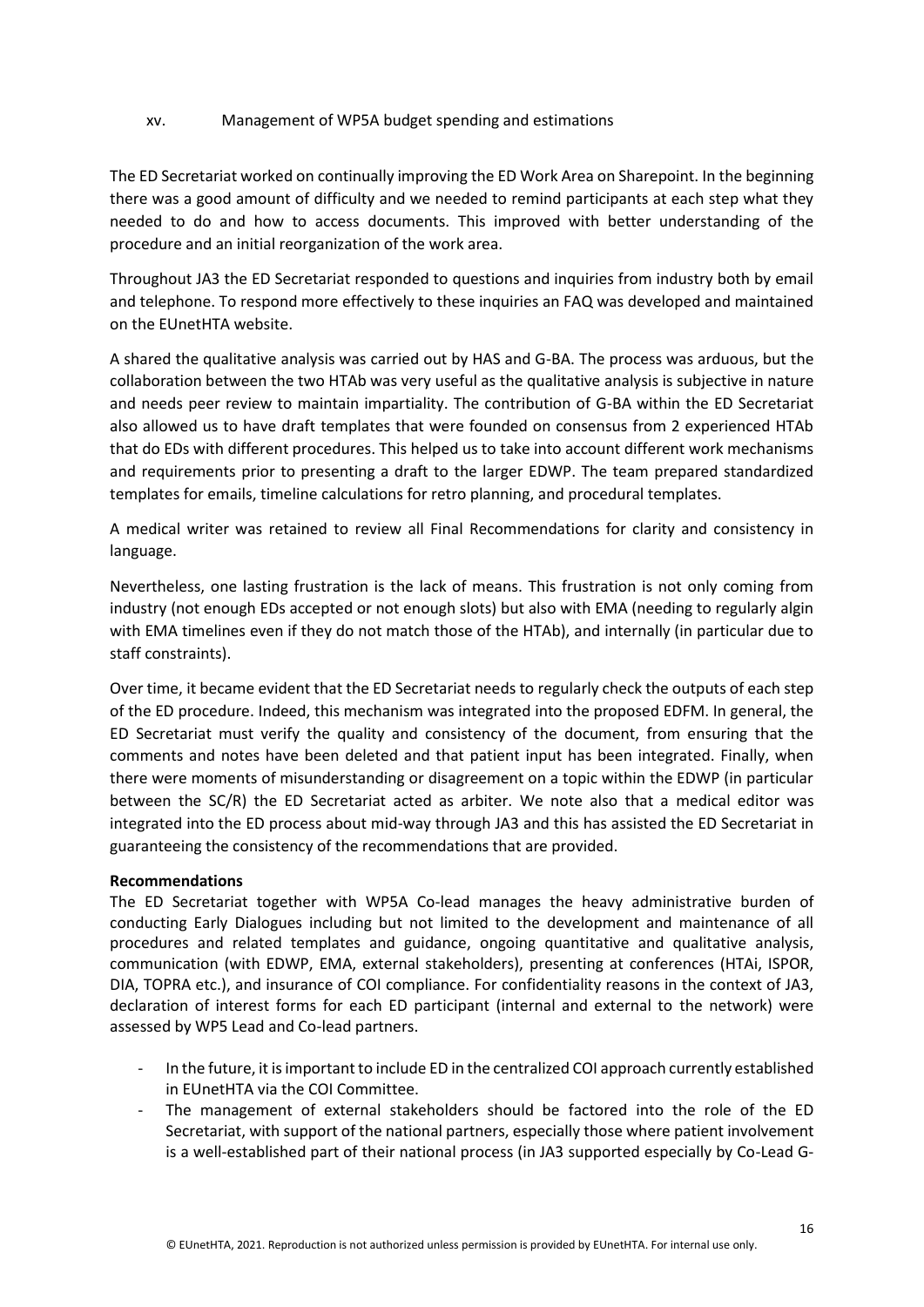xv. Management of WP5A budget spending and estimations

The ED Secretariat worked on continually improving the ED Work Area on Sharepoint. In the beginning there was a good amount of difficulty and we needed to remind participants at each step what they needed to do and how to access documents. This improved with better understanding of the procedure and an initial reorganization of the work area.

Throughout JA3 the ED Secretariat responded to questions and inquiries from industry both by email and telephone. To respond more effectively to these inquiries an FAQ was developed and maintained on the EUnetHTA website.

A shared the qualitative analysis was carried out by HAS and G-BA. The process was arduous, but the collaboration between the two HTAb was very useful as the qualitative analysis is subjective in nature and needs peer review to maintain impartiality. The contribution of G-BA within the ED Secretariat also allowed us to have draft templates that were founded on consensus from 2 experienced HTAb that do EDs with different procedures. This helped us to take into account different work mechanisms and requirements prior to presenting a draft to the larger EDWP. The team prepared standardized templates for emails, timeline calculations for retro planning, and procedural templates.

A medical writer was retained to review all Final Recommendations for clarity and consistency in language.

Nevertheless, one lasting frustration is the lack of means. This frustration is not only coming from industry (not enough EDs accepted or not enough slots) but also with EMA (needing to regularly algin with EMA timelines even if they do not match those of the HTAb), and internally (in particular due to staff constraints).

Over time, it became evident that the ED Secretariat needs to regularly check the outputs of each step of the ED procedure. Indeed, this mechanism was integrated into the proposed EDFM. In general, the ED Secretariat must verify the quality and consistency of the document, from ensuring that the comments and notes have been deleted and that patient input has been integrated. Finally, when there were moments of misunderstanding or disagreement on a topic within the EDWP (in particular between the SC/R) the ED Secretariat acted as arbiter. We note also that a medical editor was integrated into the ED process about mid-way through JA3 and this has assisted the ED Secretariat in guaranteeing the consistency of the recommendations that are provided.

**Recommendations**

The ED Secretariat together with WP5A Co-lead manages the heavy administrative burden of conducting Early Dialogues including but not limited to the development and maintenance of all procedures and related templates and guidance, ongoing quantitative and qualitative analysis, communication (with EDWP, EMA, external stakeholders), presenting at conferences (HTAi, ISPOR, DIA, TOPRA etc.), and insurance of COI compliance. For confidentiality reasons in the context of JA3, declaration of interest forms for each ED participant (internal and external to the network) were assessed by WP5 Lead and Co-lead partners.

- In the future, it is important to include ED in the centralized COI approach currently established in EUnetHTA via the COI Committee.
- The management of external stakeholders should be factored into the role of the ED Secretariat, with support of the national partners, especially those where patient involvement is a well-established part of their national process (in JA3 supported especially by Co-Lead G-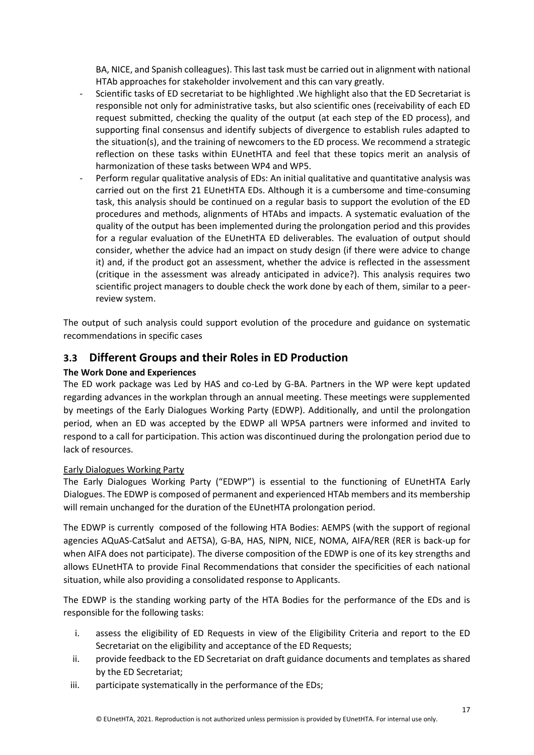BA, NICE, and Spanish colleagues). This last task must be carried out in alignment with national HTAb approaches for stakeholder involvement and this can vary greatly.

- Scientific tasks of ED secretariat to be highlighted .We highlight also that the ED Secretariat is responsible not only for administrative tasks, but also scientific ones (receivability of each ED request submitted, checking the quality of the output (at each step of the ED process), and supporting final consensus and identify subjects of divergence to establish rules adapted to the situation(s), and the training of newcomers to the ED process. We recommend a strategic reflection on these tasks within EUnetHTA and feel that these topics merit an analysis of harmonization of these tasks between WP4 and WP5.
- Perform regular qualitative analysis of EDs: An initial qualitative and quantitative analysis was carried out on the first 21 EUnetHTA EDs. Although it is a cumbersome and time-consuming task, this analysis should be continued on a regular basis to support the evolution of the ED procedures and methods, alignments of HTAbs and impacts. A systematic evaluation of the quality of the output has been implemented during the prolongation period and this provides for a regular evaluation of the EUnetHTA ED deliverables. The evaluation of output should consider, whether the advice had an impact on study design (if there were advice to change it) and, if the product got an assessment, whether the advice is reflected in the assessment (critique in the assessment was already anticipated in advice?). This analysis requires two scientific project managers to double check the work done by each of them, similar to a peer-review system.

The output of such analysis could support evolution of the procedure and guidance on systematic recommendations in specific cases

## 3.3 Different Groups and their Roles in ED Production

**The Work Done and Experiences**

The ED work package was Led by HAS and co-Led by G-BA. Partners in the WP were kept updated regarding advances in the workplan through an annual meeting. These meetings were supplemented by meetings of the Early Dialogues Working Party (EDWP). Additionally, and until the prolongation period, when an ED was accepted by the EDWP all WP5A partners were informed and invited to respond to a call for participation. This action was discontinued during the prolongation period due to lack of resources.

Early Dialogues Working Party

The Early Dialogues Working Party ("EDWP") is essential to the functioning of EUnetHTA Early Dialogues. The EDWP is composed of permanent and experienced HTAb members and its membership will remain unchanged for the duration of the EUnetHTA prolongation period.

The EDWP is currently composed of the following HTA Bodies: AEMPS (with the support of regional agencies AQuAS-CatSalut and AETSA), G-BA, HAS, NIPN, NICE, NOMA, AIFA/RER (RER is back-up for when AIFA does not participate). The diverse composition of the EDWP is one of its key strengths and allows EUnetHTA to provide Final Recommendations that consider the specificities of each national situation, while also providing a consolidated response to Applicants.

The EDWP is the standing working party of the HTA Bodies for the performance of the EDs and is responsible for the following tasks:

i. assess the eligibility of ED Requests in view of the Eligibility Criteria and report to the ED Secretariat on the eligibility and acceptance of the ED Requests;
ii. provide feedback to the ED Secretariat on draft guidance documents and templates as shared by the ED Secretariat;
iii. participate systematically in the performance of the EDs;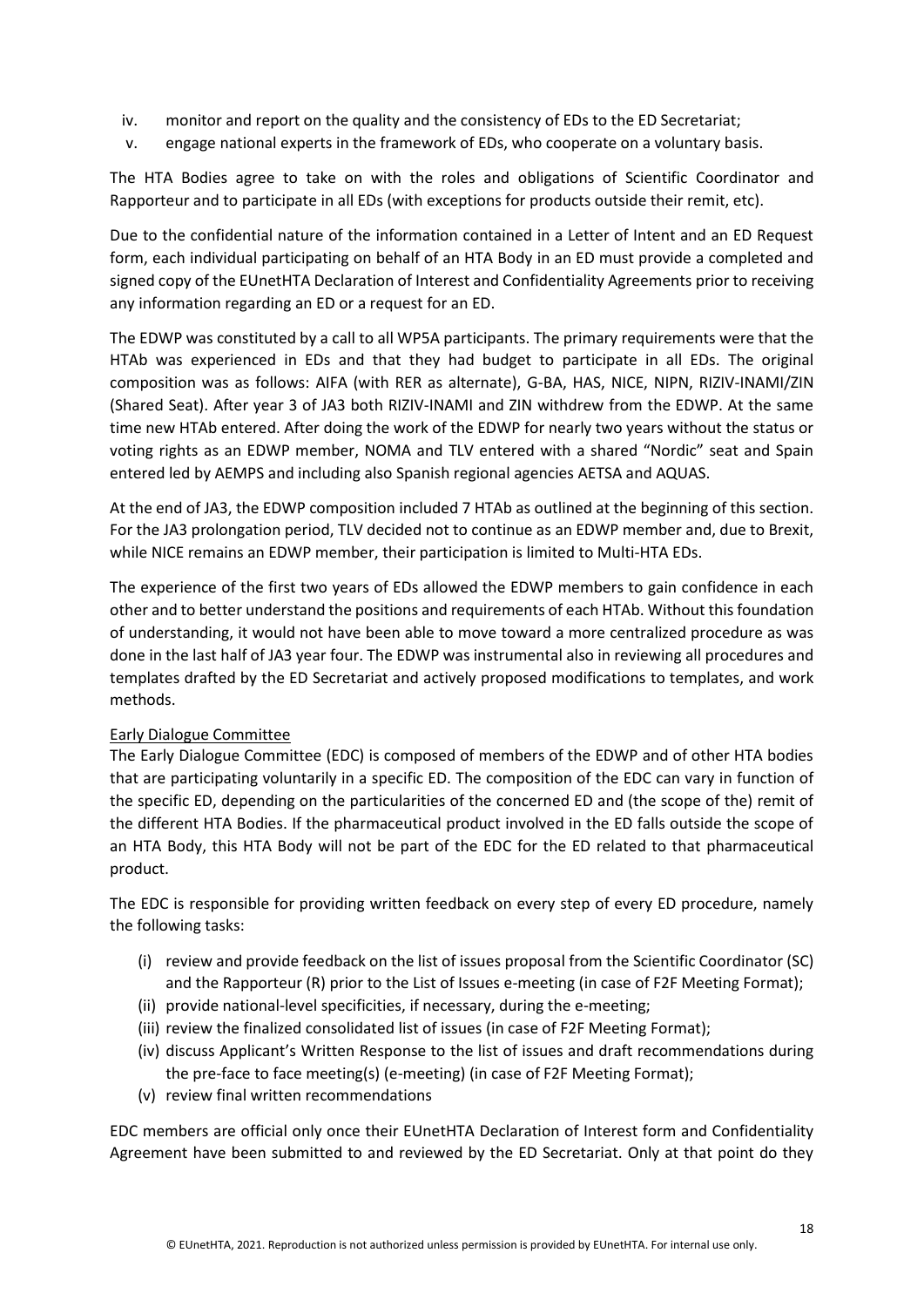iv. monitor and report on the quality and the consistency of EDs to the ED Secretariat;
v. engage national experts in the framework of EDs, who cooperate on a voluntary basis.

The HTA Bodies agree to take on with the roles and obligations of Scientific Coordinator and Rapporteur and to participate in all EDs (with exceptions for products outside their remit, etc).

Due to the confidential nature of the information contained in a Letter of Intent and an ED Request form, each individual participating on behalf of an HTA Body in an ED must provide a completed and signed copy of the EUnetHTA Declaration of Interest and Confidentiality Agreements prior to receiving any information regarding an ED or a request for an ED.

The EDWP was constituted by a call to all WP5A participants. The primary requirements were that the HTAb was experienced in EDs and that they had budget to participate in all EDs. The original composition was as follows: AIFA (with RER as alternate), G-BA, HAS, NICE, NIPN, RIZIV-INAMI/ZIN (Shared Seat). After year 3 of JA3 both RIZIV-INAMI and ZIN withdrew from the EDWP. At the same time new HTAb entered. After doing the work of the EDWP for nearly two years without the status or voting rights as an EDWP member, NOMA and TLV entered with a shared "Nordic" seat and Spain entered led by AEMPS and including also Spanish regional agencies AETSA and AQUAS.

At the end of JA3, the EDWP composition included 7 HTAb as outlined at the beginning of this section. For the JA3 prolongation period, TLV decided not to continue as an EDWP member and, due to Brexit, while NICE remains an EDWP member, their participation is limited to Multi-HTA EDs.

The experience of the first two years of EDs allowed the EDWP members to gain confidence in each other and to better understand the positions and requirements of each HTAb. Without this foundation of understanding, it would not have been able to move toward a more centralized procedure as was done in the last half of JA3 year four. The EDWP was instrumental also in reviewing all procedures and templates drafted by the ED Secretariat and actively proposed modifications to templates, and work methods.

Early Dialogue Committee

The Early Dialogue Committee (EDC) is composed of members of the EDWP and of other HTA bodies that are participating voluntarily in a specific ED. The composition of the EDC can vary in function of the specific ED, depending on the particularities of the concerned ED and (the scope of the) remit of the different HTA Bodies. If the pharmaceutical product involved in the ED falls outside the scope of an HTA Body, this HTA Body will not be part of the EDC for the ED related to that pharmaceutical product.

The EDC is responsible for providing written feedback on every step of every ED procedure, namely the following tasks:

(i) review and provide feedback on the list of issues proposal from the Scientific Coordinator (SC) and the Rapporteur (R) prior to the List of Issues e-meeting (in case of F2F Meeting Format);
(ii) provide national-level specificities, if necessary, during the e-meeting;
(iii) review the finalized consolidated list of issues (in case of F2F Meeting Format);
(iv) discuss Applicant's Written Response to the list of issues and draft recommendations during the pre-face to face meeting(s) (e-meeting) (in case of F2F Meeting Format);
(v) review final written recommendations

EDC members are official only once their EUnetHTA Declaration of Interest form and Confidentiality Agreement have been submitted to and reviewed by the ED Secretariat. Only at that point do they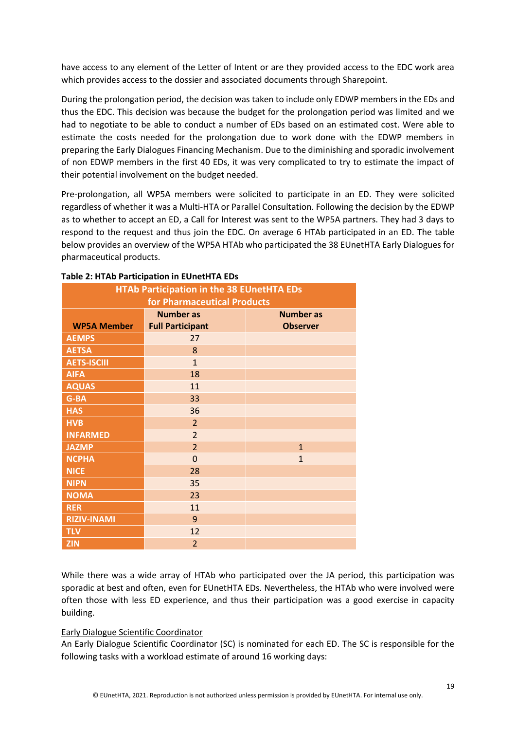have access to any element of the Letter of Intent or are they provided access to the EDC work area which provides access to the dossier and associated documents through Sharepoint.

During the prolongation period, the decision was taken to include only EDWP members in the EDs and thus the EDC. This decision was because the budget for the prolongation period was limited and we had to negotiate to be able to conduct a number of EDs based on an estimated cost. Were able to estimate the costs needed for the prolongation due to work done with the EDWP members in preparing the Early Dialogues Financing Mechanism. Due to the diminishing and sporadic involvement of non EDWP members in the first 40 EDs, it was very complicated to try to estimate the impact of their potential involvement on the budget needed.

Pre-prolongation, all WP5A members were solicited to participate in an ED. They were solicited regardless of whether it was a Multi-HTA or Parallel Consultation. Following the decision by the EDWP as to whether to accept an ED, a Call for Interest was sent to the WP5A partners. They had 3 days to respond to the request and thus join the EDC. On average 6 HTAb participated in an ED. The table below provides an overview of the WP5A HTAb who participated the 38 EUnetHTA Early Dialogues for pharmaceutical products.

**Table 2: HTAb Participation in EUnetHTA EDs**

| HTAb Participation in the 38 EUnetHTA EDs for Pharmaceutical Products | | |
|---|---|---|
| **WP5A Member** | **Number as Full Participant** | **Number as Observer** |
| AEMPS | 27 | |
| AETSA | 8 | |
| AETS-ISCIII | 1 | |
| AIFA | 18 | |
| AQUAS | 11 | |
| G-BA | 33 | |
| HAS | 36 | |
| HVB | 2 | |
| INFARMED | 2 | |
| JAZMP | 2 | 1 |
| NCPHA | 0 | 1 |
| NICE | 28 | |
| NIPN | 35 | |
| NOMA | 23 | |
| RER | 11 | |
| RIZIV-INAMI | 9 | |
| TLV | 12 | |
| ZIN | 2 | |

While there was a wide array of HTAb who participated over the JA period, this participation was sporadic at best and often, even for EUnetHTA EDs. Nevertheless, the HTAb who were involved were often those with less ED experience, and thus their participation was a good exercise in capacity building.

<u>Early Dialogue Scientific Coordinator</u>

An Early Dialogue Scientific Coordinator (SC) is nominated for each ED. The SC is responsible for the following tasks with a workload estimate of around 16 working days: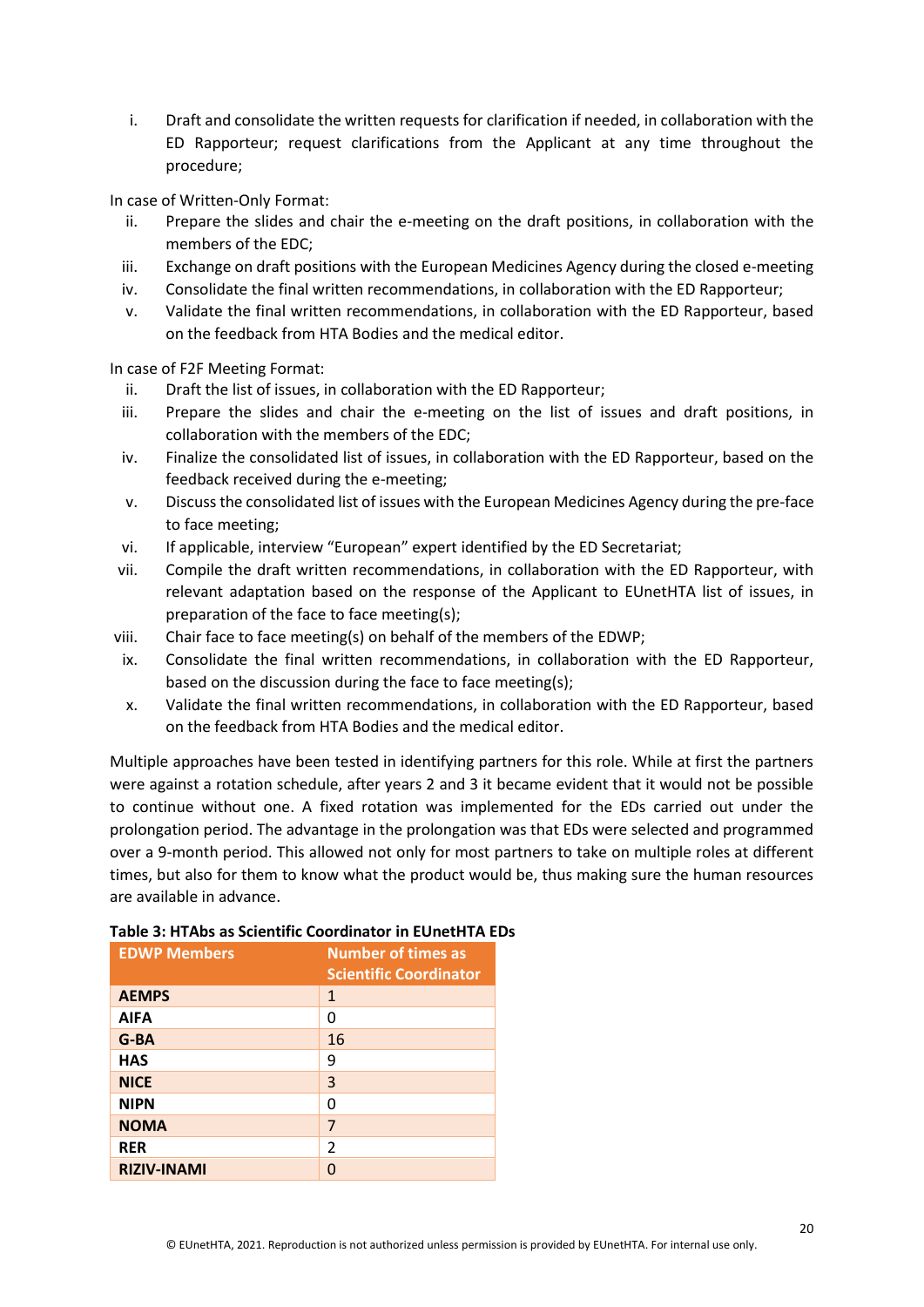i. Draft and consolidate the written requests for clarification if needed, in collaboration with the ED Rapporteur; request clarifications from the Applicant at any time throughout the procedure;

In case of Written-Only Format:

ii. Prepare the slides and chair the e-meeting on the draft positions, in collaboration with the members of the EDC;
iii. Exchange on draft positions with the European Medicines Agency during the closed e-meeting
iv. Consolidate the final written recommendations, in collaboration with the ED Rapporteur;
v. Validate the final written recommendations, in collaboration with the ED Rapporteur, based on the feedback from HTA Bodies and the medical editor.

In case of F2F Meeting Format:

ii. Draft the list of issues, in collaboration with the ED Rapporteur;
iii. Prepare the slides and chair the e-meeting on the list of issues and draft positions, in collaboration with the members of the EDC;
iv. Finalize the consolidated list of issues, in collaboration with the ED Rapporteur, based on the feedback received during the e-meeting;
v. Discuss the consolidated list of issues with the European Medicines Agency during the pre-face to face meeting;
vi. If applicable, interview "European" expert identified by the ED Secretariat;
vii. Compile the draft written recommendations, in collaboration with the ED Rapporteur, with relevant adaptation based on the response of the Applicant to EUnetHTA list of issues, in preparation of the face to face meeting(s);
viii. Chair face to face meeting(s) on behalf of the members of the EDWP;
ix. Consolidate the final written recommendations, in collaboration with the ED Rapporteur, based on the discussion during the face to face meeting(s);
x. Validate the final written recommendations, in collaboration with the ED Rapporteur, based on the feedback from HTA Bodies and the medical editor.

Multiple approaches have been tested in identifying partners for this role. While at first the partners were against a rotation schedule, after years 2 and 3 it became evident that it would not be possible to continue without one. A fixed rotation was implemented for the EDs carried out under the prolongation period. The advantage in the prolongation was that EDs were selected and programmed over a 9-month period. This allowed not only for most partners to take on multiple roles at different times, but also for them to know what the product would be, thus making sure the human resources are available in advance.

**Table 3: HTAbs as Scientific Coordinator in EUnetHTA EDs**

| EDWP Members | Number of times as Scientific Coordinator |
|---|---|
| **AEMPS** | 1 |
| **AIFA** | 0 |
| **G-BA** | 16 |
| **HAS** | 9 |
| **NICE** | 3 |
| **NIPN** | 0 |
| **NOMA** | 7 |
| **RER** | 2 |
| **RIZIV-INAMI** | 0 |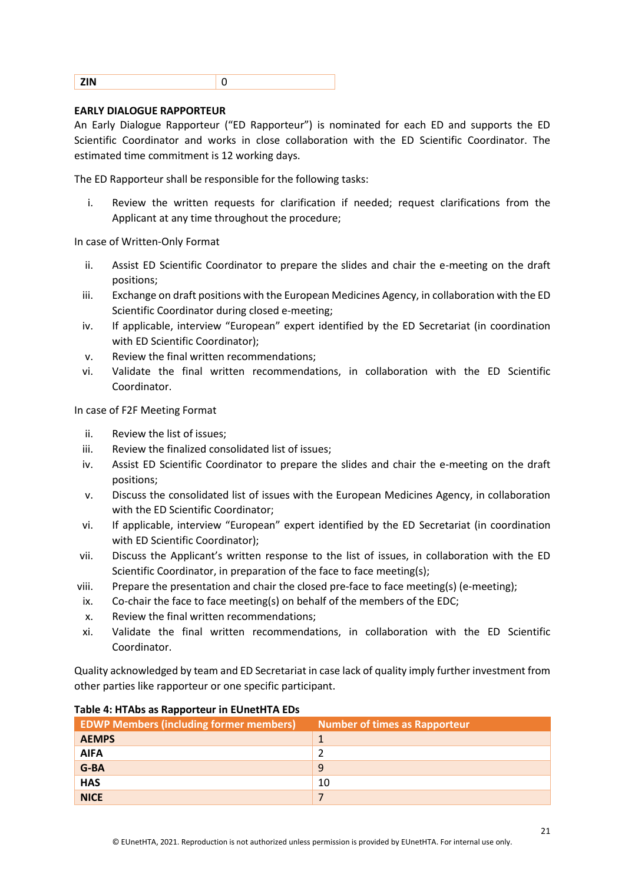| ZIN | 0 |
|---|---|

**EARLY DIALOGUE RAPPORTEUR**

An Early Dialogue Rapporteur ("ED Rapporteur") is nominated for each ED and supports the ED Scientific Coordinator and works in close collaboration with the ED Scientific Coordinator. The estimated time commitment is 12 working days.

The ED Rapporteur shall be responsible for the following tasks:

i. Review the written requests for clarification if needed; request clarifications from the Applicant at any time throughout the procedure;

In case of Written-Only Format

ii. Assist ED Scientific Coordinator to prepare the slides and chair the e-meeting on the draft positions;
iii. Exchange on draft positions with the European Medicines Agency, in collaboration with the ED Scientific Coordinator during closed e-meeting;
iv. If applicable, interview "European" expert identified by the ED Secretariat (in coordination with ED Scientific Coordinator);
v. Review the final written recommendations;
vi. Validate the final written recommendations, in collaboration with the ED Scientific Coordinator.

In case of F2F Meeting Format

ii. Review the list of issues;
iii. Review the finalized consolidated list of issues;
iv. Assist ED Scientific Coordinator to prepare the slides and chair the e-meeting on the draft positions;
v. Discuss the consolidated list of issues with the European Medicines Agency, in collaboration with the ED Scientific Coordinator;
vi. If applicable, interview "European" expert identified by the ED Secretariat (in coordination with ED Scientific Coordinator);
vii. Discuss the Applicant's written response to the list of issues, in collaboration with the ED Scientific Coordinator, in preparation of the face to face meeting(s);
viii. Prepare the presentation and chair the closed pre-face to face meeting(s) (e-meeting);
ix. Co-chair the face to face meeting(s) on behalf of the members of the EDC;
x. Review the final written recommendations;
xi. Validate the final written recommendations, in collaboration with the ED Scientific Coordinator.

Quality acknowledged by team and ED Secretariat in case lack of quality imply further investment from other parties like rapporteur or one specific participant.

**Table 4: HTAbs as Rapporteur in EUnetHTA EDs**

| EDWP Members (including former members) | Number of times as Rapporteur |
|---|---|
| **AEMPS** | 1 |
| **AIFA** | 2 |
| **G-BA** | 9 |
| **HAS** | 10 |
| **NICE** | 7 |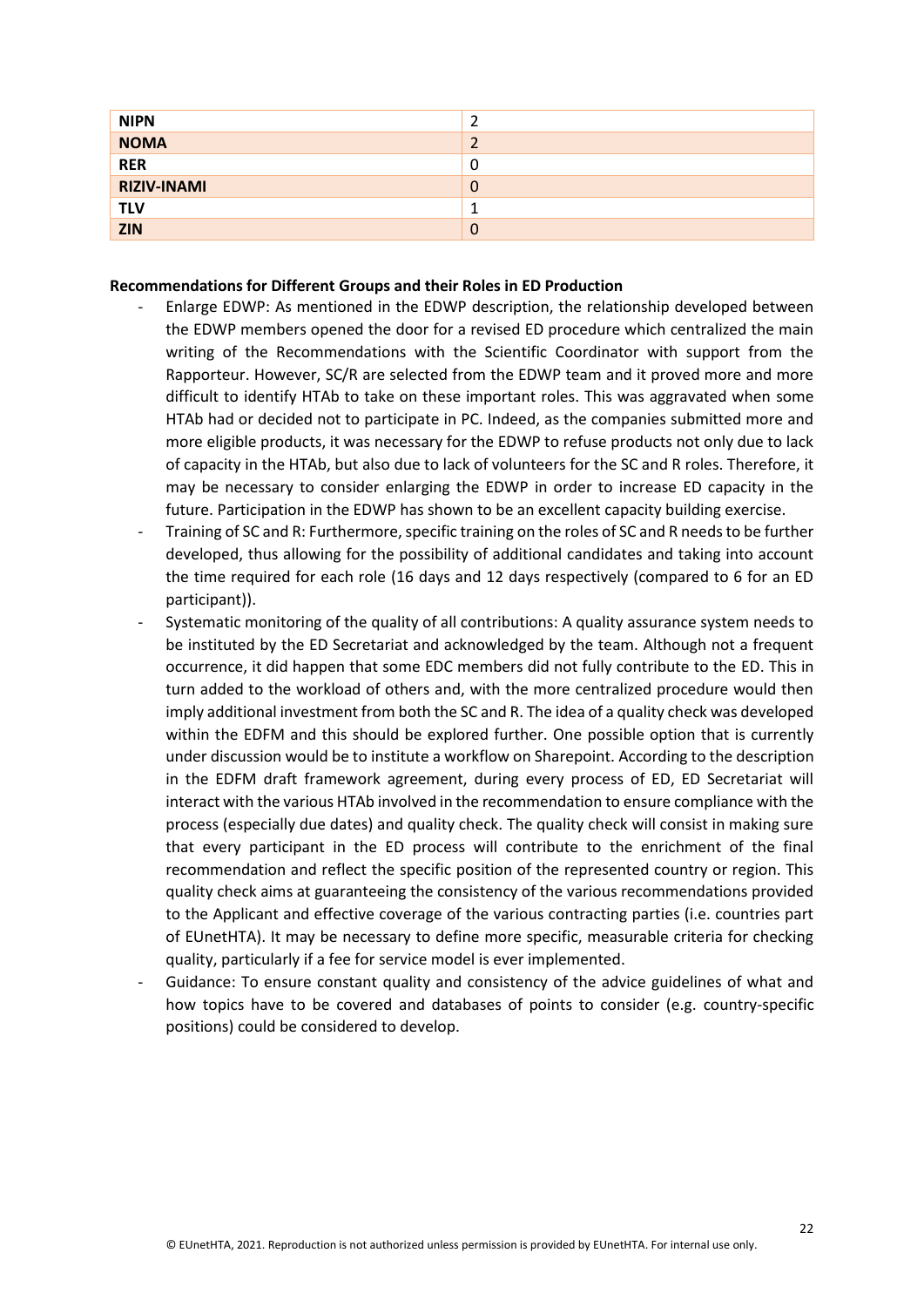| NIPN | 2 |
| --- | --- |
| NOMA | 2 |
| RER | 0 |
| RIZIV-INAMI | 0 |
| TLV | 1 |
| ZIN | 0 |

**Recommendations for Different Groups and their Roles in ED Production**

- Enlarge EDWP: As mentioned in the EDWP description, the relationship developed between the EDWP members opened the door for a revised ED procedure which centralized the main writing of the Recommendations with the Scientific Coordinator with support from the Rapporteur. However, SC/R are selected from the EDWP team and it proved more and more difficult to identify HTAb to take on these important roles. This was aggravated when some HTAb had or decided not to participate in PC. Indeed, as the companies submitted more and more eligible products, it was necessary for the EDWP to refuse products not only due to lack of capacity in the HTAb, but also due to lack of volunteers for the SC and R roles. Therefore, it may be necessary to consider enlarging the EDWP in order to increase ED capacity in the future. Participation in the EDWP has shown to be an excellent capacity building exercise.
- Training of SC and R: Furthermore, specific training on the roles of SC and R needs to be further developed, thus allowing for the possibility of additional candidates and taking into account the time required for each role (16 days and 12 days respectively (compared to 6 for an ED participant)).
- Systematic monitoring of the quality of all contributions: A quality assurance system needs to be instituted by the ED Secretariat and acknowledged by the team. Although not a frequent occurrence, it did happen that some EDC members did not fully contribute to the ED. This in turn added to the workload of others and, with the more centralized procedure would then imply additional investment from both the SC and R. The idea of a quality check was developed within the EDFM and this should be explored further. One possible option that is currently under discussion would be to institute a workflow on Sharepoint. According to the description in the EDFM draft framework agreement, during every process of ED, ED Secretariat will interact with the various HTAb involved in the recommendation to ensure compliance with the process (especially due dates) and quality check. The quality check will consist in making sure that every participant in the ED process will contribute to the enrichment of the final recommendation and reflect the specific position of the represented country or region. This quality check aims at guaranteeing the consistency of the various recommendations provided to the Applicant and effective coverage of the various contracting parties (i.e. countries part of EUnetHTA). It may be necessary to define more specific, measurable criteria for checking quality, particularly if a fee for service model is ever implemented.
- Guidance: To ensure constant quality and consistency of the advice guidelines of what and how topics have to be covered and databases of points to consider (e.g. country-specific positions) could be considered to develop.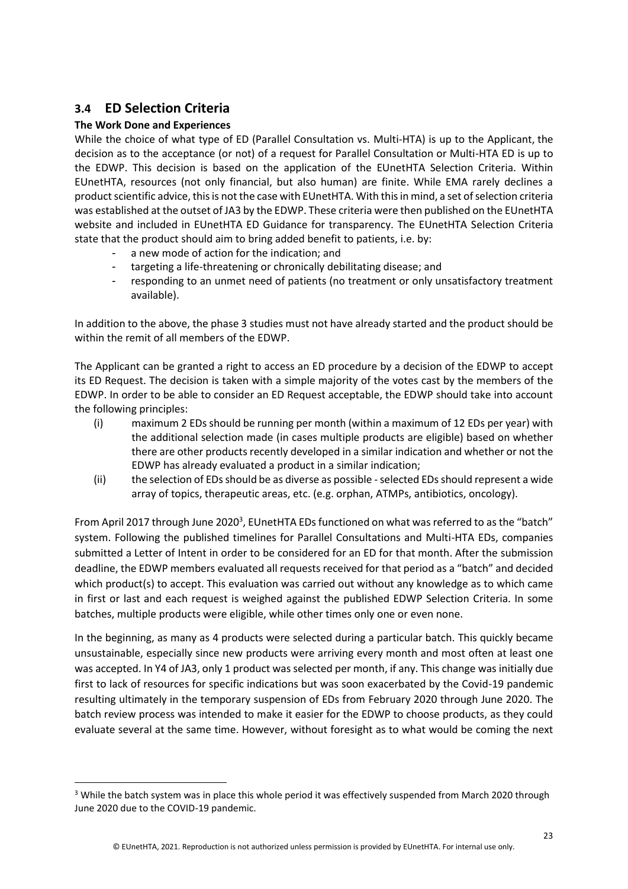## 3.4 ED Selection Criteria

**The Work Done and Experiences**

While the choice of what type of ED (Parallel Consultation vs. Multi-HTA) is up to the Applicant, the decision as to the acceptance (or not) of a request for Parallel Consultation or Multi-HTA ED is up to the EDWP. This decision is based on the application of the EUnetHTA Selection Criteria. Within EUnetHTA, resources (not only financial, but also human) are finite. While EMA rarely declines a product scientific advice, this is not the case with EUnetHTA. With this in mind, a set of selection criteria was established at the outset of JA3 by the EDWP. These criteria were then published on the EUnetHTA website and included in EUnetHTA ED Guidance for transparency. The EUnetHTA Selection Criteria state that the product should aim to bring added benefit to patients, i.e. by:

- a new mode of action for the indication; and
- targeting a life-threatening or chronically debilitating disease; and
- responding to an unmet need of patients (no treatment or only unsatisfactory treatment available).

In addition to the above, the phase 3 studies must not have already started and the product should be within the remit of all members of the EDWP.

The Applicant can be granted a right to access an ED procedure by a decision of the EDWP to accept its ED Request. The decision is taken with a simple majority of the votes cast by the members of the EDWP. In order to be able to consider an ED Request acceptable, the EDWP should take into account the following principles:

(i) maximum 2 EDs should be running per month (within a maximum of 12 EDs per year) with the additional selection made (in cases multiple products are eligible) based on whether there are other products recently developed in a similar indication and whether or not the EDWP has already evaluated a product in a similar indication;

(ii) the selection of EDs should be as diverse as possible - selected EDs should represent a wide array of topics, therapeutic areas, etc. (e.g. orphan, ATMPs, antibiotics, oncology).

From April 2017 through June 2020[3], EUnetHTA EDs functioned on what was referred to as the "batch" system. Following the published timelines for Parallel Consultations and Multi-HTA EDs, companies submitted a Letter of Intent in order to be considered for an ED for that month. After the submission deadline, the EDWP members evaluated all requests received for that period as a "batch" and decided which product(s) to accept. This evaluation was carried out without any knowledge as to which came in first or last and each request is weighed against the published EDWP Selection Criteria. In some batches, multiple products were eligible, while other times only one or even none.

In the beginning, as many as 4 products were selected during a particular batch. This quickly became unsustainable, especially since new products were arriving every month and most often at least one was accepted. In Y4 of JA3, only 1 product was selected per month, if any. This change was initially due first to lack of resources for specific indications but was soon exacerbated by the Covid-19 pandemic resulting ultimately in the temporary suspension of EDs from February 2020 through June 2020. The batch review process was intended to make it easier for the EDWP to choose products, as they could evaluate several at the same time. However, without foresight as to what would be coming the next

[3] While the batch system was in place this whole period it was effectively suspended from March 2020 through June 2020 due to the COVID-19 pandemic.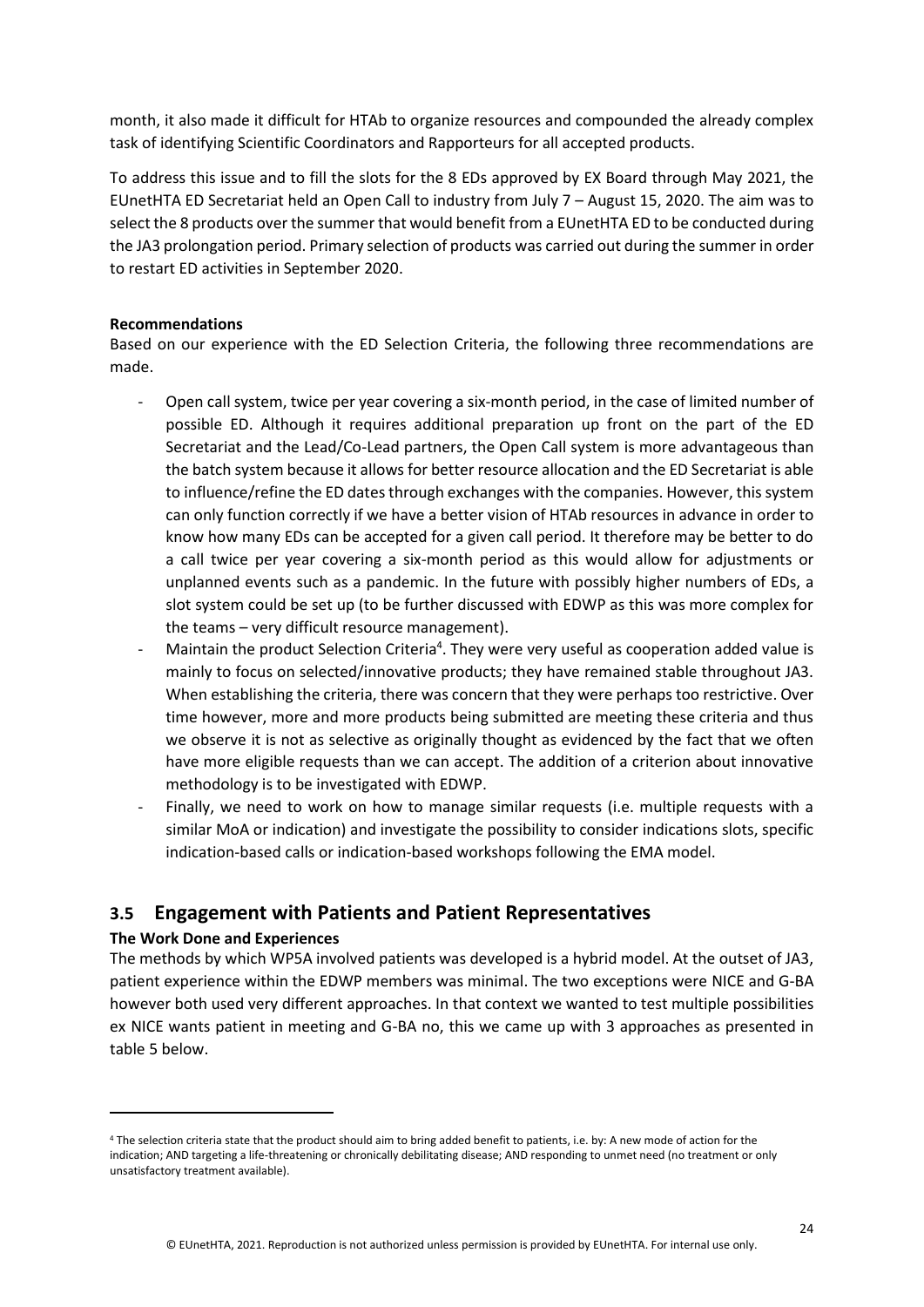month, it also made it difficult for HTAb to organize resources and compounded the already complex task of identifying Scientific Coordinators and Rapporteurs for all accepted products.

To address this issue and to fill the slots for the 8 EDs approved by EX Board through May 2021, the EUnetHTA ED Secretariat held an Open Call to industry from July 7 – August 15, 2020. The aim was to select the 8 products over the summer that would benefit from a EUnetHTA ED to be conducted during the JA3 prolongation period. Primary selection of products was carried out during the summer in order to restart ED activities in September 2020.

**Recommendations**

Based on our experience with the ED Selection Criteria, the following three recommendations are made.

- Open call system, twice per year covering a six-month period, in the case of limited number of possible ED. Although it requires additional preparation up front on the part of the ED Secretariat and the Lead/Co-Lead partners, the Open Call system is more advantageous than the batch system because it allows for better resource allocation and the ED Secretariat is able to influence/refine the ED dates through exchanges with the companies. However, this system can only function correctly if we have a better vision of HTAb resources in advance in order to know how many EDs can be accepted for a given call period. It therefore may be better to do a call twice per year covering a six-month period as this would allow for adjustments or unplanned events such as a pandemic. In the future with possibly higher numbers of EDs, a slot system could be set up (to be further discussed with EDWP as this was more complex for the teams – very difficult resource management).
- Maintain the product Selection Criteria[4]. They were very useful as cooperation added value is mainly to focus on selected/innovative products; they have remained stable throughout JA3. When establishing the criteria, there was concern that they were perhaps too restrictive. Over time however, more and more products being submitted are meeting these criteria and thus we observe it is not as selective as originally thought as evidenced by the fact that we often have more eligible requests than we can accept. The addition of a criterion about innovative methodology is to be investigated with EDWP.
- Finally, we need to work on how to manage similar requests (i.e. multiple requests with a similar MoA or indication) and investigate the possibility to consider indications slots, specific indication-based calls or indication-based workshops following the EMA model.

## 3.5 Engagement with Patients and Patient Representatives

**The Work Done and Experiences**

The methods by which WP5A involved patients was developed is a hybrid model. At the outset of JA3, patient experience within the EDWP members was minimal. The two exceptions were NICE and G-BA however both used very different approaches. In that context we wanted to test multiple possibilities ex NICE wants patient in meeting and G-BA no, this we came up with 3 approaches as presented in table 5 below.

[4] The selection criteria state that the product should aim to bring added benefit to patients, i.e. by: A new mode of action for the indication; AND targeting a life-threatening or chronically debilitating disease; AND responding to unmet need (no treatment or only unsatisfactory treatment available).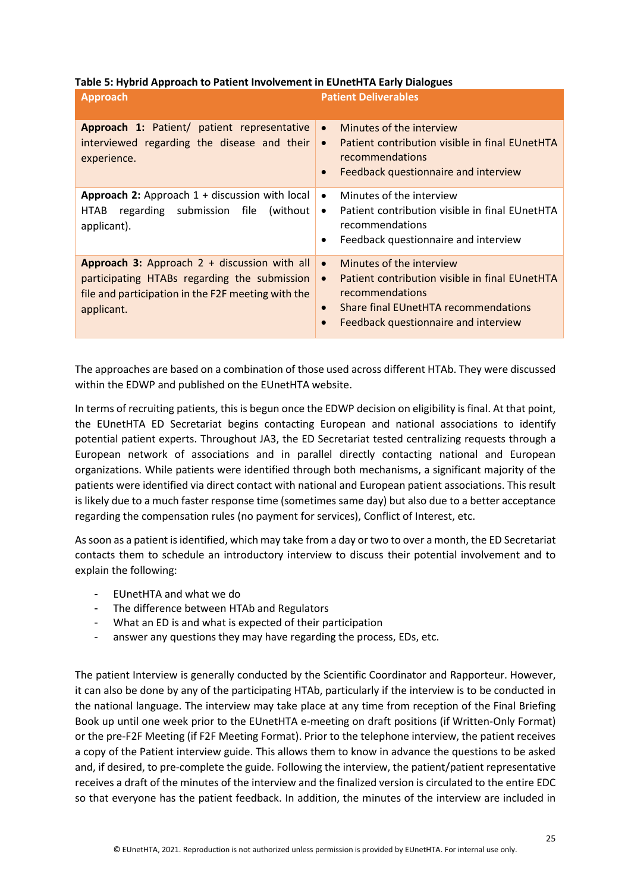**Table 5: Hybrid Approach to Patient Involvement in EUnetHTA Early Dialogues**

| Approach | Patient Deliverables |
| --- | --- |
| **Approach 1:** Patient/ patient representative interviewed regarding the disease and their experience. | • Minutes of the interview<br>• Patient contribution visible in final EUnetHTA recommendations<br>• Feedback questionnaire and interview |
| **Approach 2:** Approach 1 + discussion with local HTAB regarding submission file (without applicant). | • Minutes of the interview<br>• Patient contribution visible in final EUnetHTA recommendations<br>• Feedback questionnaire and interview |
| **Approach 3:** Approach 2 + discussion with all participating HTABs regarding the submission file and participation in the F2F meeting with the applicant. | • Minutes of the interview<br>• Patient contribution visible in final EUnetHTA recommendations<br>• Share final EUnetHTA recommendations<br>• Feedback questionnaire and interview |

The approaches are based on a combination of those used across different HTAb. They were discussed within the EDWP and published on the EUnetHTA website.

In terms of recruiting patients, this is begun once the EDWP decision on eligibility is final. At that point, the EUnetHTA ED Secretariat begins contacting European and national associations to identify potential patient experts. Throughout JA3, the ED Secretariat tested centralizing requests through a European network of associations and in parallel directly contacting national and European organizations. While patients were identified through both mechanisms, a significant majority of the patients were identified via direct contact with national and European patient associations. This result is likely due to a much faster response time (sometimes same day) but also due to a better acceptance regarding the compensation rules (no payment for services), Conflict of Interest, etc.

As soon as a patient is identified, which may take from a day or two to over a month, the ED Secretariat contacts them to schedule an introductory interview to discuss their potential involvement and to explain the following:

- EUnetHTA and what we do
- The difference between HTAb and Regulators
- What an ED is and what is expected of their participation
- answer any questions they may have regarding the process, EDs, etc.

The patient Interview is generally conducted by the Scientific Coordinator and Rapporteur. However, it can also be done by any of the participating HTAb, particularly if the interview is to be conducted in the national language. The interview may take place at any time from reception of the Final Briefing Book up until one week prior to the EUnetHTA e-meeting on draft positions (if Written-Only Format) or the pre-F2F Meeting (if F2F Meeting Format). Prior to the telephone interview, the patient receives a copy of the Patient interview guide. This allows them to know in advance the questions to be asked and, if desired, to pre-complete the guide. Following the interview, the patient/patient representative receives a draft of the minutes of the interview and the finalized version is circulated to the entire EDC so that everyone has the patient feedback. In addition, the minutes of the interview are included in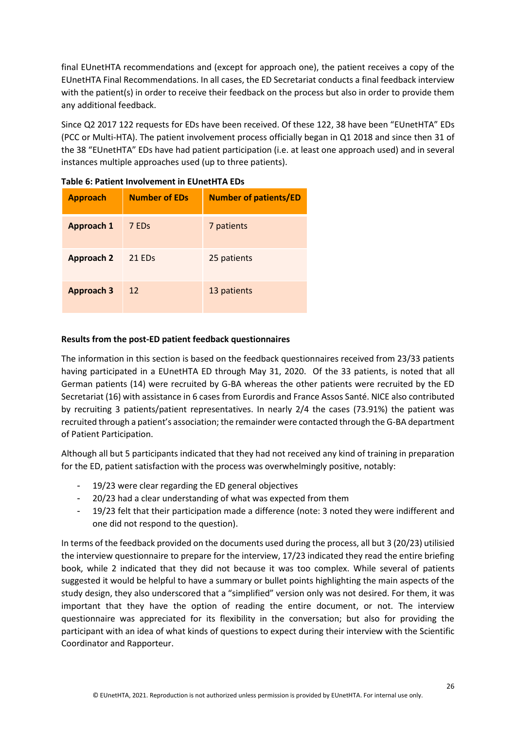final EUnetHTA recommendations and (except for approach one), the patient receives a copy of the EUnetHTA Final Recommendations. In all cases, the ED Secretariat conducts a final feedback interview with the patient(s) in order to receive their feedback on the process but also in order to provide them any additional feedback.

Since Q2 2017 122 requests for EDs have been received. Of these 122, 38 have been "EUnetHTA" EDs (PCC or Multi-HTA). The patient involvement process officially began in Q1 2018 and since then 31 of the 38 "EUnetHTA" EDs have had patient participation (i.e. at least one approach used) and in several instances multiple approaches used (up to three patients).

**Table 6: Patient Involvement in EUnetHTA EDs**

| Approach | Number of EDs | Number of patients/ED |
|---|---|---|
| **Approach 1** | 7 EDs | 7 patients |
| **Approach 2** | 21 EDs | 25 patients |
| **Approach 3** | 12 | 13 patients |

**Results from the post-ED patient feedback questionnaires**

The information in this section is based on the feedback questionnaires received from 23/33 patients having participated in a EUnetHTA ED through May 31, 2020. Of the 33 patients, is noted that all German patients (14) were recruited by G-BA whereas the other patients were recruited by the ED Secretariat (16) with assistance in 6 cases from Eurordis and France Assos Santé. NICE also contributed by recruiting 3 patients/patient representatives. In nearly 2/4 the cases (73.91%) the patient was recruited through a patient's association; the remainder were contacted through the G-BA department of Patient Participation.

Although all but 5 participants indicated that they had not received any kind of training in preparation for the ED, patient satisfaction with the process was overwhelmingly positive, notably:

- 19/23 were clear regarding the ED general objectives
- 20/23 had a clear understanding of what was expected from them
- 19/23 felt that their participation made a difference (note: 3 noted they were indifferent and one did not respond to the question).

In terms of the feedback provided on the documents used during the process, all but 3 (20/23) utilised the interview questionnaire to prepare for the interview, 17/23 indicated they read the entire briefing book, while 2 indicated that they did not because it was too complex. While several of patients suggested it would be helpful to have a summary or bullet points highlighting the main aspects of the study design, they also underscored that a "simplified" version only was not desired. For them, it was important that they have the option of reading the entire document, or not. The interview questionnaire was appreciated for its flexibility in the conversation; but also for providing the participant with an idea of what kinds of questions to expect during their interview with the Scientific Coordinator and Rapporteur.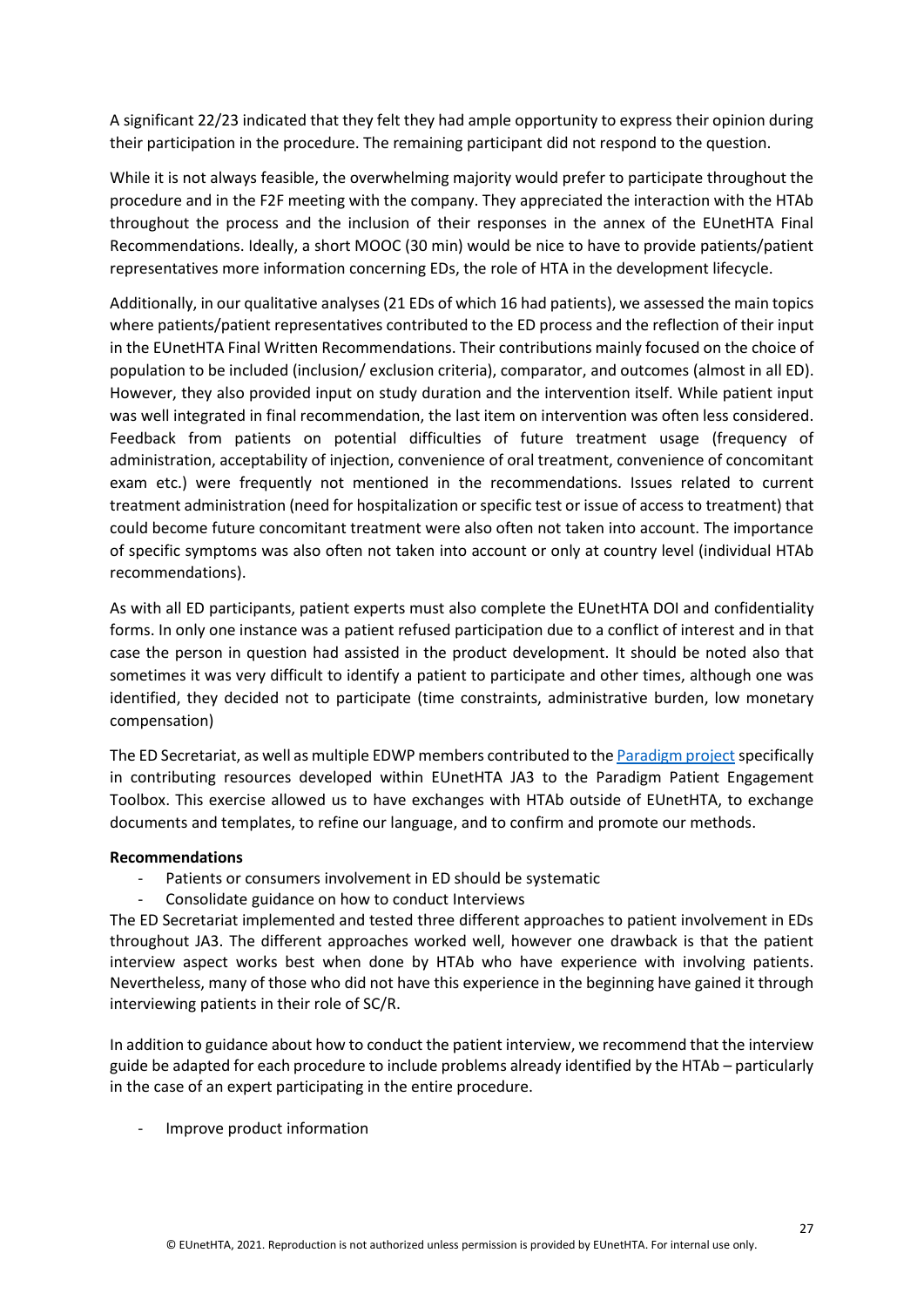A significant 22/23 indicated that they felt they had ample opportunity to express their opinion during their participation in the procedure. The remaining participant did not respond to the question.

While it is not always feasible, the overwhelming majority would prefer to participate throughout the procedure and in the F2F meeting with the company. They appreciated the interaction with the HTAb throughout the process and the inclusion of their responses in the annex of the EUnetHTA Final Recommendations. Ideally, a short MOOC (30 min) would be nice to have to provide patients/patient representatives more information concerning EDs, the role of HTA in the development lifecycle.

Additionally, in our qualitative analyses (21 EDs of which 16 had patients), we assessed the main topics where patients/patient representatives contributed to the ED process and the reflection of their input in the EUnetHTA Final Written Recommendations. Their contributions mainly focused on the choice of population to be included (inclusion/ exclusion criteria), comparator, and outcomes (almost in all ED). However, they also provided input on study duration and the intervention itself. While patient input was well integrated in final recommendation, the last item on intervention was often less considered. Feedback from patients on potential difficulties of future treatment usage (frequency of administration, acceptability of injection, convenience of oral treatment, convenience of concomitant exam etc.) were frequently not mentioned in the recommendations. Issues related to current treatment administration (need for hospitalization or specific test or issue of access to treatment) that could become future concomitant treatment were also often not taken into account. The importance of specific symptoms was also often not taken into account or only at country level (individual HTAb recommendations).

As with all ED participants, patient experts must also complete the EUnetHTA DOI and confidentiality forms. In only one instance was a patient refused participation due to a conflict of interest and in that case the person in question had assisted in the product development. It should be noted also that sometimes it was very difficult to identify a patient to participate and other times, although one was identified, they decided not to participate (time constraints, administrative burden, low monetary compensation)

The ED Secretariat, as well as multiple EDWP members contributed to the Paradigm project specifically in contributing resources developed within EUnetHTA JA3 to the Paradigm Patient Engagement Toolbox. This exercise allowed us to have exchanges with HTAb outside of EUnetHTA, to exchange documents and templates, to refine our language, and to confirm and promote our methods.

**Recommendations**

- Patients or consumers involvement in ED should be systematic
- Consolidate guidance on how to conduct Interviews

The ED Secretariat implemented and tested three different approaches to patient involvement in EDs throughout JA3. The different approaches worked well, however one drawback is that the patient interview aspect works best when done by HTAb who have experience with involving patients. Nevertheless, many of those who did not have this experience in the beginning have gained it through interviewing patients in their role of SC/R.

In addition to guidance about how to conduct the patient interview, we recommend that the interview guide be adapted for each procedure to include problems already identified by the HTAb – particularly in the case of an expert participating in the entire procedure.

- Improve product information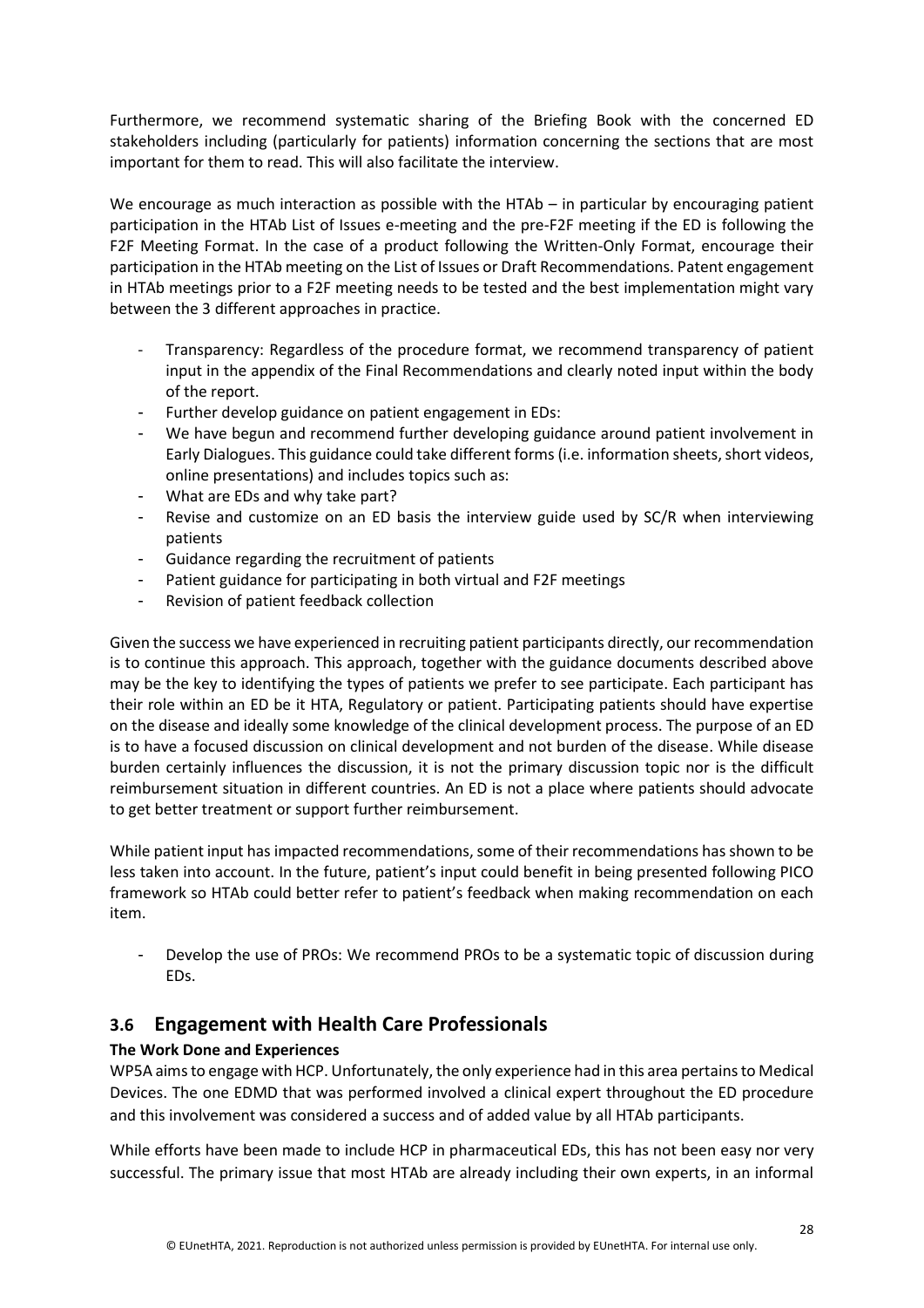Furthermore, we recommend systematic sharing of the Briefing Book with the concerned ED stakeholders including (particularly for patients) information concerning the sections that are most important for them to read. This will also facilitate the interview.

We encourage as much interaction as possible with the HTAb – in particular by encouraging patient participation in the HTAb List of Issues e-meeting and the pre-F2F meeting if the ED is following the F2F Meeting Format. In the case of a product following the Written-Only Format, encourage their participation in the HTAb meeting on the List of Issues or Draft Recommendations. Patent engagement in HTAb meetings prior to a F2F meeting needs to be tested and the best implementation might vary between the 3 different approaches in practice.

- Transparency: Regardless of the procedure format, we recommend transparency of patient input in the appendix of the Final Recommendations and clearly noted input within the body of the report.
- Further develop guidance on patient engagement in EDs:
- We have begun and recommend further developing guidance around patient involvement in Early Dialogues. This guidance could take different forms (i.e. information sheets, short videos, online presentations) and includes topics such as:
- What are EDs and why take part?
- Revise and customize on an ED basis the interview guide used by SC/R when interviewing patients
- Guidance regarding the recruitment of patients
- Patient guidance for participating in both virtual and F2F meetings
- Revision of patient feedback collection

Given the success we have experienced in recruiting patient participants directly, our recommendation is to continue this approach. This approach, together with the guidance documents described above may be the key to identifying the types of patients we prefer to see participate. Each participant has their role within an ED be it HTA, Regulatory or patient. Participating patients should have expertise on the disease and ideally some knowledge of the clinical development process. The purpose of an ED is to have a focused discussion on clinical development and not burden of the disease. While disease burden certainly influences the discussion, it is not the primary discussion topic nor is the difficult reimbursement situation in different countries. An ED is not a place where patients should advocate to get better treatment or support further reimbursement.

While patient input has impacted recommendations, some of their recommendations has shown to be less taken into account. In the future, patient's input could benefit in being presented following PICO framework so HTAb could better refer to patient's feedback when making recommendation on each item.

- Develop the use of PROs: We recommend PROs to be a systematic topic of discussion during EDs.

## 3.6 Engagement with Health Care Professionals

**The Work Done and Experiences**

WP5A aims to engage with HCP. Unfortunately, the only experience had in this area pertains to Medical Devices. The one EDMD that was performed involved a clinical expert throughout the ED procedure and this involvement was considered a success and of added value by all HTAb participants.

While efforts have been made to include HCP in pharmaceutical EDs, this has not been easy nor very successful. The primary issue that most HTAb are already including their own experts, in an informal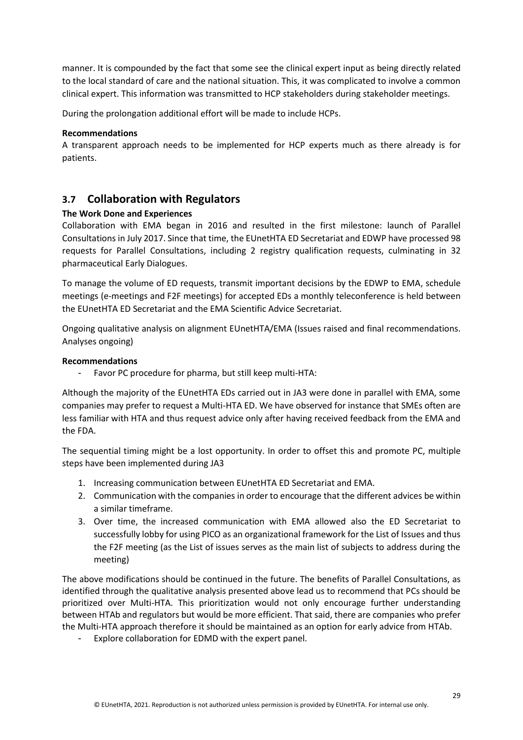manner. It is compounded by the fact that some see the clinical expert input as being directly related to the local standard of care and the national situation. This, it was complicated to involve a common clinical expert. This information was transmitted to HCP stakeholders during stakeholder meetings.

During the prolongation additional effort will be made to include HCPs.

**Recommendations**

A transparent approach needs to be implemented for HCP experts much as there already is for patients.

## 3.7 Collaboration with Regulators

**The Work Done and Experiences**

Collaboration with EMA began in 2016 and resulted in the first milestone: launch of Parallel Consultations in July 2017. Since that time, the EUnetHTA ED Secretariat and EDWP have processed 98 requests for Parallel Consultations, including 2 registry qualification requests, culminating in 32 pharmaceutical Early Dialogues.

To manage the volume of ED requests, transmit important decisions by the EDWP to EMA, schedule meetings (e-meetings and F2F meetings) for accepted EDs a monthly teleconference is held between the EUnetHTA ED Secretariat and the EMA Scientific Advice Secretariat.

Ongoing qualitative analysis on alignment EUnetHTA/EMA (Issues raised and final recommendations. Analyses ongoing)

**Recommendations**

- Favor PC procedure for pharma, but still keep multi-HTA:

Although the majority of the EUnetHTA EDs carried out in JA3 were done in parallel with EMA, some companies may prefer to request a Multi-HTA ED. We have observed for instance that SMEs often are less familiar with HTA and thus request advice only after having received feedback from the EMA and the FDA.

The sequential timing might be a lost opportunity. In order to offset this and promote PC, multiple steps have been implemented during JA3

1. Increasing communication between EUnetHTA ED Secretariat and EMA.
2. Communication with the companies in order to encourage that the different advices be within a similar timeframe.
3. Over time, the increased communication with EMA allowed also the ED Secretariat to successfully lobby for using PICO as an organizational framework for the List of Issues and thus the F2F meeting (as the List of issues serves as the main list of subjects to address during the meeting)

The above modifications should be continued in the future. The benefits of Parallel Consultations, as identified through the qualitative analysis presented above lead us to recommend that PCs should be prioritized over Multi-HTA. This prioritization would not only encourage further understanding between HTAb and regulators but would be more efficient. That said, there are companies who prefer the Multi-HTA approach therefore it should be maintained as an option for early advice from HTAb.

- Explore collaboration for EDMD with the expert panel.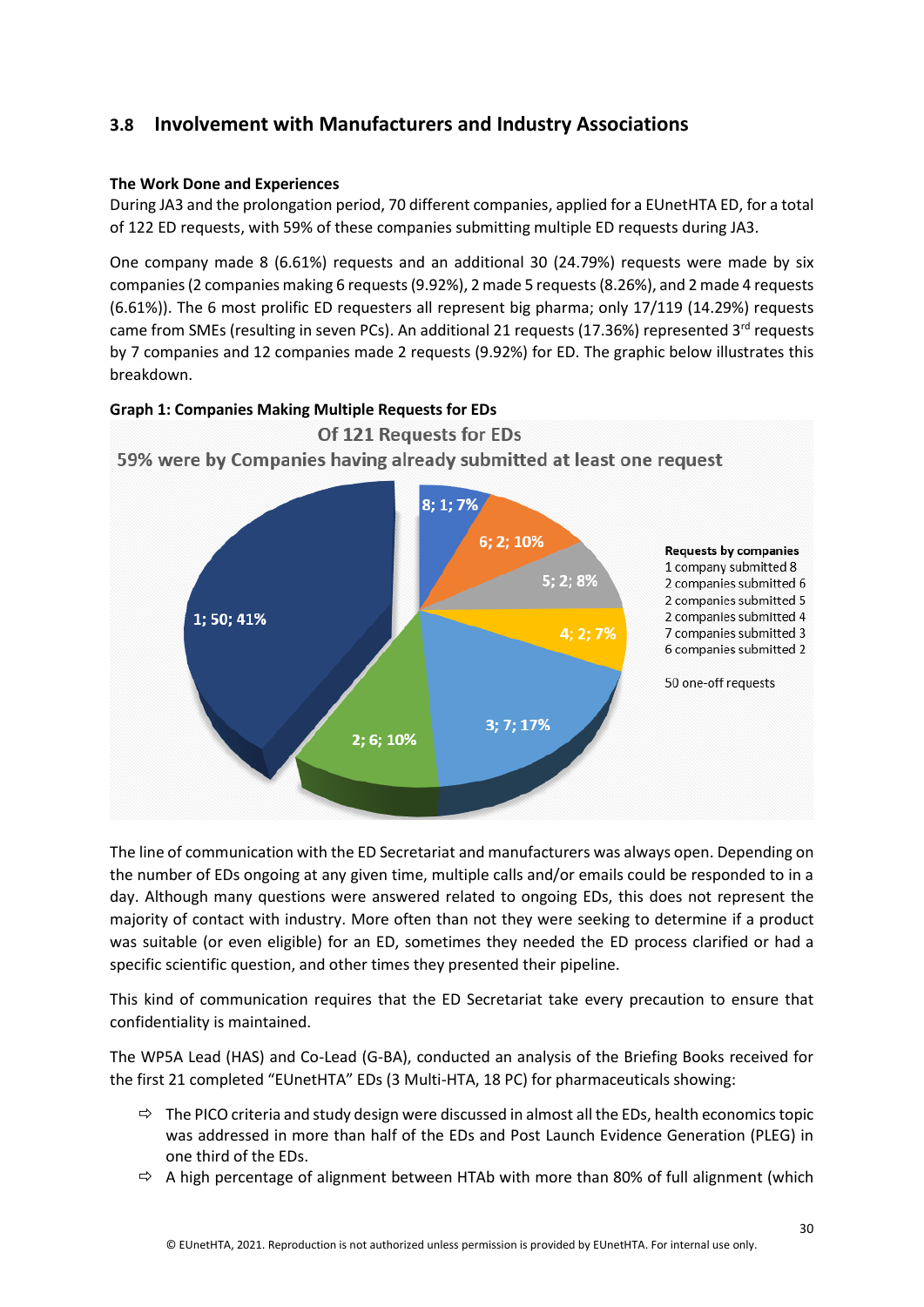## 3.8 Involvement with Manufacturers and Industry Associations

**The Work Done and Experiences**

During JA3 and the prolongation period, 70 different companies, applied for a EUnetHTA ED, for a total of 122 ED requests, with 59% of these companies submitting multiple ED requests during JA3.

One company made 8 (6.61%) requests and an additional 30 (24.79%) requests were made by six companies (2 companies making 6 requests (9.92%), 2 made 5 requests (8.26%), and 2 made 4 requests (6.61%)). The 6 most prolific ED requesters all represent big pharma; only 17/119 (14.29%) requests came from SMEs (resulting in seven PCs). An additional 21 requests (17.36%) represented 3rd requests by 7 companies and 12 companies made 2 requests (9.92%) for ED. The graphic below illustrates this breakdown.

**Graph 1: Companies Making Multiple Requests for EDs**

Of 121 Requests for EDs

59% were by Companies having already submitted at least one request

8; 1; 7%

6; 2; 10%

5; 2; 8%

4; 2; 7%

3; 7; 17%

2; 6; 10%

1; 50; 41%

**Requests by companies**
1 company submitted 8
2 companies submitted 6
2 companies submitted 5
2 companies submitted 4
7 companies submitted 3
6 companies submitted 2

50 one-off requests

The line of communication with the ED Secretariat and manufacturers was always open. Depending on the number of EDs ongoing at any given time, multiple calls and/or emails could be responded to in a day. Although many questions were answered related to ongoing EDs, this does not represent the majority of contact with industry. More often than not they were seeking to determine if a product was suitable (or even eligible) for an ED, sometimes they needed the ED process clarified or had a specific scientific question, and other times they presented their pipeline.

This kind of communication requires that the ED Secretariat take every precaution to ensure that confidentiality is maintained.

The WP5A Lead (HAS) and Co-Lead (G-BA), conducted an analysis of the Briefing Books received for the first 21 completed "EUnetHTA" EDs (3 Multi-HTA, 18 PC) for pharmaceuticals showing:

- The PICO criteria and study design were discussed in almost all the EDs, health economics topic was addressed in more than half of the EDs and Post Launch Evidence Generation (PLEG) in one third of the EDs.
- A high percentage of alignment between HTAb with more than 80% of full alignment (which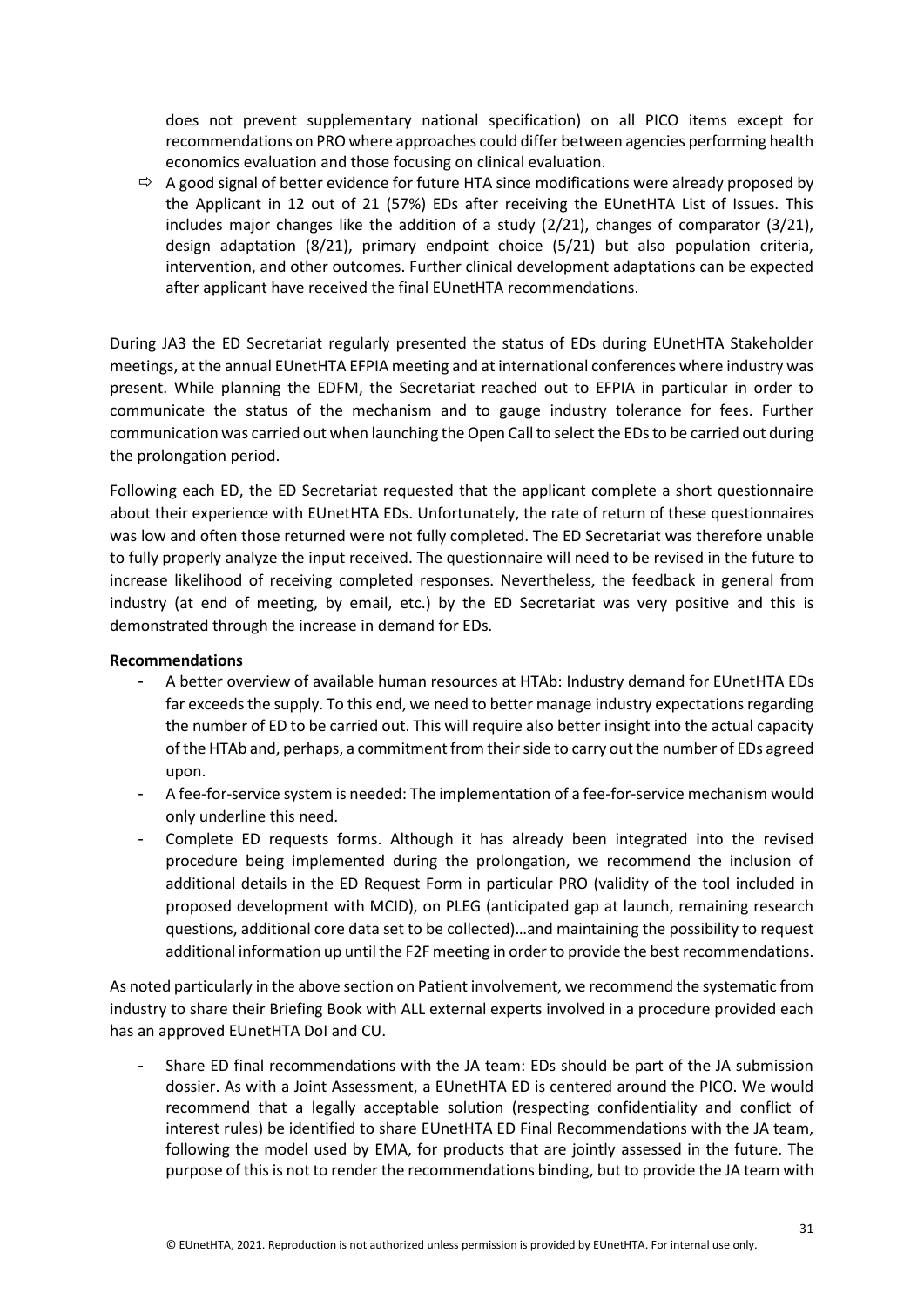does not prevent supplementary national specification) on all PICO items except for recommendations on PRO where approaches could differ between agencies performing health economics evaluation and those focusing on clinical evaluation.

⇨ A good signal of better evidence for future HTA since modifications were already proposed by the Applicant in 12 out of 21 (57%) EDs after receiving the EUnetHTA List of Issues. This includes major changes like the addition of a study (2/21), changes of comparator (3/21), design adaptation (8/21), primary endpoint choice (5/21) but also population criteria, intervention, and other outcomes. Further clinical development adaptations can be expected after applicant have received the final EUnetHTA recommendations.

During JA3 the ED Secretariat regularly presented the status of EDs during EUnetHTA Stakeholder meetings, at the annual EUnetHTA EFPIA meeting and at international conferences where industry was present. While planning the EDFM, the Secretariat reached out to EFPIA in particular in order to communicate the status of the mechanism and to gauge industry tolerance for fees. Further communication was carried out when launching the Open Call to select the EDs to be carried out during the prolongation period.

Following each ED, the ED Secretariat requested that the applicant complete a short questionnaire about their experience with EUnetHTA EDs. Unfortunately, the rate of return of these questionnaires was low and often those returned were not fully completed. The ED Secretariat was therefore unable to fully properly analyze the input received. The questionnaire will need to be revised in the future to increase likelihood of receiving completed responses. Nevertheless, the feedback in general from industry (at end of meeting, by email, etc.) by the ED Secretariat was very positive and this is demonstrated through the increase in demand for EDs.

**Recommendations**

- A better overview of available human resources at HTAb: Industry demand for EUnetHTA EDs far exceeds the supply. To this end, we need to better manage industry expectations regarding the number of ED to be carried out. This will require also better insight into the actual capacity of the HTAb and, perhaps, a commitment from their side to carry out the number of EDs agreed upon.
- A fee-for-service system is needed: The implementation of a fee-for-service mechanism would only underline this need.
- Complete ED requests forms. Although it has already been integrated into the revised procedure being implemented during the prolongation, we recommend the inclusion of additional details in the ED Request Form in particular PRO (validity of the tool included in proposed development with MCID), on PLEG (anticipated gap at launch, remaining research questions, additional core data set to be collected)…and maintaining the possibility to request additional information up until the F2F meeting in order to provide the best recommendations.

As noted particularly in the above section on Patient involvement, we recommend the systematic from industry to share their Briefing Book with ALL external experts involved in a procedure provided each has an approved EUnetHTA DoI and CU.

- Share ED final recommendations with the JA team: EDs should be part of the JA submission dossier. As with a Joint Assessment, a EUnetHTA ED is centered around the PICO. We would recommend that a legally acceptable solution (respecting confidentiality and conflict of interest rules) be identified to share EUnetHTA ED Final Recommendations with the JA team, following the model used by EMA, for products that are jointly assessed in the future. The purpose of this is not to render the recommendations binding, but to provide the JA team with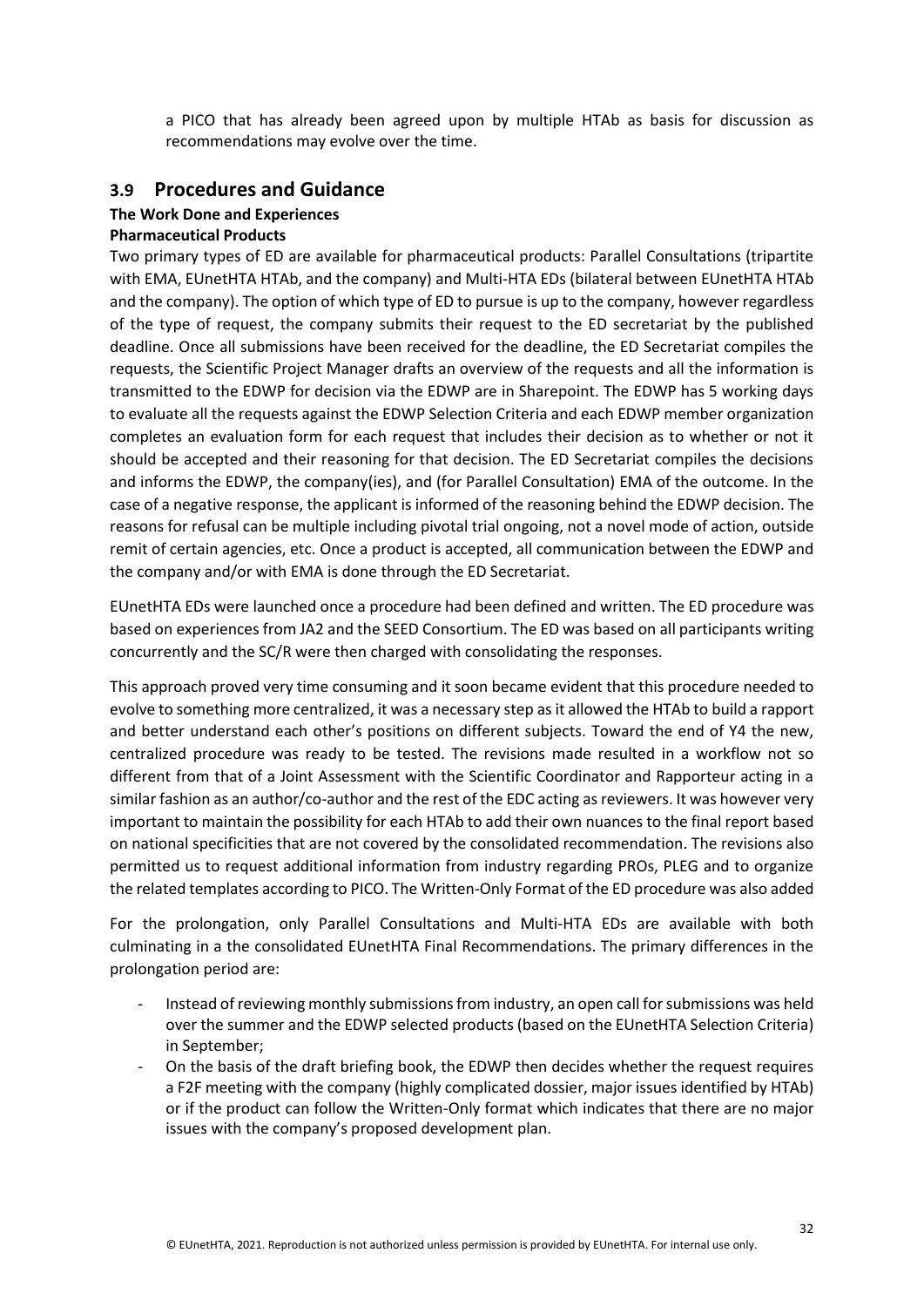a PICO that has already been agreed upon by multiple HTAb as basis for discussion as recommendations may evolve over the time.

## 3.9 Procedures and Guidance

**The Work Done and Experiences**

**Pharmaceutical Products**

Two primary types of ED are available for pharmaceutical products: Parallel Consultations (tripartite with EMA, EUnetHTA HTAb, and the company) and Multi-HTA EDs (bilateral between EUnetHTA HTAb and the company). The option of which type of ED to pursue is up to the company, however regardless of the type of request, the company submits their request to the ED secretariat by the published deadline. Once all submissions have been received for the deadline, the ED Secretariat compiles the requests, the Scientific Project Manager drafts an overview of the requests and all the information is transmitted to the EDWP for decision via the EDWP are in Sharepoint. The EDWP has 5 working days to evaluate all the requests against the EDWP Selection Criteria and each EDWP member organization completes an evaluation form for each request that includes their decision as to whether or not it should be accepted and their reasoning for that decision. The ED Secretariat compiles the decisions and informs the EDWP, the company(ies), and (for Parallel Consultation) EMA of the outcome. In the case of a negative response, the applicant is informed of the reasoning behind the EDWP decision. The reasons for refusal can be multiple including pivotal trial ongoing, not a novel mode of action, outside remit of certain agencies, etc. Once a product is accepted, all communication between the EDWP and the company and/or with EMA is done through the ED Secretariat.

EUnetHTA EDs were launched once a procedure had been defined and written. The ED procedure was based on experiences from JA2 and the SEED Consortium. The ED was based on all participants writing concurrently and the SC/R were then charged with consolidating the responses.

This approach proved very time consuming and it soon became evident that this procedure needed to evolve to something more centralized, it was a necessary step as it allowed the HTAb to build a rapport and better understand each other's positions on different subjects. Toward the end of Y4 the new, centralized procedure was ready to be tested. The revisions made resulted in a workflow not so different from that of a Joint Assessment with the Scientific Coordinator and Rapporteur acting in a similar fashion as an author/co-author and the rest of the EDC acting as reviewers. It was however very important to maintain the possibility for each HTAb to add their own nuances to the final report based on national specificities that are not covered by the consolidated recommendation. The revisions also permitted us to request additional information from industry regarding PROs, PLEG and to organize the related templates according to PICO. The Written-Only Format of the ED procedure was also added

For the prolongation, only Parallel Consultations and Multi-HTA EDs are available with both culminating in a the consolidated EUnetHTA Final Recommendations. The primary differences in the prolongation period are:

- Instead of reviewing monthly submissions from industry, an open call for submissions was held over the summer and the EDWP selected products (based on the EUnetHTA Selection Criteria) in September;
- On the basis of the draft briefing book, the EDWP then decides whether the request requires a F2F meeting with the company (highly complicated dossier, major issues identified by HTAb) or if the product can follow the Written-Only format which indicates that there are no major issues with the company's proposed development plan.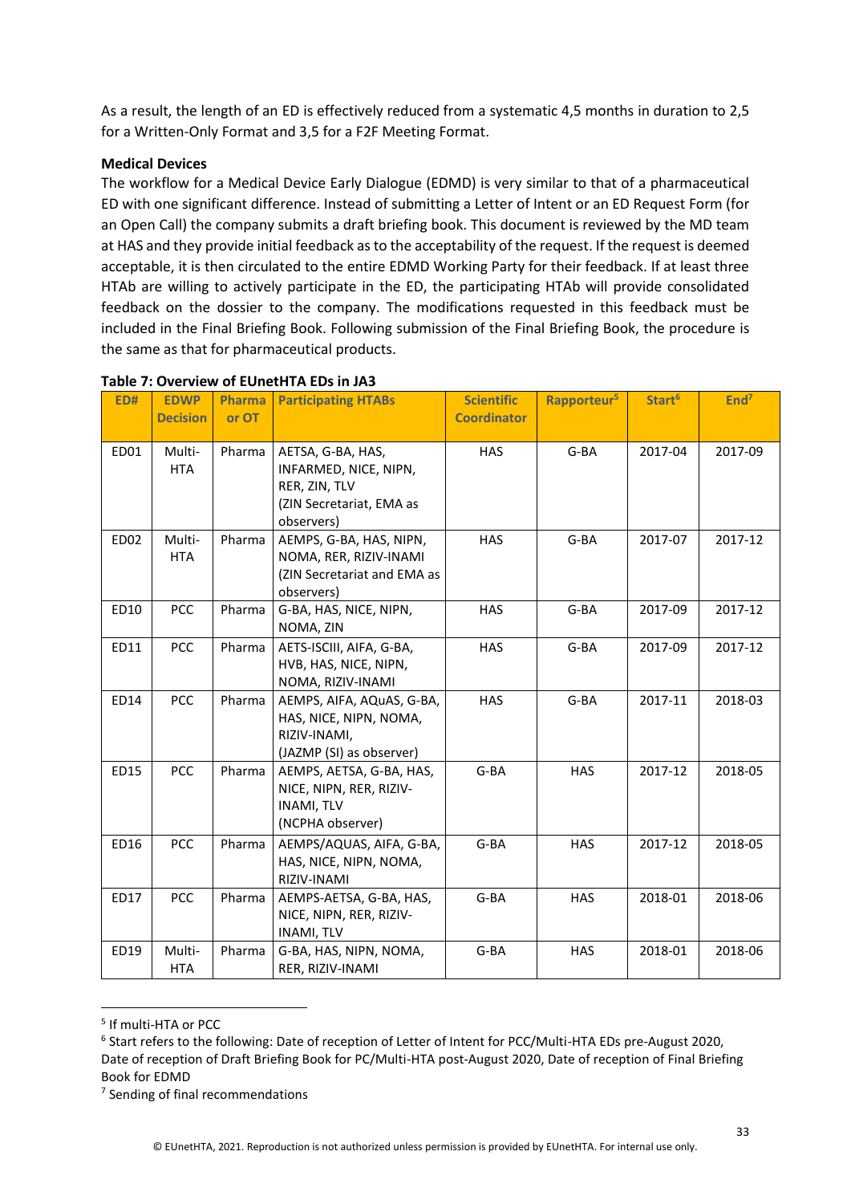As a result, the length of an ED is effectively reduced from a systematic 4,5 months in duration to 2,5 for a Written-Only Format and 3,5 for a F2F Meeting Format.

**Medical Devices**

The workflow for a Medical Device Early Dialogue (EDMD) is very similar to that of a pharmaceutical ED with one significant difference. Instead of submitting a Letter of Intent or an ED Request Form (for an Open Call) the company submits a draft briefing book. This document is reviewed by the MD team at HAS and they provide initial feedback as to the acceptability of the request. If the request is deemed acceptable, it is then circulated to the entire EDMD Working Party for their feedback. If at least three HTAb are willing to actively participate in the ED, the participating HTAb will provide consolidated feedback on the dossier to the company. The modifications requested in this feedback must be included in the Final Briefing Book. Following submission of the Final Briefing Book, the procedure is the same as that for pharmaceutical products.

**Table 7: Overview of EUnetHTA EDs in JA3**

| ED# | EDWP Decision | Pharma or OT | Participating HTABs | Scientific Coordinator | Rapporteur[5] | Start[6] | End[7] |
|---|---|---|---|---|---|---|---|
| ED01 | Multi-HTA | Pharma | AETSA, G-BA, HAS, INFARMED, NICE, NIPN, RER, ZIN, TLV (ZIN Secretariat, EMA as observers) | HAS | G-BA | 2017-04 | 2017-09 |
| ED02 | Multi-HTA | Pharma | AEMPS, G-BA, HAS, NIPN, NOMA, RER, RIZIV-INAMI (ZIN Secretariat and EMA as observers) | HAS | G-BA | 2017-07 | 2017-12 |
| ED10 | PCC | Pharma | G-BA, HAS, NICE, NIPN, NOMA, ZIN | HAS | G-BA | 2017-09 | 2017-12 |
| ED11 | PCC | Pharma | AETS-ISCIII, AIFA, G-BA, HVB, HAS, NICE, NIPN, NOMA, RIZIV-INAMI | HAS | G-BA | 2017-09 | 2017-12 |
| ED14 | PCC | Pharma | AEMPS, AIFA, AQuAS, G-BA, HAS, NICE, NIPN, NOMA, RIZIV-INAMI, (JAZMP (SI) as observer) | HAS | G-BA | 2017-11 | 2018-03 |
| ED15 | PCC | Pharma | AEMPS, AETSA, G-BA, HAS, NICE, NIPN, RER, RIZIV-INAMI, TLV (NCPHA observer) | G-BA | HAS | 2017-12 | 2018-05 |
| ED16 | PCC | Pharma | AEMPS/AQUAS, AIFA, G-BA, HAS, NICE, NIPN, NOMA, RIZIV-INAMI | G-BA | HAS | 2017-12 | 2018-05 |
| ED17 | PCC | Pharma | AEMPS-AETSA, G-BA, HAS, NICE, NIPN, RER, RIZIV-INAMI, TLV | G-BA | HAS | 2018-01 | 2018-06 |
| ED19 | Multi-HTA | Pharma | G-BA, HAS, NIPN, NOMA, RER, RIZIV-INAMI | G-BA | HAS | 2018-01 | 2018-06 |

[5] If multi-HTA or PCC

[6] Start refers to the following: Date of reception of Letter of Intent for PCC/Multi-HTA EDs pre-August 2020, Date of reception of Draft Briefing Book for PC/Multi-HTA post-August 2020, Date of reception of Final Briefing Book for EDMD

[7] Sending of final recommendations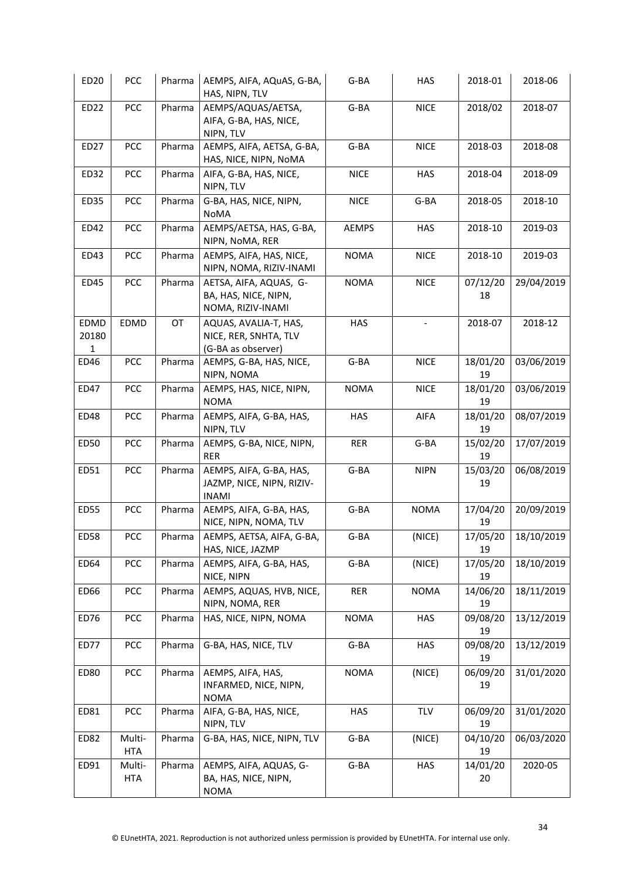| ED20 | PCC | Pharma | AEMPS, AIFA, AQuAS, G-BA, HAS, NIPN, TLV | G-BA | HAS | 2018-01 | 2018-06 |
|---|---|---|---|---|---|---|---|
| ED22 | PCC | Pharma | AEMPS/AQUAS/AETSA, AIFA, G-BA, HAS, NICE, NIPN, TLV | G-BA | NICE | 2018/02 | 2018-07 |
| ED27 | PCC | Pharma | AEMPS, AIFA, AETSA, G-BA, HAS, NICE, NIPN, NoMA | G-BA | NICE | 2018-03 | 2018-08 |
| ED32 | PCC | Pharma | AIFA, G-BA, HAS, NICE, NIPN, TLV | NICE | HAS | 2018-04 | 2018-09 |
| ED35 | PCC | Pharma | G-BA, HAS, NICE, NIPN, NoMA | NICE | G-BA | 2018-05 | 2018-10 |
| ED42 | PCC | Pharma | AEMPS/AETSA, HAS, G-BA, NIPN, NoMA, RER | AEMPS | HAS | 2018-10 | 2019-03 |
| ED43 | PCC | Pharma | AEMPS, AIFA, HAS, NICE, NIPN, NOMA, RIZIV-INAMI | NOMA | NICE | 2018-10 | 2019-03 |
| ED45 | PCC | Pharma | AETSA, AIFA, AQUAS, G-BA, HAS, NICE, NIPN, NOMA, RIZIV-INAMI | NOMA | NICE | 07/12/2018 | 29/04/2019 |
| EDMD 201801 | EDMD | OT | AQUAS, AVALIA-T, HAS, NICE, RER, SNHTA, TLV (G-BA as observer) | HAS | - | 2018-07 | 2018-12 |
| ED46 | PCC | Pharma | AEMPS, G-BA, HAS, NICE, NIPN, NOMA | G-BA | NICE | 18/01/2019 | 03/06/2019 |
| ED47 | PCC | Pharma | AEMPS, HAS, NICE, NIPN, NOMA | NOMA | NICE | 18/01/2019 | 03/06/2019 |
| ED48 | PCC | Pharma | AEMPS, AIFA, G-BA, HAS, NIPN, TLV | HAS | AIFA | 18/01/2019 | 08/07/2019 |
| ED50 | PCC | Pharma | AEMPS, G-BA, NICE, NIPN, RER | RER | G-BA | 15/02/2019 | 17/07/2019 |
| ED51 | PCC | Pharma | AEMPS, AIFA, G-BA, HAS, JAZMP, NICE, NIPN, RIZIV-INAMI | G-BA | NIPN | 15/03/2019 | 06/08/2019 |
| ED55 | PCC | Pharma | AEMPS, AIFA, G-BA, HAS, NICE, NIPN, NOMA, TLV | G-BA | NOMA | 17/04/2019 | 20/09/2019 |
| ED58 | PCC | Pharma | AEMPS, AETSA, AIFA, G-BA, HAS, NICE, JAZMP | G-BA | (NICE) | 17/05/2019 | 18/10/2019 |
| ED64 | PCC | Pharma | AEMPS, AIFA, G-BA, HAS, NICE, NIPN | G-BA | (NICE) | 17/05/2019 | 18/10/2019 |
| ED66 | PCC | Pharma | AEMPS, AQUAS, HVB, NICE, NIPN, NOMA, RER | RER | NOMA | 14/06/2019 | 18/11/2019 |
| ED76 | PCC | Pharma | HAS, NICE, NIPN, NOMA | NOMA | HAS | 09/08/2019 | 13/12/2019 |
| ED77 | PCC | Pharma | G-BA, HAS, NICE, TLV | G-BA | HAS | 09/08/2019 | 13/12/2019 |
| ED80 | PCC | Pharma | AEMPS, AIFA, HAS, INFARMED, NICE, NIPN, NOMA | NOMA | (NICE) | 06/09/2019 | 31/01/2020 |
| ED81 | PCC | Pharma | AIFA, G-BA, HAS, NICE, NIPN, TLV | HAS | TLV | 06/09/2019 | 31/01/2020 |
| ED82 | Multi-HTA | Pharma | G-BA, HAS, NICE, NIPN, TLV | G-BA | (NICE) | 04/10/2019 | 06/03/2020 |
| ED91 | Multi-HTA | Pharma | AEMPS, AIFA, AQUAS, G-BA, HAS, NICE, NIPN, NOMA | G-BA | HAS | 14/01/2020 | 2020-05 |

© EUnetHTA, 2021. Reproduction is not authorized unless permission is provided by EUnetHTA. For internal use only.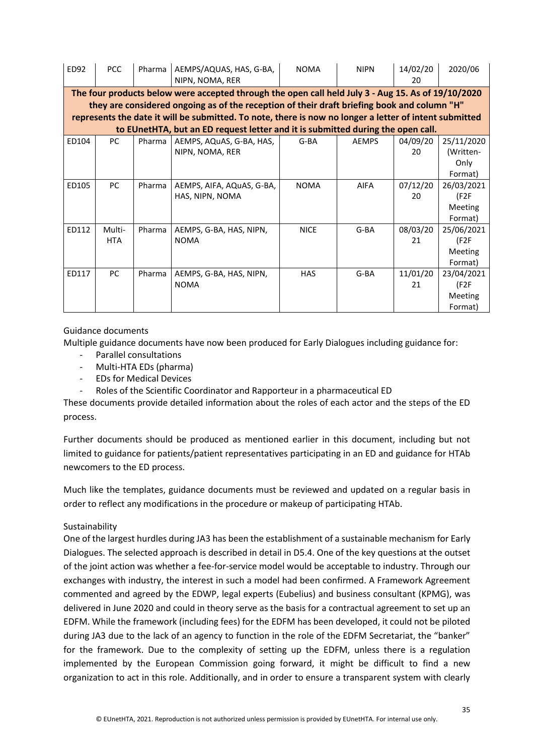| ED92 | PCC | Pharma | AEMPS/AQUAS, HAS, G-BA, NIPN, NOMA, RER | NOMA | NIPN | 14/02/2020 | 2020/06 |
|---|---|---|---|---|---|---|---|
| **The four products below were accepted through the open call held July 3 - Aug 15. As of 19/10/2020 they are considered ongoing as of the reception of their draft briefing book and column "H" represents the date it will be submitted. To note, there is now no longer a letter of intent submitted to EUnetHTA, but an ED request letter and it is submitted during the open call.** | | | | | | | |
| ED104 | PC | Pharma | AEMPS, AQuAS, G-BA, HAS, NIPN, NOMA, RER | G-BA | AEMPS | 04/09/2020 | 25/11/2020 (Written-Only Format) |
| ED105 | PC | Pharma | AEMPS, AIFA, AQuAS, G-BA, HAS, NIPN, NOMA | NOMA | AIFA | 07/12/2020 | 26/03/2021 (F2F Meeting Format) |
| ED112 | Multi-HTA | Pharma | AEMPS, G-BA, HAS, NIPN, NOMA | NICE | G-BA | 08/03/2021 | 25/06/2021 (F2F Meeting Format) |
| ED117 | PC | Pharma | AEMPS, G-BA, HAS, NIPN, NOMA | HAS | G-BA | 11/01/2021 | 23/04/2021 (F2F Meeting Format) |

Guidance documents

Multiple guidance documents have now been produced for Early Dialogues including guidance for:

- Parallel consultations
- Multi-HTA EDs (pharma)
- EDs for Medical Devices
- Roles of the Scientific Coordinator and Rapporteur in a pharmaceutical ED

These documents provide detailed information about the roles of each actor and the steps of the ED process.

Further documents should be produced as mentioned earlier in this document, including but not limited to guidance for patients/patient representatives participating in an ED and guidance for HTAb newcomers to the ED process.

Much like the templates, guidance documents must be reviewed and updated on a regular basis in order to reflect any modifications in the procedure or makeup of participating HTAb.

Sustainability

One of the largest hurdles during JA3 has been the establishment of a sustainable mechanism for Early Dialogues. The selected approach is described in detail in D5.4. One of the key questions at the outset of the joint action was whether a fee-for-service model would be acceptable to industry. Through our exchanges with industry, the interest in such a model had been confirmed. A Framework Agreement commented and agreed by the EDWP, legal experts (Eubelius) and business consultant (KPMG), was delivered in June 2020 and could in theory serve as the basis for a contractual agreement to set up an EDFM. While the framework (including fees) for the EDFM has been developed, it could not be piloted during JA3 due to the lack of an agency to function in the role of the EDFM Secretariat, the "banker" for the framework. Due to the complexity of setting up the EDFM, unless there is a regulation implemented by the European Commission going forward, it might be difficult to find a new organization to act in this role. Additionally, and in order to ensure a transparent system with clearly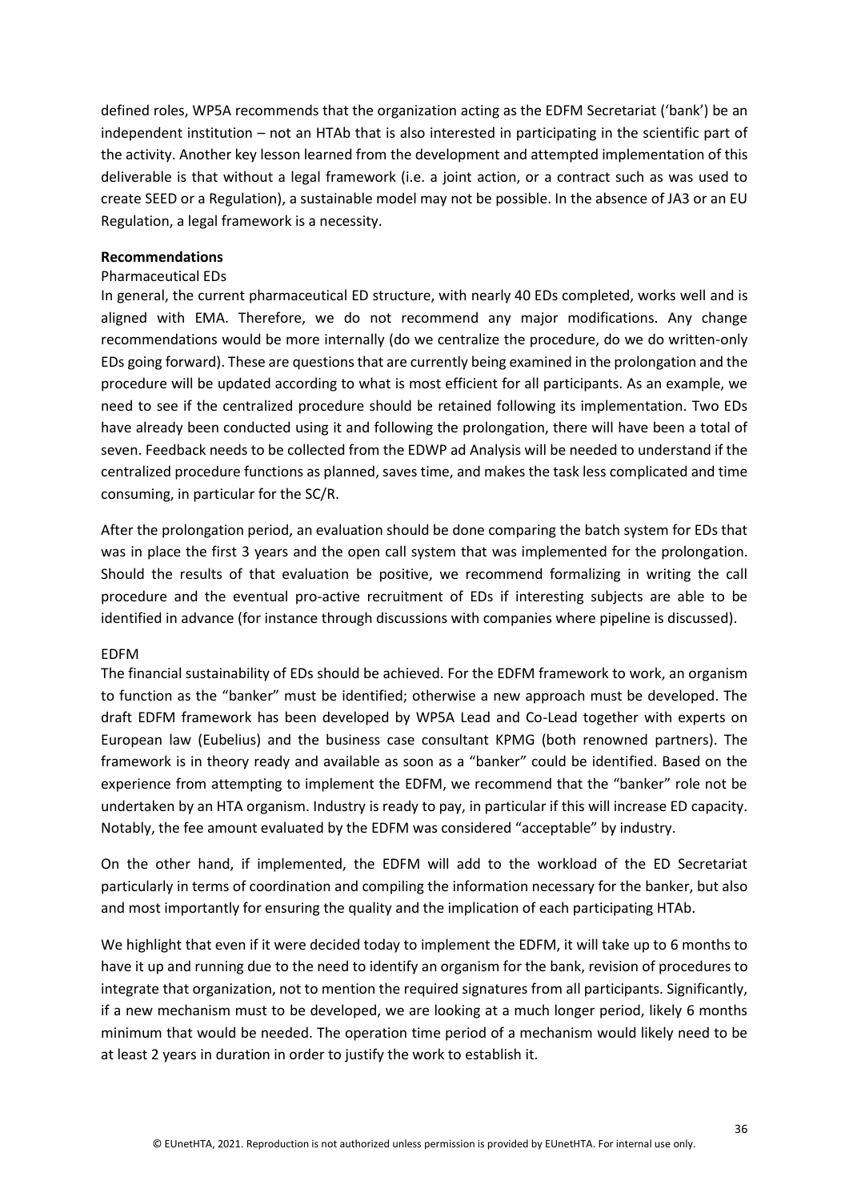defined roles, WP5A recommends that the organization acting as the EDFM Secretariat ('bank') be an independent institution – not an HTAb that is also interested in participating in the scientific part of the activity. Another key lesson learned from the development and attempted implementation of this deliverable is that without a legal framework (i.e. a joint action, or a contract such as was used to create SEED or a Regulation), a sustainable model may not be possible. In the absence of JA3 or an EU Regulation, a legal framework is a necessity.

**Recommendations**

Pharmaceutical EDs

In general, the current pharmaceutical ED structure, with nearly 40 EDs completed, works well and is aligned with EMA. Therefore, we do not recommend any major modifications. Any change recommendations would be more internally (do we centralize the procedure, do we do written-only EDs going forward). These are questions that are currently being examined in the prolongation and the procedure will be updated according to what is most efficient for all participants. As an example, we need to see if the centralized procedure should be retained following its implementation. Two EDs have already been conducted using it and following the prolongation, there will have been a total of seven. Feedback needs to be collected from the EDWP ad Analysis will be needed to understand if the centralized procedure functions as planned, saves time, and makes the task less complicated and time consuming, in particular for the SC/R.

After the prolongation period, an evaluation should be done comparing the batch system for EDs that was in place the first 3 years and the open call system that was implemented for the prolongation. Should the results of that evaluation be positive, we recommend formalizing in writing the call procedure and the eventual pro-active recruitment of EDs if interesting subjects are able to be identified in advance (for instance through discussions with companies where pipeline is discussed).

EDFM

The financial sustainability of EDs should be achieved. For the EDFM framework to work, an organism to function as the "banker" must be identified; otherwise a new approach must be developed. The draft EDFM framework has been developed by WP5A Lead and Co-Lead together with experts on European law (Eubelius) and the business case consultant KPMG (both renowned partners). The framework is in theory ready and available as soon as a "banker" could be identified. Based on the experience from attempting to implement the EDFM, we recommend that the "banker" role not be undertaken by an HTA organism. Industry is ready to pay, in particular if this will increase ED capacity. Notably, the fee amount evaluated by the EDFM was considered "acceptable" by industry.

On the other hand, if implemented, the EDFM will add to the workload of the ED Secretariat particularly in terms of coordination and compiling the information necessary for the banker, but also and most importantly for ensuring the quality and the implication of each participating HTAb.

We highlight that even if it were decided today to implement the EDFM, it will take up to 6 months to have it up and running due to the need to identify an organism for the bank, revision of procedures to integrate that organization, not to mention the required signatures from all participants. Significantly, if a new mechanism must to be developed, we are looking at a much longer period, likely 6 months minimum that would be needed. The operation time period of a mechanism would likely need to be at least 2 years in duration in order to justify the work to establish it.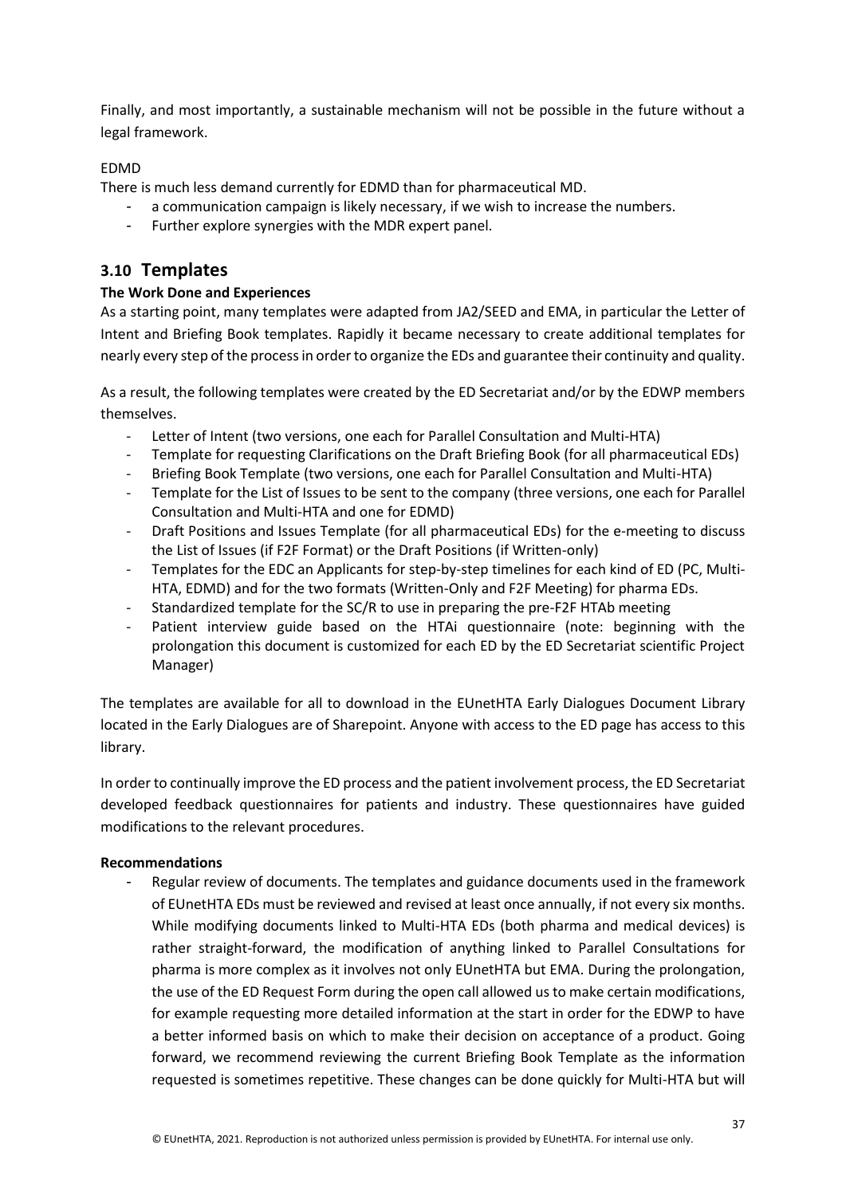Finally, and most importantly, a sustainable mechanism will not be possible in the future without a legal framework.

EDMD

There is much less demand currently for EDMD than for pharmaceutical MD.

- a communication campaign is likely necessary, if we wish to increase the numbers.
- Further explore synergies with the MDR expert panel.

## 3.10 Templates

**The Work Done and Experiences**

As a starting point, many templates were adapted from JA2/SEED and EMA, in particular the Letter of Intent and Briefing Book templates. Rapidly it became necessary to create additional templates for nearly every step of the process in order to organize the EDs and guarantee their continuity and quality.

As a result, the following templates were created by the ED Secretariat and/or by the EDWP members themselves.

- Letter of Intent (two versions, one each for Parallel Consultation and Multi-HTA)
- Template for requesting Clarifications on the Draft Briefing Book (for all pharmaceutical EDs)
- Briefing Book Template (two versions, one each for Parallel Consultation and Multi-HTA)
- Template for the List of Issues to be sent to the company (three versions, one each for Parallel Consultation and Multi-HTA and one for EDMD)
- Draft Positions and Issues Template (for all pharmaceutical EDs) for the e-meeting to discuss the List of Issues (if F2F Format) or the Draft Positions (if Written-only)
- Templates for the EDC an Applicants for step-by-step timelines for each kind of ED (PC, Multi-HTA, EDMD) and for the two formats (Written-Only and F2F Meeting) for pharma EDs.
- Standardized template for the SC/R to use in preparing the pre-F2F HTAb meeting
- Patient interview guide based on the HTAi questionnaire (note: beginning with the prolongation this document is customized for each ED by the ED Secretariat scientific Project Manager)

The templates are available for all to download in the EUnetHTA Early Dialogues Document Library located in the Early Dialogues are of Sharepoint. Anyone with access to the ED page has access to this library.

In order to continually improve the ED process and the patient involvement process, the ED Secretariat developed feedback questionnaires for patients and industry. These questionnaires have guided modifications to the relevant procedures.

**Recommendations**

- Regular review of documents. The templates and guidance documents used in the framework of EUnetHTA EDs must be reviewed and revised at least once annually, if not every six months. While modifying documents linked to Multi-HTA EDs (both pharma and medical devices) is rather straight-forward, the modification of anything linked to Parallel Consultations for pharma is more complex as it involves not only EUnetHTA but EMA. During the prolongation, the use of the ED Request Form during the open call allowed us to make certain modifications, for example requesting more detailed information at the start in order for the EDWP to have a better informed basis on which to make their decision on acceptance of a product. Going forward, we recommend reviewing the current Briefing Book Template as the information requested is sometimes repetitive. These changes can be done quickly for Multi-HTA but will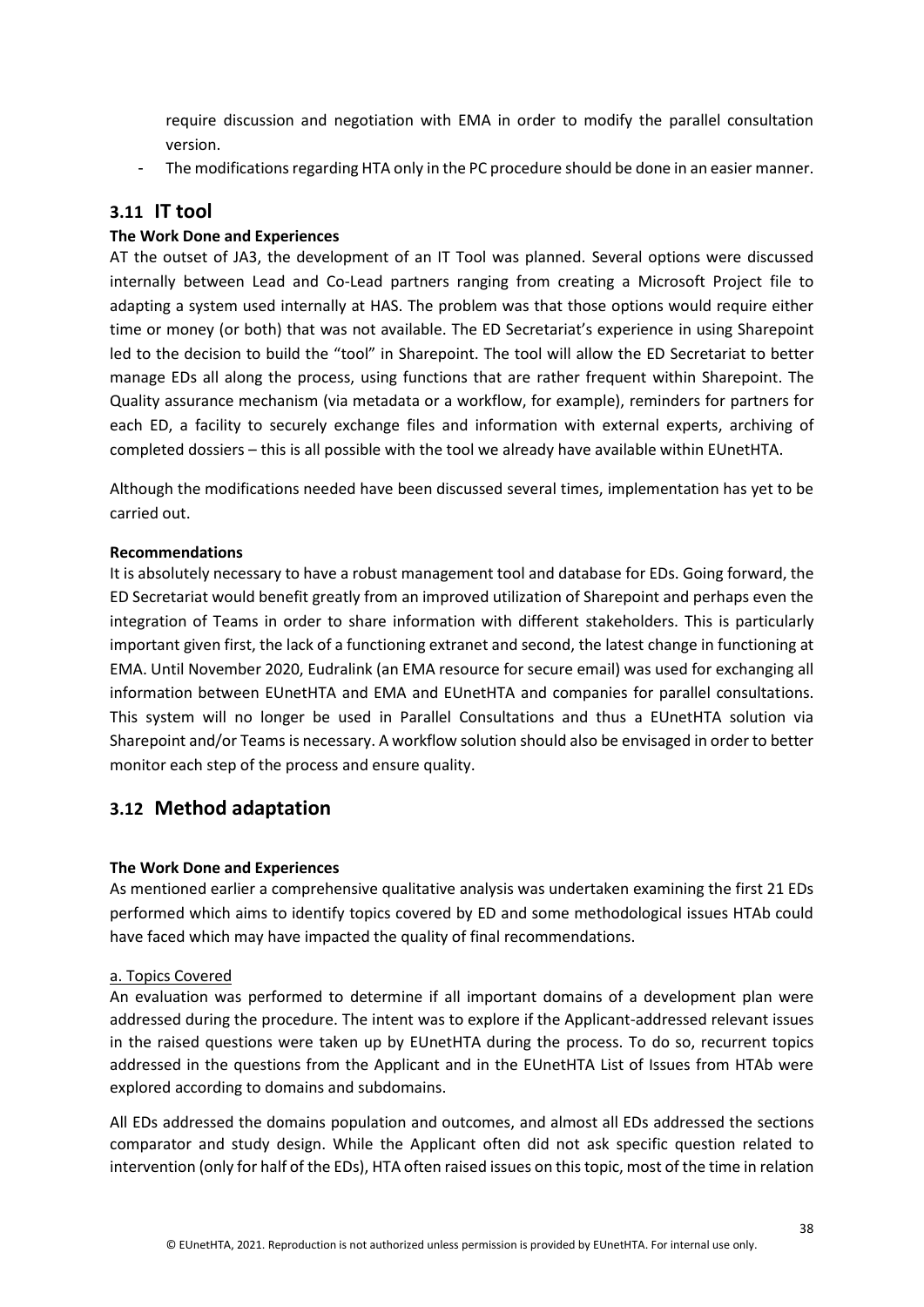require discussion and negotiation with EMA in order to modify the parallel consultation version.

- The modifications regarding HTA only in the PC procedure should be done in an easier manner.

## 3.11 IT tool

**The Work Done and Experiences**

AT the outset of JA3, the development of an IT Tool was planned. Several options were discussed internally between Lead and Co-Lead partners ranging from creating a Microsoft Project file to adapting a system used internally at HAS. The problem was that those options would require either time or money (or both) that was not available. The ED Secretariat's experience in using Sharepoint led to the decision to build the "tool" in Sharepoint. The tool will allow the ED Secretariat to better manage EDs all along the process, using functions that are rather frequent within Sharepoint. The Quality assurance mechanism (via metadata or a workflow, for example), reminders for partners for each ED, a facility to securely exchange files and information with external experts, archiving of completed dossiers – this is all possible with the tool we already have available within EUnetHTA.

Although the modifications needed have been discussed several times, implementation has yet to be carried out.

**Recommendations**

It is absolutely necessary to have a robust management tool and database for EDs. Going forward, the ED Secretariat would benefit greatly from an improved utilization of Sharepoint and perhaps even the integration of Teams in order to share information with different stakeholders. This is particularly important given first, the lack of a functioning extranet and second, the latest change in functioning at EMA. Until November 2020, Eudralink (an EMA resource for secure email) was used for exchanging all information between EUnetHTA and EMA and EUnetHTA and companies for parallel consultations. This system will no longer be used in Parallel Consultations and thus a EUnetHTA solution via Sharepoint and/or Teams is necessary. A workflow solution should also be envisaged in order to better monitor each step of the process and ensure quality.

## 3.12 Method adaptation

**The Work Done and Experiences**

As mentioned earlier a comprehensive qualitative analysis was undertaken examining the first 21 EDs performed which aims to identify topics covered by ED and some methodological issues HTAb could have faced which may have impacted the quality of final recommendations.

a. Topics Covered

An evaluation was performed to determine if all important domains of a development plan were addressed during the procedure. The intent was to explore if the Applicant-addressed relevant issues in the raised questions were taken up by EUnetHTA during the process. To do so, recurrent topics addressed in the questions from the Applicant and in the EUnetHTA List of Issues from HTAb were explored according to domains and subdomains.

All EDs addressed the domains population and outcomes, and almost all EDs addressed the sections comparator and study design. While the Applicant often did not ask specific question related to intervention (only for half of the EDs), HTA often raised issues on this topic, most of the time in relation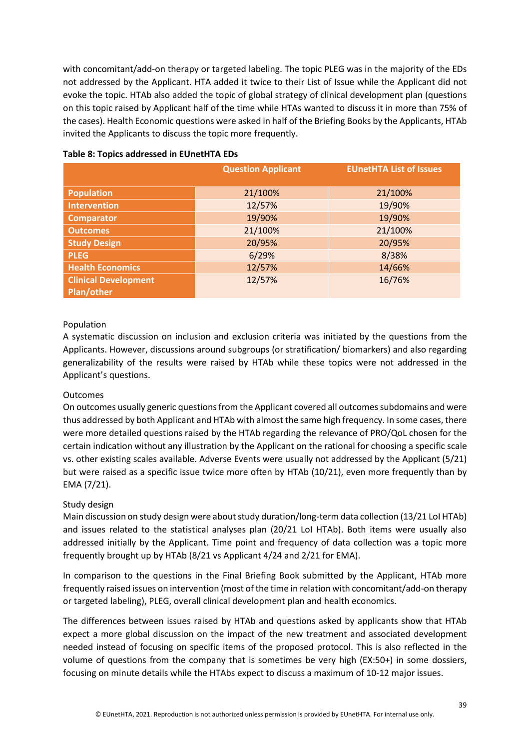with concomitant/add-on therapy or targeted labeling. The topic PLEG was in the majority of the EDs not addressed by the Applicant. HTA added it twice to their List of Issue while the Applicant did not evoke the topic. HTAb also added the topic of global strategy of clinical development plan (questions on this topic raised by Applicant half of the time while HTAs wanted to discuss it in more than 75% of the cases). Health Economic questions were asked in half of the Briefing Books by the Applicants, HTAb invited the Applicants to discuss the topic more frequently.

**Table 8: Topics addressed in EUnetHTA EDs**

| | Question Applicant | EUnetHTA List of Issues |
|---|---|---|
| Population | 21/100% | 21/100% |
| Intervention | 12/57% | 19/90% |
| Comparator | 19/90% | 19/90% |
| Outcomes | 21/100% | 21/100% |
| Study Design | 20/95% | 20/95% |
| PLEG | 6/29% | 8/38% |
| Health Economics | 12/57% | 14/66% |
| Clinical Development Plan/other | 12/57% | 16/76% |

Population

A systematic discussion on inclusion and exclusion criteria was initiated by the questions from the Applicants. However, discussions around subgroups (or stratification/ biomarkers) and also regarding generalizability of the results were raised by HTAb while these topics were not addressed in the Applicant's questions.

Outcomes

On outcomes usually generic questions from the Applicant covered all outcomes subdomains and were thus addressed by both Applicant and HTAb with almost the same high frequency. In some cases, there were more detailed questions raised by the HTAb regarding the relevance of PRO/QoL chosen for the certain indication without any illustration by the Applicant on the rational for choosing a specific scale vs. other existing scales available. Adverse Events were usually not addressed by the Applicant (5/21) but were raised as a specific issue twice more often by HTAb (10/21), even more frequently than by EMA (7/21).

Study design

Main discussion on study design were about study duration/long-term data collection (13/21 LoI HTAb) and issues related to the statistical analyses plan (20/21 LoI HTAb). Both items were usually also addressed initially by the Applicant. Time point and frequency of data collection was a topic more frequently brought up by HTAb (8/21 vs Applicant 4/24 and 2/21 for EMA).

In comparison to the questions in the Final Briefing Book submitted by the Applicant, HTAb more frequently raised issues on intervention (most of the time in relation with concomitant/add-on therapy or targeted labeling), PLEG, overall clinical development plan and health economics.

The differences between issues raised by HTAb and questions asked by applicants show that HTAb expect a more global discussion on the impact of the new treatment and associated development needed instead of focusing on specific items of the proposed protocol. This is also reflected in the volume of questions from the company that is sometimes be very high (EX:50+) in some dossiers, focusing on minute details while the HTAbs expect to discuss a maximum of 10-12 major issues.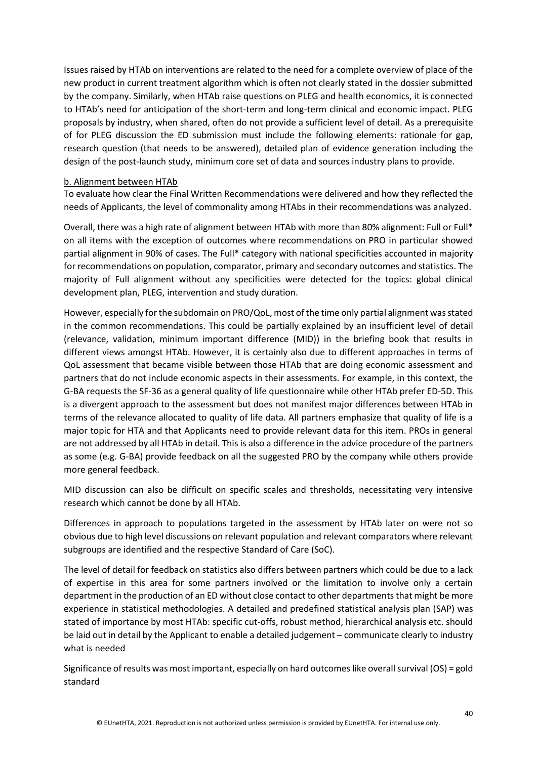Issues raised by HTAb on interventions are related to the need for a complete overview of place of the new product in current treatment algorithm which is often not clearly stated in the dossier submitted by the company. Similarly, when HTAb raise questions on PLEG and health economics, it is connected to HTAb's need for anticipation of the short-term and long-term clinical and economic impact. PLEG proposals by industry, when shared, often do not provide a sufficient level of detail. As a prerequisite of for PLEG discussion the ED submission must include the following elements: rationale for gap, research question (that needs to be answered), detailed plan of evidence generation including the design of the post-launch study, minimum core set of data and sources industry plans to provide.

<u>b. Alignment between HTAb</u>

To evaluate how clear the Final Written Recommendations were delivered and how they reflected the needs of Applicants, the level of commonality among HTAbs in their recommendations was analyzed.

Overall, there was a high rate of alignment between HTAb with more than 80% alignment: Full or Full* on all items with the exception of outcomes where recommendations on PRO in particular showed partial alignment in 90% of cases. The Full* category with national specificities accounted in majority for recommendations on population, comparator, primary and secondary outcomes and statistics. The majority of Full alignment without any specificities were detected for the topics: global clinical development plan, PLEG, intervention and study duration.

However, especially for the subdomain on PRO/QoL, most of the time only partial alignment was stated in the common recommendations. This could be partially explained by an insufficient level of detail (relevance, validation, minimum important difference (MID)) in the briefing book that results in different views amongst HTAb. However, it is certainly also due to different approaches in terms of QoL assessment that became visible between those HTAb that are doing economic assessment and partners that do not include economic aspects in their assessments. For example, in this context, the G-BA requests the SF-36 as a general quality of life questionnaire while other HTAb prefer ED-5D. This is a divergent approach to the assessment but does not manifest major differences between HTAb in terms of the relevance allocated to quality of life data. All partners emphasize that quality of life is a major topic for HTA and that Applicants need to provide relevant data for this item. PROs in general are not addressed by all HTAb in detail. This is also a difference in the advice procedure of the partners as some (e.g. G-BA) provide feedback on all the suggested PRO by the company while others provide more general feedback.

MID discussion can also be difficult on specific scales and thresholds, necessitating very intensive research which cannot be done by all HTAb.

Differences in approach to populations targeted in the assessment by HTAb later on were not so obvious due to high level discussions on relevant population and relevant comparators where relevant subgroups are identified and the respective Standard of Care (SoC).

The level of detail for feedback on statistics also differs between partners which could be due to a lack of expertise in this area for some partners involved or the limitation to involve only a certain department in the production of an ED without close contact to other departments that might be more experience in statistical methodologies. A detailed and predefined statistical analysis plan (SAP) was stated of importance by most HTAb: specific cut-offs, robust method, hierarchical analysis etc. should be laid out in detail by the Applicant to enable a detailed judgement – communicate clearly to industry what is needed

Significance of results was most important, especially on hard outcomes like overall survival (OS) = gold standard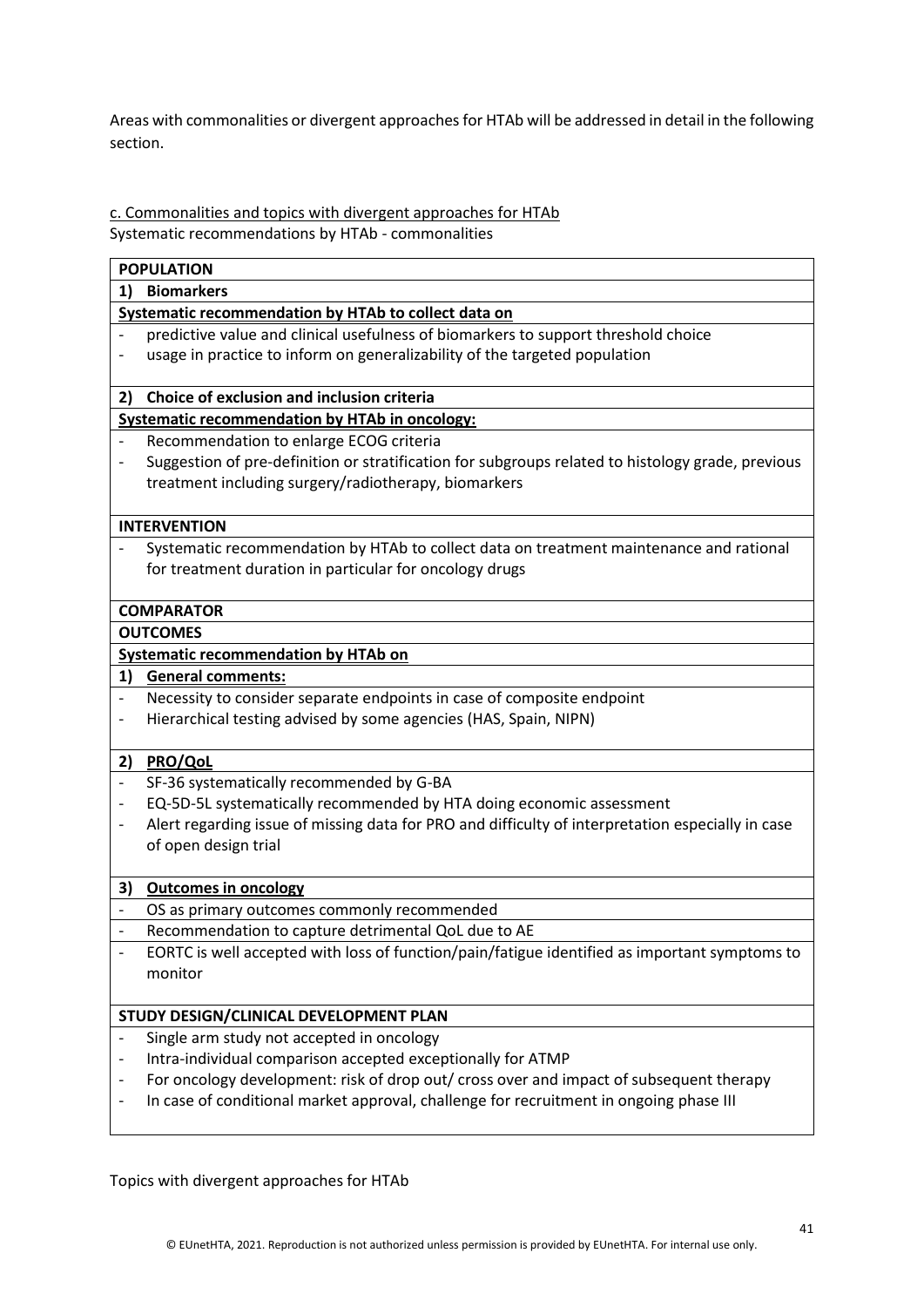Areas with commonalities or divergent approaches for HTAb will be addressed in detail in the following section.

c. Commonalities and topics with divergent approaches for HTAb

Systematic recommendations by HTAb - commonalities

| **POPULATION** |
|---|
| **1) Biomarkers** |
| **Systematic recommendation by HTAb to collect data on** |
| - predictive value and clinical usefulness of biomarkers to support threshold choice<br>- usage in practice to inform on generalizability of the targeted population |
| **2) Choice of exclusion and inclusion criteria** |
| **Systematic recommendation by HTAb in oncology:** |
| - Recommendation to enlarge ECOG criteria<br>- Suggestion of pre-definition or stratification for subgroups related to histology grade, previous treatment including surgery/radiotherapy, biomarkers |
| **INTERVENTION** |
| - Systematic recommendation by HTAb to collect data on treatment maintenance and rational for treatment duration in particular for oncology drugs |
| **COMPARATOR** |
| **OUTCOMES** |
| **Systematic recommendation by HTAb on** |
| **1) General comments:** |
| - Necessity to consider separate endpoints in case of composite endpoint<br>- Hierarchical testing advised by some agencies (HAS, Spain, NIPN) |
| **2) PRO/QoL** |
| - SF-36 systematically recommended by G-BA<br>- EQ-5D-5L systematically recommended by HTA doing economic assessment<br>- Alert regarding issue of missing data for PRO and difficulty of interpretation especially in case of open design trial |
| **3) Outcomes in oncology** |
| - OS as primary outcomes commonly recommended |
| - Recommendation to capture detrimental QoL due to AE |
| - EORTC is well accepted with loss of function/pain/fatigue identified as important symptoms to monitor |
| **STUDY DESIGN/CLINICAL DEVELOPMENT PLAN** |
| - Single arm study not accepted in oncology<br>- Intra-individual comparison accepted exceptionally for ATMP<br>- For oncology development: risk of drop out/ cross over and impact of subsequent therapy<br>- In case of conditional market approval, challenge for recruitment in ongoing phase III |

Topics with divergent approaches for HTAb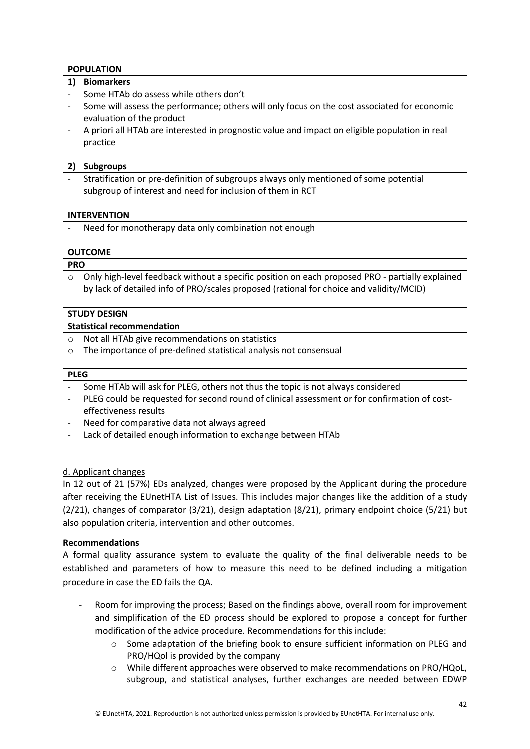| POPULATION |
|---|
| **1) Biomarkers** |
| - Some HTAb do assess while others don't<br>- Some will assess the performance; others will only focus on the cost associated for economic evaluation of the product<br>- A priori all HTAb are interested in prognostic value and impact on eligible population in real practice |
| **2) Subgroups** |
| - Stratification or pre-definition of subgroups always only mentioned of some potential subgroup of interest and need for inclusion of them in RCT |
| **INTERVENTION** |
| - Need for monotherapy data only combination not enough |
| **OUTCOME** |
| **PRO** |
| o Only high-level feedback without a specific position on each proposed PRO - partially explained by lack of detailed info of PRO/scales proposed (rational for choice and validity/MCID) |
| **STUDY DESIGN** |
| **Statistical recommendation** |
| o Not all HTAb give recommendations on statistics<br>o The importance of pre-defined statistical analysis not consensual |
| **PLEG** |
| - Some HTAb will ask for PLEG, others not thus the topic is not always considered<br>- PLEG could be requested for second round of clinical assessment or for confirmation of cost-effectiveness results<br>- Need for comparative data not always agreed<br>- Lack of detailed enough information to exchange between HTAb |

d. Applicant changes

In 12 out of 21 (57%) EDs analyzed, changes were proposed by the Applicant during the procedure after receiving the EUnetHTA List of Issues. This includes major changes like the addition of a study (2/21), changes of comparator (3/21), design adaptation (8/21), primary endpoint choice (5/21) but also population criteria, intervention and other outcomes.

**Recommendations**

A formal quality assurance system to evaluate the quality of the final deliverable needs to be established and parameters of how to measure this need to be defined including a mitigation procedure in case the ED fails the QA.

- Room for improving the process; Based on the findings above, overall room for improvement and simplification of the ED process should be explored to propose a concept for further modification of the advice procedure. Recommendations for this include:
    - Some adaptation of the briefing book to ensure sufficient information on PLEG and PRO/HQol is provided by the company
    - While different approaches were observed to make recommendations on PRO/HQoL, subgroup, and statistical analyses, further exchanges are needed between EDWP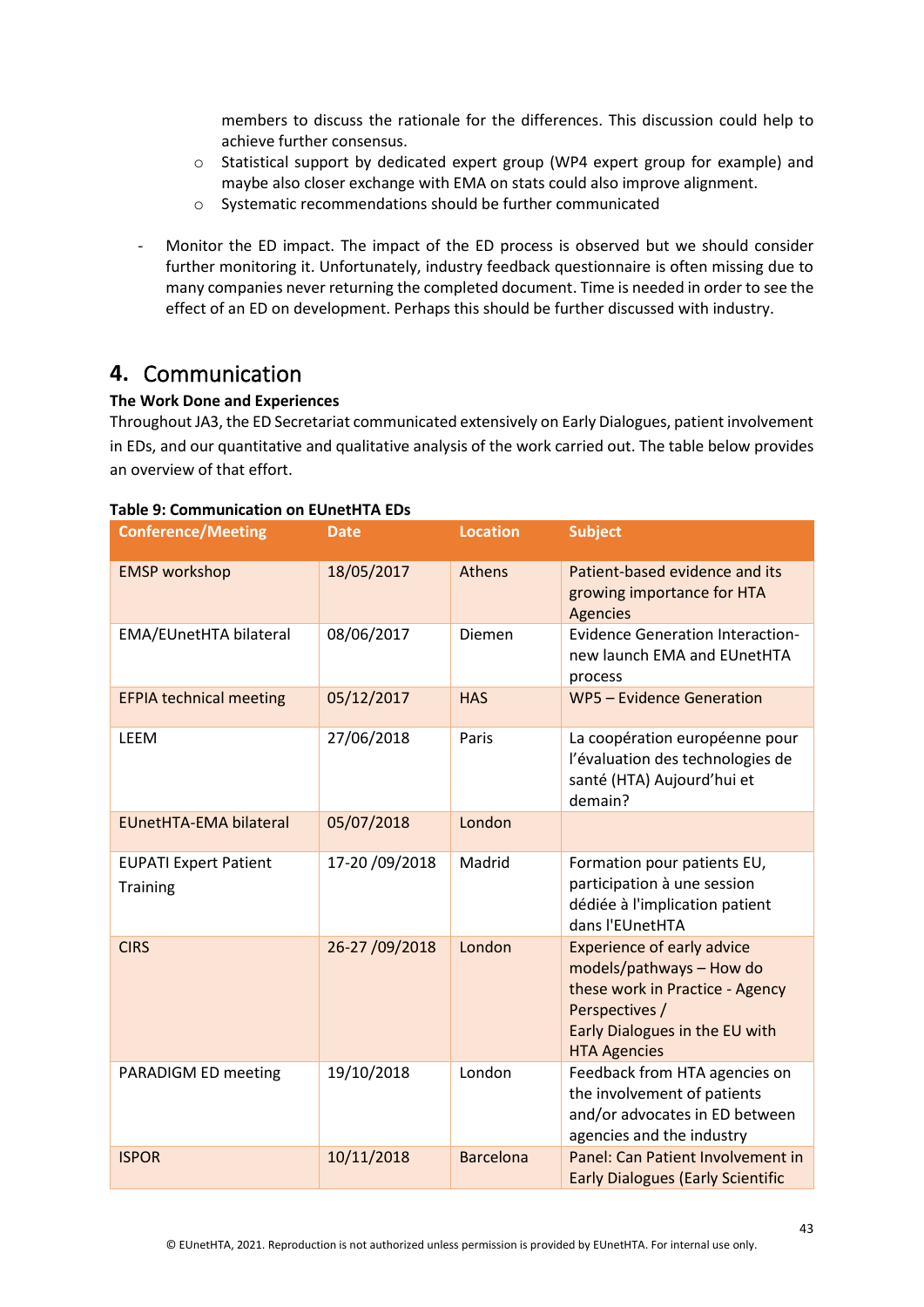members to discuss the rationale for the differences. This discussion could help to achieve further consensus.
    - Statistical support by dedicated expert group (WP4 expert group for example) and maybe also closer exchange with EMA on stats could also improve alignment.
    - Systematic recommendations should be further communicated

- Monitor the ED impact. The impact of the ED process is observed but we should consider further monitoring it. Unfortunately, industry feedback questionnaire is often missing due to many companies never returning the completed document. Time is needed in order to see the effect of an ED on development. Perhaps this should be further discussed with industry.

## 4. Communication

**The Work Done and Experiences**

Throughout JA3, the ED Secretariat communicated extensively on Early Dialogues, patient involvement in EDs, and our quantitative and qualitative analysis of the work carried out. The table below provides an overview of that effort.

**Table 9: Communication on EUnetHTA EDs**

| Conference/Meeting | Date | Location | Subject |
|---|---|---|---|
| EMSP workshop | 18/05/2017 | Athens | Patient-based evidence and its growing importance for HTA Agencies |
| EMA/EUnetHTA bilateral | 08/06/2017 | Diemen | Evidence Generation Interaction- new launch EMA and EUnetHTA process |
| EFPIA technical meeting | 05/12/2017 | HAS | WP5 – Evidence Generation |
| LEEM | 27/06/2018 | Paris | La coopération européenne pour l'évaluation des technologies de santé (HTA) Aujourd'hui et demain? |
| EUnetHTA-EMA bilateral | 05/07/2018 | London | |
| EUPATI Expert Patient Training | 17-20 /09/2018 | Madrid | Formation pour patients EU, participation à une session dédiée à l'implication patient dans l'EUnetHTA |
| CIRS | 26-27 /09/2018 | London | Experience of early advice models/pathways – How do these work in Practice - Agency Perspectives / Early Dialogues in the EU with HTA Agencies |
| PARADIGM ED meeting | 19/10/2018 | London | Feedback from HTA agencies on the involvement of patients and/or advocates in ED between agencies and the industry |
| ISPOR | 10/11/2018 | Barcelona | Panel: Can Patient Involvement in Early Dialogues (Early Scientific |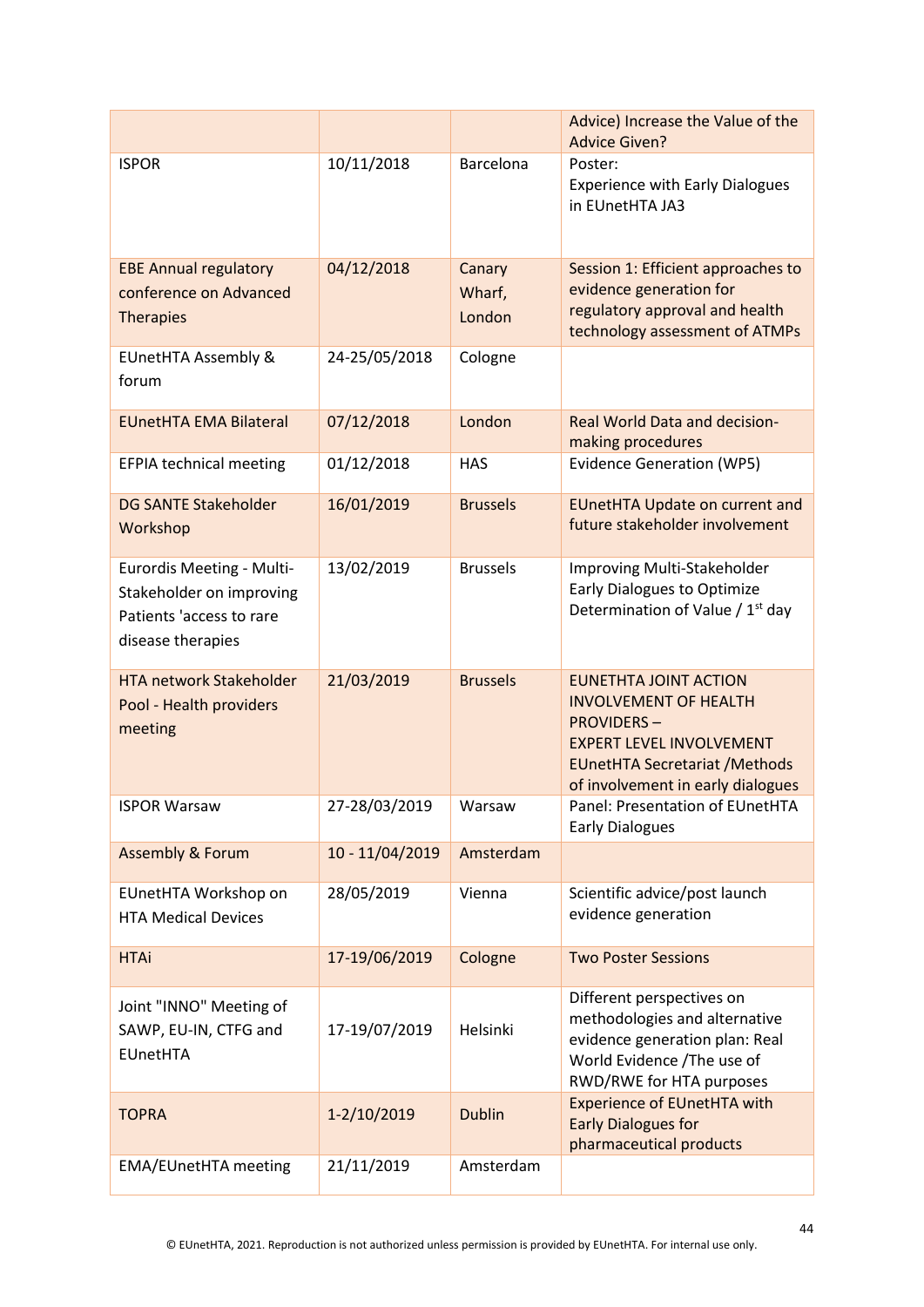| | | | |
|---|---|---|---|
| | | | Advice) Increase the Value of the Advice Given? |
| ISPOR | 10/11/2018 | Barcelona | Poster: Experience with Early Dialogues in EUnetHTA JA3 |
| EBE Annual regulatory conference on Advanced Therapies | 04/12/2018 | Canary Wharf, London | Session 1: Efficient approaches to evidence generation for regulatory approval and health technology assessment of ATMPs |
| EUnetHTA Assembly & forum | 24-25/05/2018 | Cologne | |
| EUnetHTA EMA Bilateral | 07/12/2018 | London | Real World Data and decision-making procedures |
| EFPIA technical meeting | 01/12/2018 | HAS | Evidence Generation (WP5) |
| DG SANTE Stakeholder Workshop | 16/01/2019 | Brussels | EUnetHTA Update on current and future stakeholder involvement |
| Eurordis Meeting - Multi-Stakeholder on improving Patients 'access to rare disease therapies | 13/02/2019 | Brussels | Improving Multi-Stakeholder Early Dialogues to Optimize Determination of Value / 1st day |
| HTA network Stakeholder Pool - Health providers meeting | 21/03/2019 | Brussels | EUNETHTA JOINT ACTION INVOLVEMENT OF HEALTH PROVIDERS – EXPERT LEVEL INVOLVEMENT EUnetHTA Secretariat /Methods of involvement in early dialogues |
| ISPOR Warsaw | 27-28/03/2019 | Warsaw | Panel: Presentation of EUnetHTA Early Dialogues |
| Assembly & Forum | 10 - 11/04/2019 | Amsterdam | |
| EUnetHTA Workshop on HTA Medical Devices | 28/05/2019 | Vienna | Scientific advice/post launch evidence generation |
| HTAi | 17-19/06/2019 | Cologne | Two Poster Sessions |
| Joint "INNO" Meeting of SAWP, EU-IN, CTFG and EUnetHTA | 17-19/07/2019 | Helsinki | Different perspectives on methodologies and alternative evidence generation plan: Real World Evidence /The use of RWD/RWE for HTA purposes |
| TOPRA | 1-2/10/2019 | Dublin | Experience of EUnetHTA with Early Dialogues for pharmaceutical products |
| EMA/EUnetHTA meeting | 21/11/2019 | Amsterdam | |

© EUnetHTA, 2021. Reproduction is not authorized unless permission is provided by EUnetHTA. For internal use only.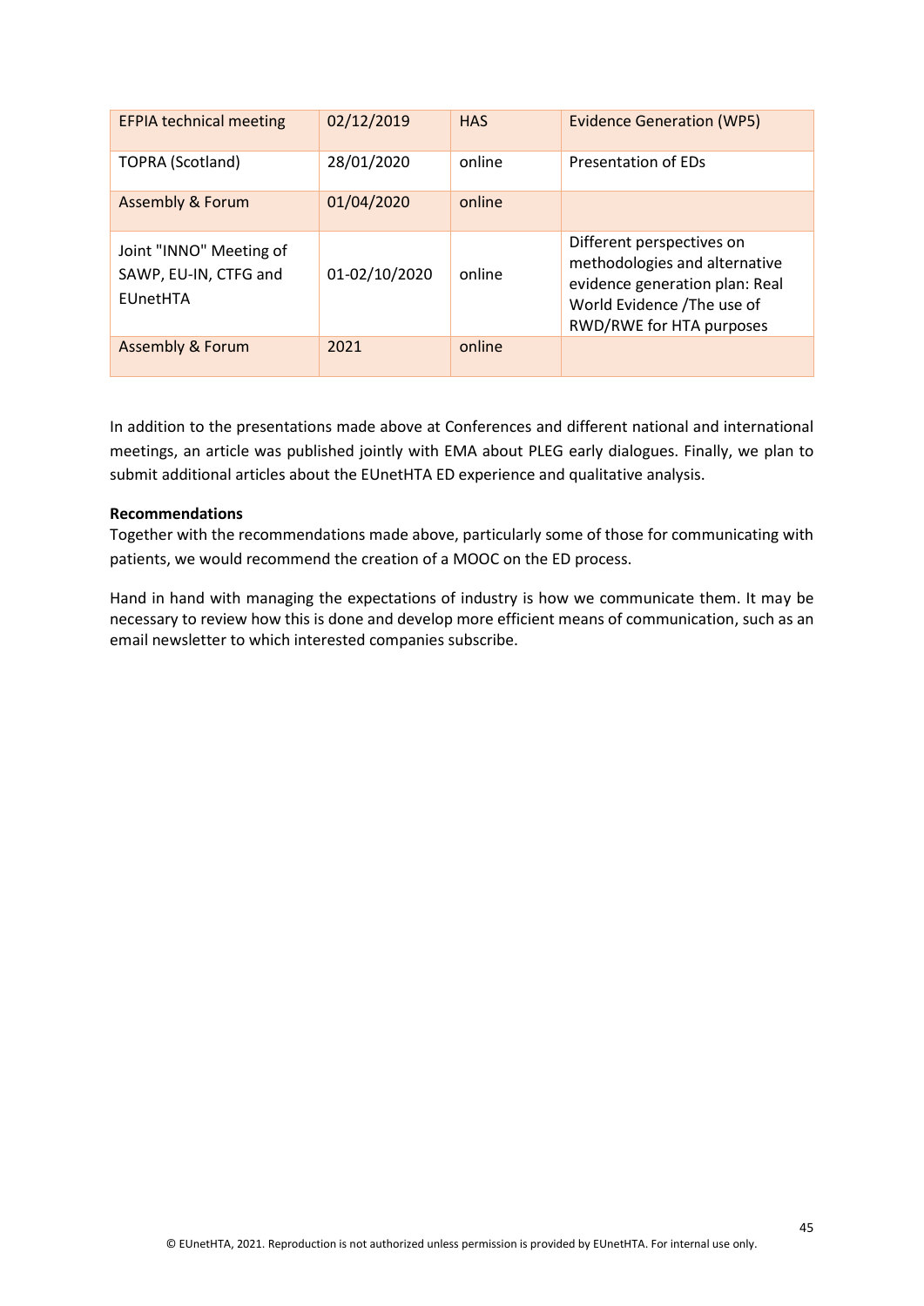| | | | |
|---|---|---|---|
| EFPIA technical meeting | 02/12/2019 | HAS | Evidence Generation (WP5) |
| TOPRA (Scotland) | 28/01/2020 | online | Presentation of EDs |
| Assembly & Forum | 01/04/2020 | online | |
| Joint "INNO" Meeting of SAWP, EU-IN, CTFG and EUnetHTA | 01-02/10/2020 | online | Different perspectives on methodologies and alternative evidence generation plan: Real World Evidence /The use of RWD/RWE for HTA purposes |
| Assembly & Forum | 2021 | online | |

In addition to the presentations made above at Conferences and different national and international meetings, an article was published jointly with EMA about PLEG early dialogues. Finally, we plan to submit additional articles about the EUnetHTA ED experience and qualitative analysis.

**Recommendations**

Together with the recommendations made above, particularly some of those for communicating with patients, we would recommend the creation of a MOOC on the ED process.

Hand in hand with managing the expectations of industry is how we communicate them. It may be necessary to review how this is done and develop more efficient means of communication, such as an email newsletter to which interested companies subscribe.